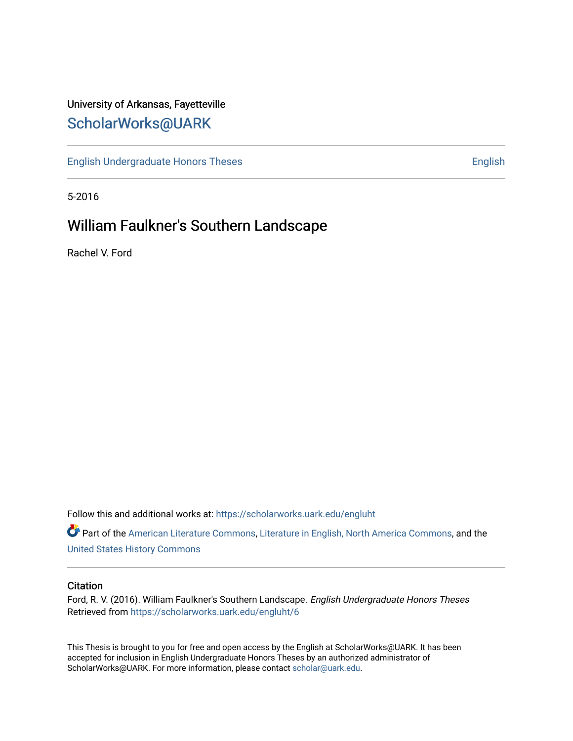University of Arkansas, Fayetteville

# ScholarWorks@UARK

English Undergraduate Honors Theses English

5-2016

## William Faulkner's Southern Landscape

Rachel V. Ford

Follow this and additional works at: https://scholarworks.uark.edu/engluht

Part of the American Literature Commons, Literature in English, North America Commons, and the United States History Commons

### Citation

Ford, R. V. (2016). William Faulkner's Southern Landscape. *English Undergraduate Honors Theses* Retrieved from https://scholarworks.uark.edu/engluht/6

This Thesis is brought to you for free and open access by the English at ScholarWorks@UARK. It has been accepted for inclusion in English Undergraduate Honors Theses by an authorized administrator of ScholarWorks@UARK. For more information, please contact scholar@uark.edu.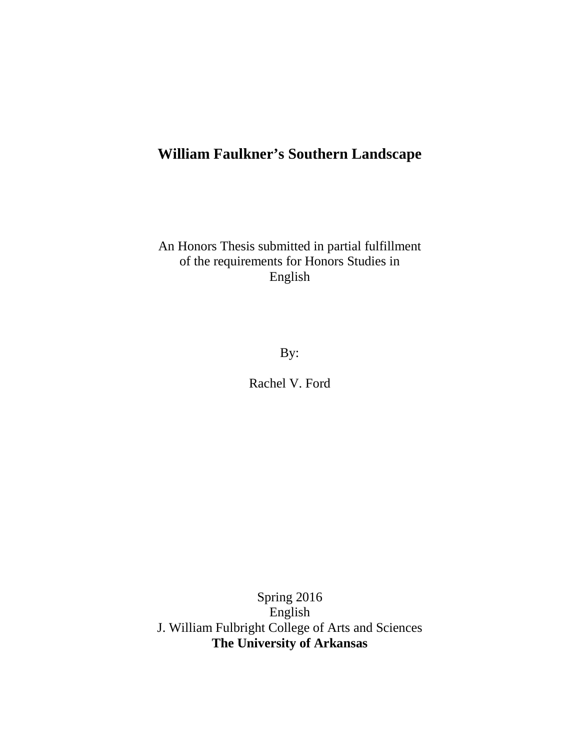# William Faulkner's Southern Landscape

An Honors Thesis submitted in partial fulfillment
of the requirements for Honors Studies in
English

By:

Rachel V. Ford

Spring 2016
English
J. William Fulbright College of Arts and Sciences
**The University of Arkansas**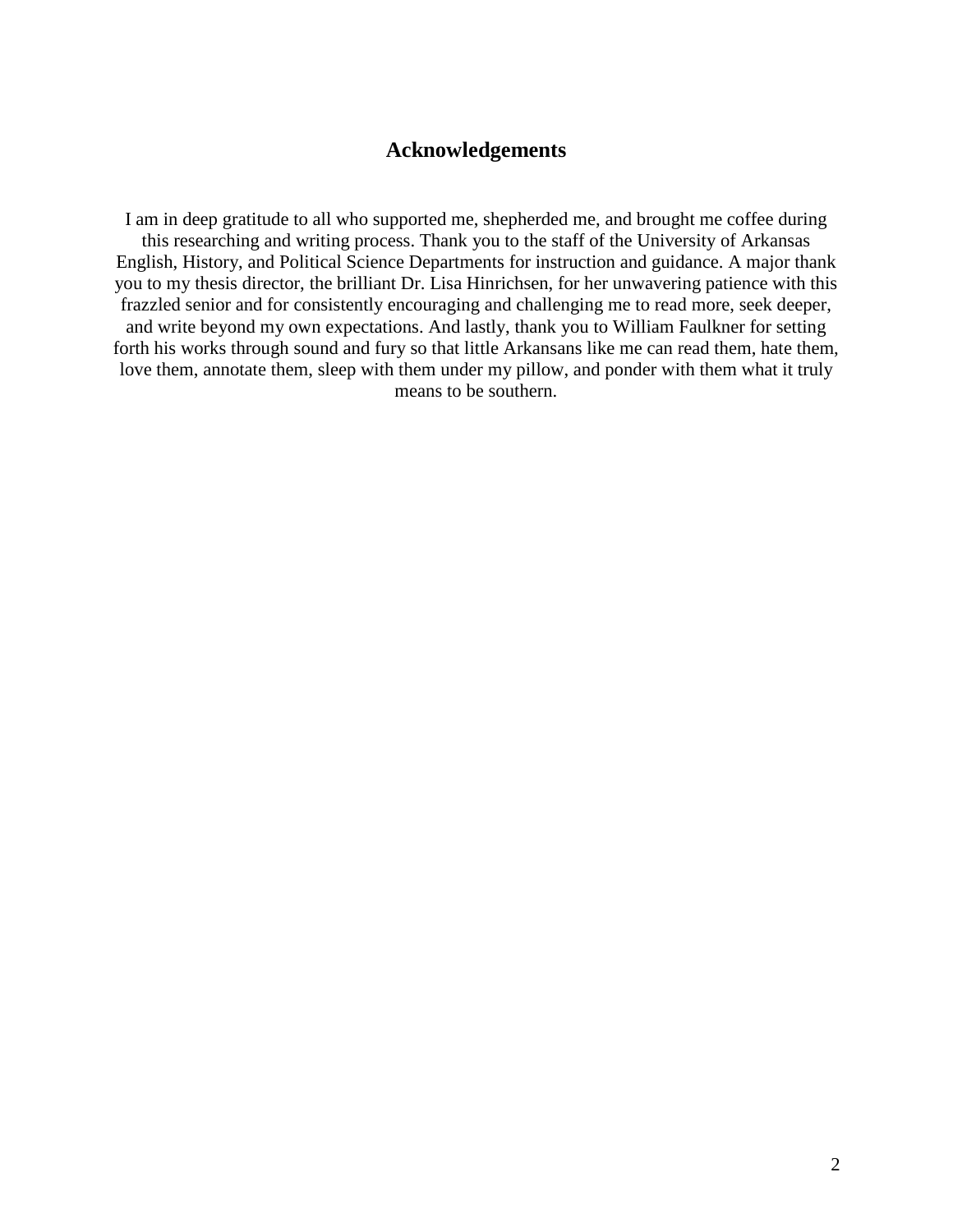## Acknowledgements

I am in deep gratitude to all who supported me, shepherded me, and brought me coffee during this researching and writing process. Thank you to the staff of the University of Arkansas English, History, and Political Science Departments for instruction and guidance. A major thank you to my thesis director, the brilliant Dr. Lisa Hinrichsen, for her unwavering patience with this frazzled senior and for consistently encouraging and challenging me to read more, seek deeper, and write beyond my own expectations. And lastly, thank you to William Faulkner for setting forth his works through sound and fury so that little Arkansans like me can read them, hate them, love them, annotate them, sleep with them under my pillow, and ponder with them what it truly means to be southern.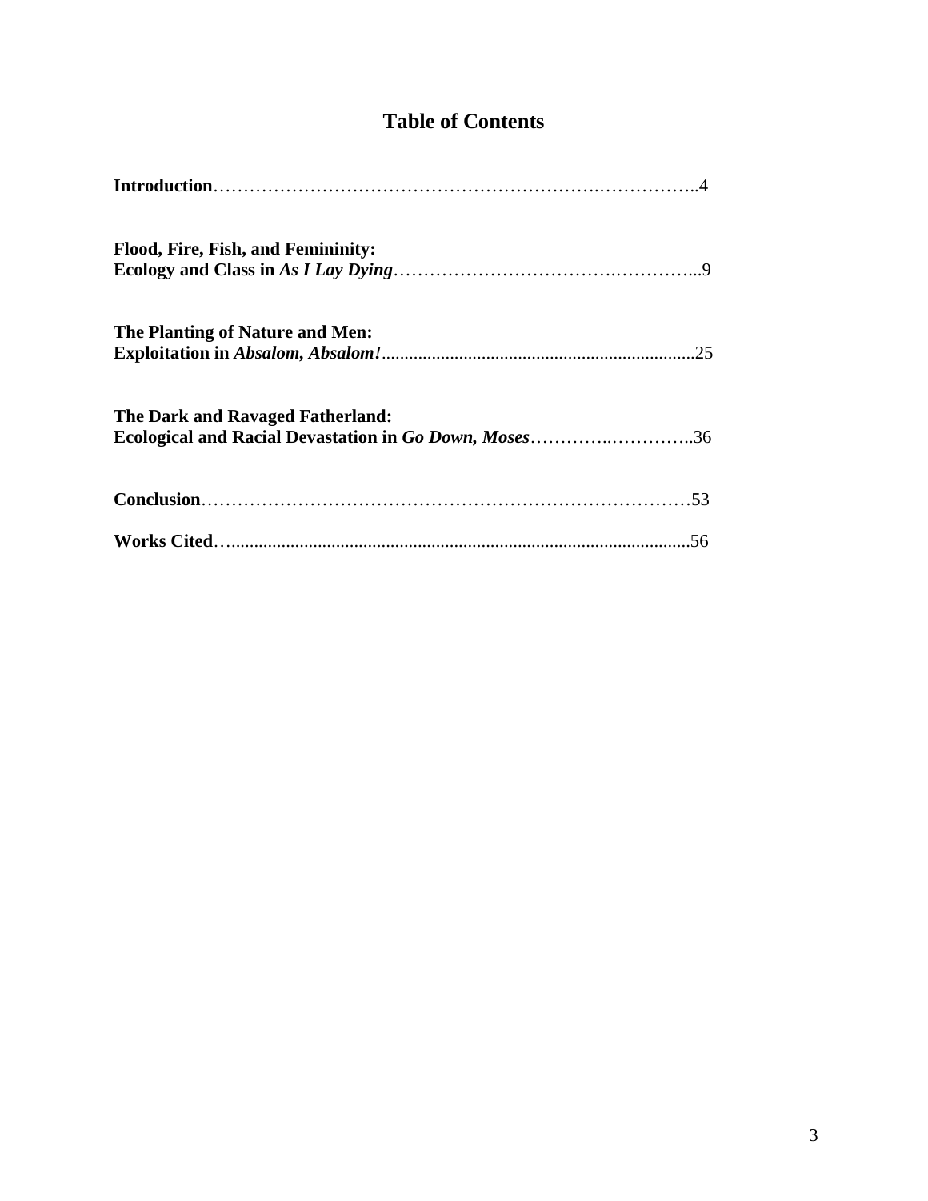## Table of Contents

**Introduction**……………………………………………………….……………..4

**Flood, Fire, Fish, and Femininity:**
**Ecology and Class in *As I Lay Dying***……………………………….…………...9

**The Planting of Nature and Men:**
**Exploitation in *Absalom, Absalom!***.....................................................................25

**The Dark and Ravaged Fatherland:**
**Ecological and Racial Devastation in *Go Down, Moses***…………..…………..36

**Conclusion**………………………………………………………………………53

**Works Cited**…....................................................................................................56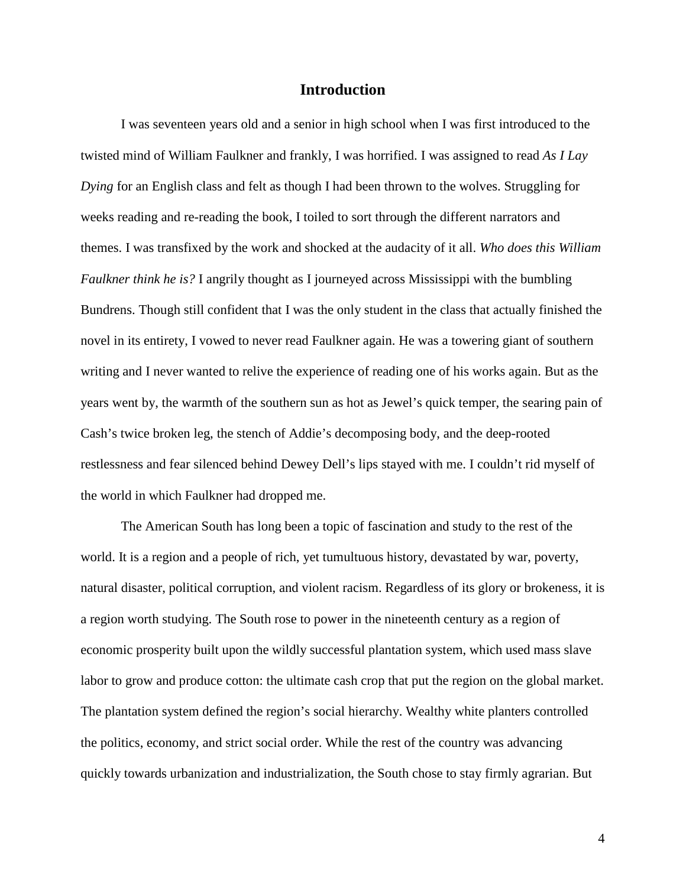# Introduction

I was seventeen years old and a senior in high school when I was first introduced to the twisted mind of William Faulkner and frankly, I was horrified. I was assigned to read *As I Lay Dying* for an English class and felt as though I had been thrown to the wolves. Struggling for weeks reading and re-reading the book, I toiled to sort through the different narrators and themes. I was transfixed by the work and shocked at the audacity of it all. *Who does this William Faulkner think he is?* I angrily thought as I journeyed across Mississippi with the bumbling Bundrens. Though still confident that I was the only student in the class that actually finished the novel in its entirety, I vowed to never read Faulkner again. He was a towering giant of southern writing and I never wanted to relive the experience of reading one of his works again. But as the years went by, the warmth of the southern sun as hot as Jewel's quick temper, the searing pain of Cash's twice broken leg, the stench of Addie's decomposing body, and the deep-rooted restlessness and fear silenced behind Dewey Dell's lips stayed with me. I couldn't rid myself of the world in which Faulkner had dropped me.

The American South has long been a topic of fascination and study to the rest of the world. It is a region and a people of rich, yet tumultuous history, devastated by war, poverty, natural disaster, political corruption, and violent racism. Regardless of its glory or brokeness, it is a region worth studying. The South rose to power in the nineteenth century as a region of economic prosperity built upon the wildly successful plantation system, which used mass slave labor to grow and produce cotton: the ultimate cash crop that put the region on the global market. The plantation system defined the region's social hierarchy. Wealthy white planters controlled the politics, economy, and strict social order. While the rest of the country was advancing quickly towards urbanization and industrialization, the South chose to stay firmly agrarian. But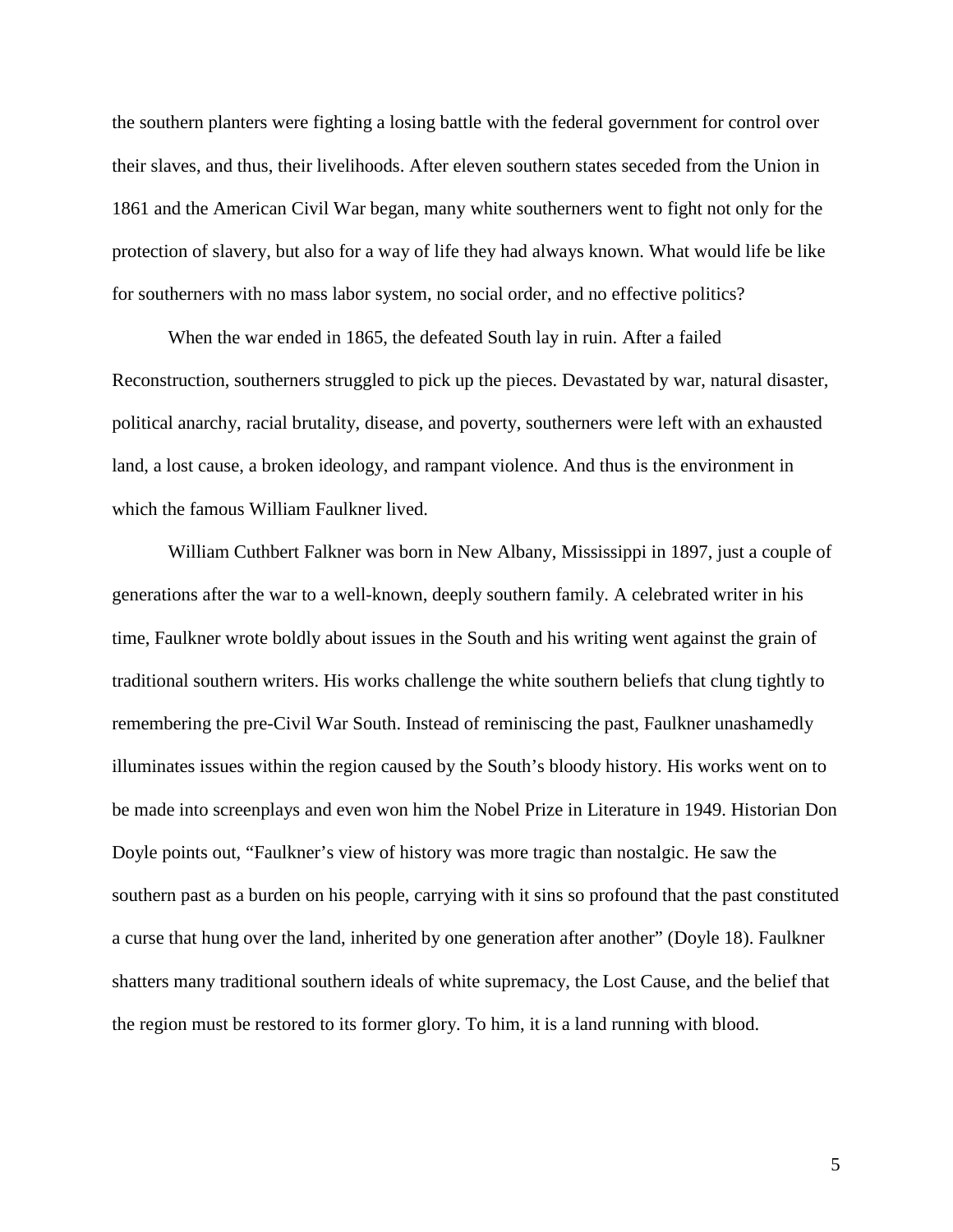the southern planters were fighting a losing battle with the federal government for control over their slaves, and thus, their livelihoods. After eleven southern states seceded from the Union in 1861 and the American Civil War began, many white southerners went to fight not only for the protection of slavery, but also for a way of life they had always known. What would life be like for southerners with no mass labor system, no social order, and no effective politics?

When the war ended in 1865, the defeated South lay in ruin. After a failed Reconstruction, southerners struggled to pick up the pieces. Devastated by war, natural disaster, political anarchy, racial brutality, disease, and poverty, southerners were left with an exhausted land, a lost cause, a broken ideology, and rampant violence. And thus is the environment in which the famous William Faulkner lived.

William Cuthbert Falkner was born in New Albany, Mississippi in 1897, just a couple of generations after the war to a well-known, deeply southern family. A celebrated writer in his time, Faulkner wrote boldly about issues in the South and his writing went against the grain of traditional southern writers. His works challenge the white southern beliefs that clung tightly to remembering the pre-Civil War South. Instead of reminiscing the past, Faulkner unashamedly illuminates issues within the region caused by the South's bloody history. His works went on to be made into screenplays and even won him the Nobel Prize in Literature in 1949. Historian Don Doyle points out, "Faulkner's view of history was more tragic than nostalgic. He saw the southern past as a burden on his people, carrying with it sins so profound that the past constituted a curse that hung over the land, inherited by one generation after another" (Doyle 18). Faulkner shatters many traditional southern ideals of white supremacy, the Lost Cause, and the belief that the region must be restored to its former glory. To him, it is a land running with blood.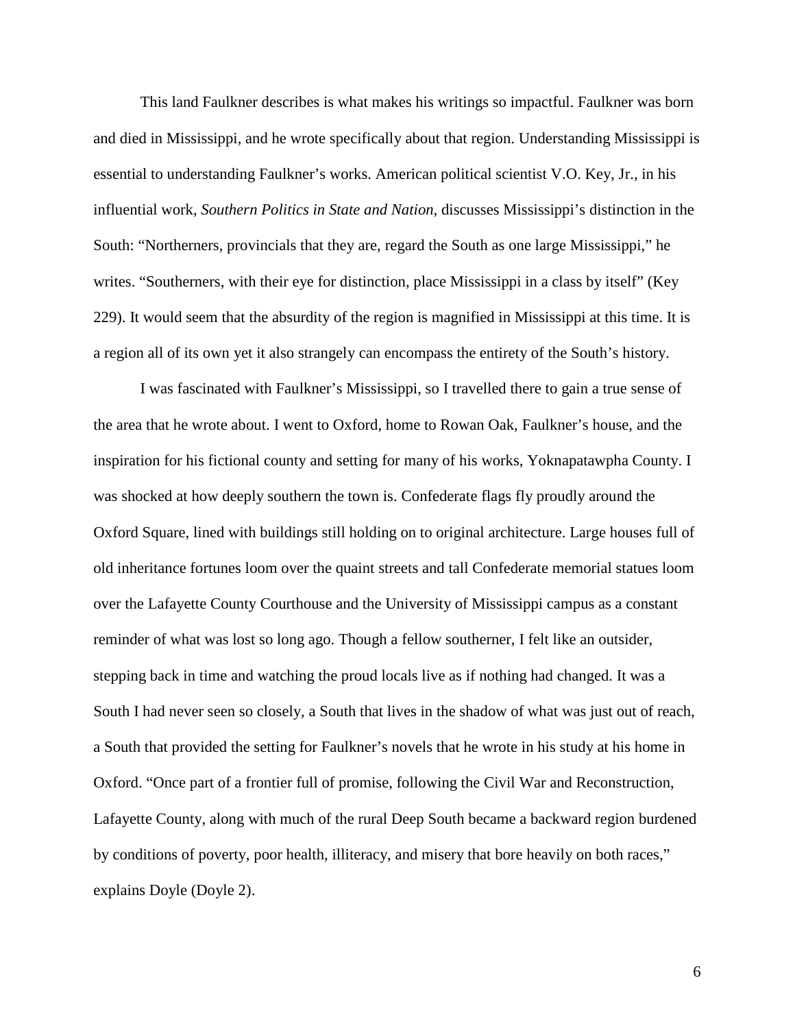This land Faulkner describes is what makes his writings so impactful. Faulkner was born and died in Mississippi, and he wrote specifically about that region. Understanding Mississippi is essential to understanding Faulkner's works. American political scientist V.O. Key, Jr., in his influential work, *Southern Politics in State and Nation*, discusses Mississippi's distinction in the South: "Northerners, provincials that they are, regard the South as one large Mississippi," he writes. "Southerners, with their eye for distinction, place Mississippi in a class by itself" (Key 229). It would seem that the absurdity of the region is magnified in Mississippi at this time. It is a region all of its own yet it also strangely can encompass the entirety of the South's history.

I was fascinated with Faulkner's Mississippi, so I travelled there to gain a true sense of the area that he wrote about. I went to Oxford, home to Rowan Oak, Faulkner's house, and the inspiration for his fictional county and setting for many of his works, Yoknapatawpha County. I was shocked at how deeply southern the town is. Confederate flags fly proudly around the Oxford Square, lined with buildings still holding on to original architecture. Large houses full of old inheritance fortunes loom over the quaint streets and tall Confederate memorial statues loom over the Lafayette County Courthouse and the University of Mississippi campus as a constant reminder of what was lost so long ago. Though a fellow southerner, I felt like an outsider, stepping back in time and watching the proud locals live as if nothing had changed. It was a South I had never seen so closely, a South that lives in the shadow of what was just out of reach, a South that provided the setting for Faulkner's novels that he wrote in his study at his home in Oxford. "Once part of a frontier full of promise, following the Civil War and Reconstruction, Lafayette County, along with much of the rural Deep South became a backward region burdened by conditions of poverty, poor health, illiteracy, and misery that bore heavily on both races," explains Doyle (Doyle 2).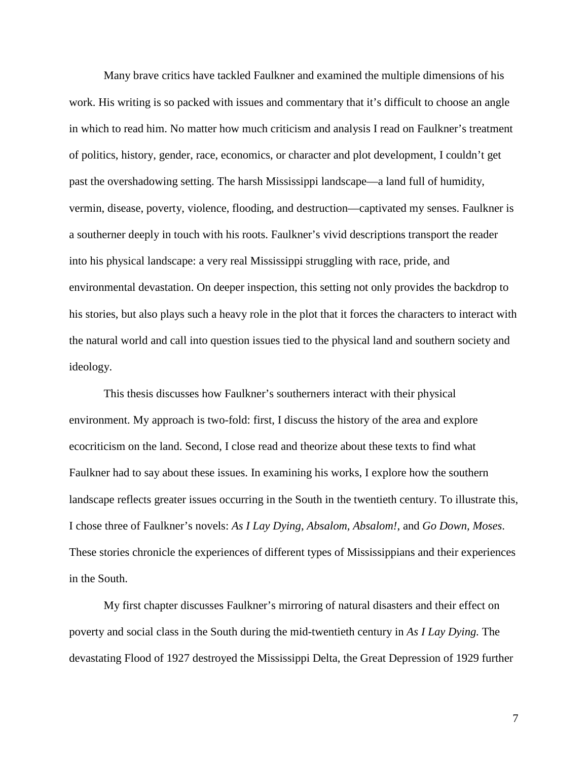Many brave critics have tackled Faulkner and examined the multiple dimensions of his work. His writing is so packed with issues and commentary that it's difficult to choose an angle in which to read him. No matter how much criticism and analysis I read on Faulkner's treatment of politics, history, gender, race, economics, or character and plot development, I couldn't get past the overshadowing setting. The harsh Mississippi landscape—a land full of humidity, vermin, disease, poverty, violence, flooding, and destruction—captivated my senses. Faulkner is a southerner deeply in touch with his roots. Faulkner's vivid descriptions transport the reader into his physical landscape: a very real Mississippi struggling with race, pride, and environmental devastation. On deeper inspection, this setting not only provides the backdrop to his stories, but also plays such a heavy role in the plot that it forces the characters to interact with the natural world and call into question issues tied to the physical land and southern society and ideology.

This thesis discusses how Faulkner's southerners interact with their physical environment. My approach is two-fold: first, I discuss the history of the area and explore ecocriticism on the land. Second, I close read and theorize about these texts to find what Faulkner had to say about these issues. In examining his works, I explore how the southern landscape reflects greater issues occurring in the South in the twentieth century. To illustrate this, I chose three of Faulkner's novels: *As I Lay Dying*, *Absalom, Absalom!*, and *Go Down, Moses*. These stories chronicle the experiences of different types of Mississippians and their experiences in the South.

My first chapter discusses Faulkner's mirroring of natural disasters and their effect on poverty and social class in the South during the mid-twentieth century in *As I Lay Dying.* The devastating Flood of 1927 destroyed the Mississippi Delta, the Great Depression of 1929 further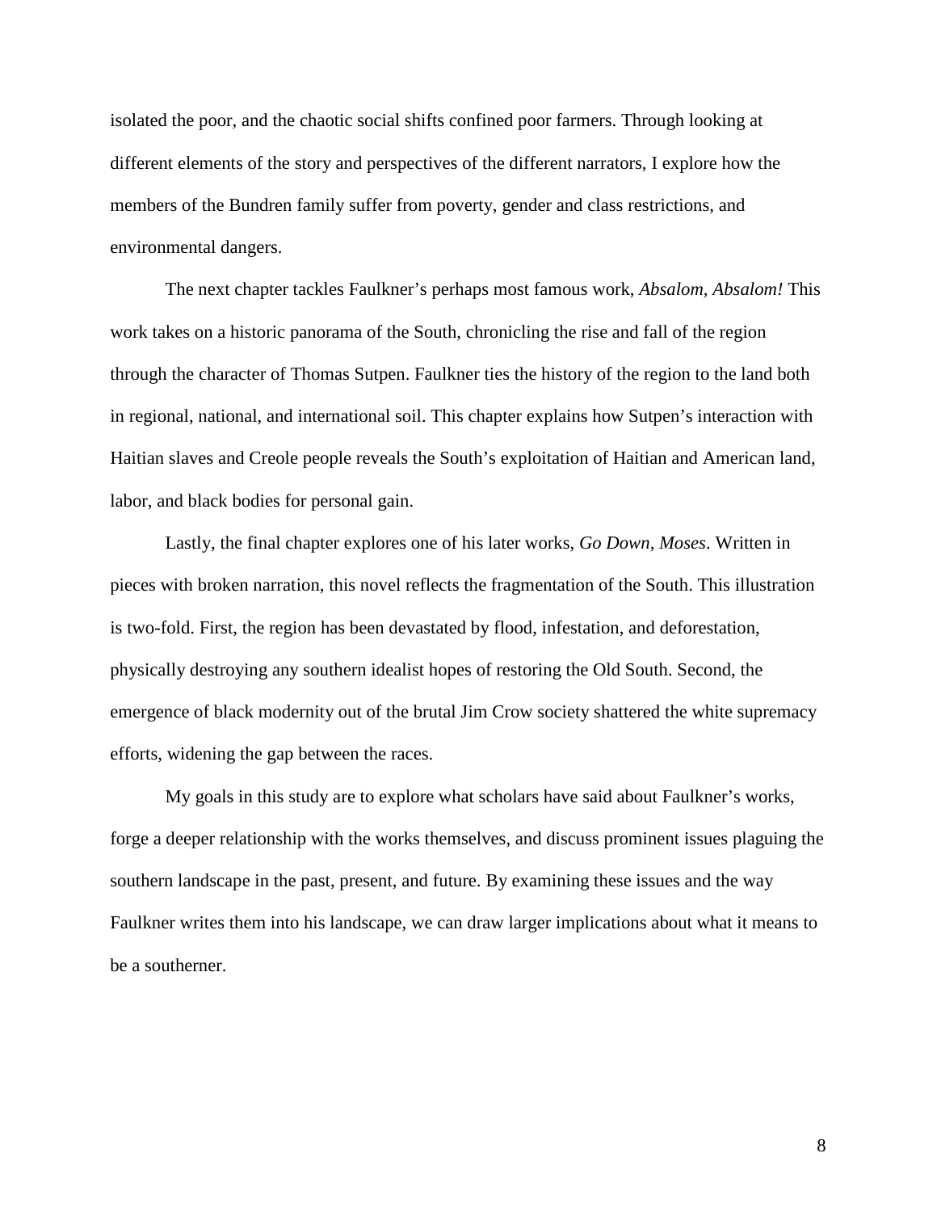isolated the poor, and the chaotic social shifts confined poor farmers. Through looking at different elements of the story and perspectives of the different narrators, I explore how the members of the Bundren family suffer from poverty, gender and class restrictions, and environmental dangers.

The next chapter tackles Faulkner's perhaps most famous work, *Absalom, Absalom!* This work takes on a historic panorama of the South, chronicling the rise and fall of the region through the character of Thomas Sutpen. Faulkner ties the history of the region to the land both in regional, national, and international soil. This chapter explains how Sutpen's interaction with Haitian slaves and Creole people reveals the South's exploitation of Haitian and American land, labor, and black bodies for personal gain.

Lastly, the final chapter explores one of his later works, *Go Down, Moses*. Written in pieces with broken narration, this novel reflects the fragmentation of the South. This illustration is two-fold. First, the region has been devastated by flood, infestation, and deforestation, physically destroying any southern idealist hopes of restoring the Old South. Second, the emergence of black modernity out of the brutal Jim Crow society shattered the white supremacy efforts, widening the gap between the races.

My goals in this study are to explore what scholars have said about Faulkner's works, forge a deeper relationship with the works themselves, and discuss prominent issues plaguing the southern landscape in the past, present, and future. By examining these issues and the way Faulkner writes them into his landscape, we can draw larger implications about what it means to be a southerner.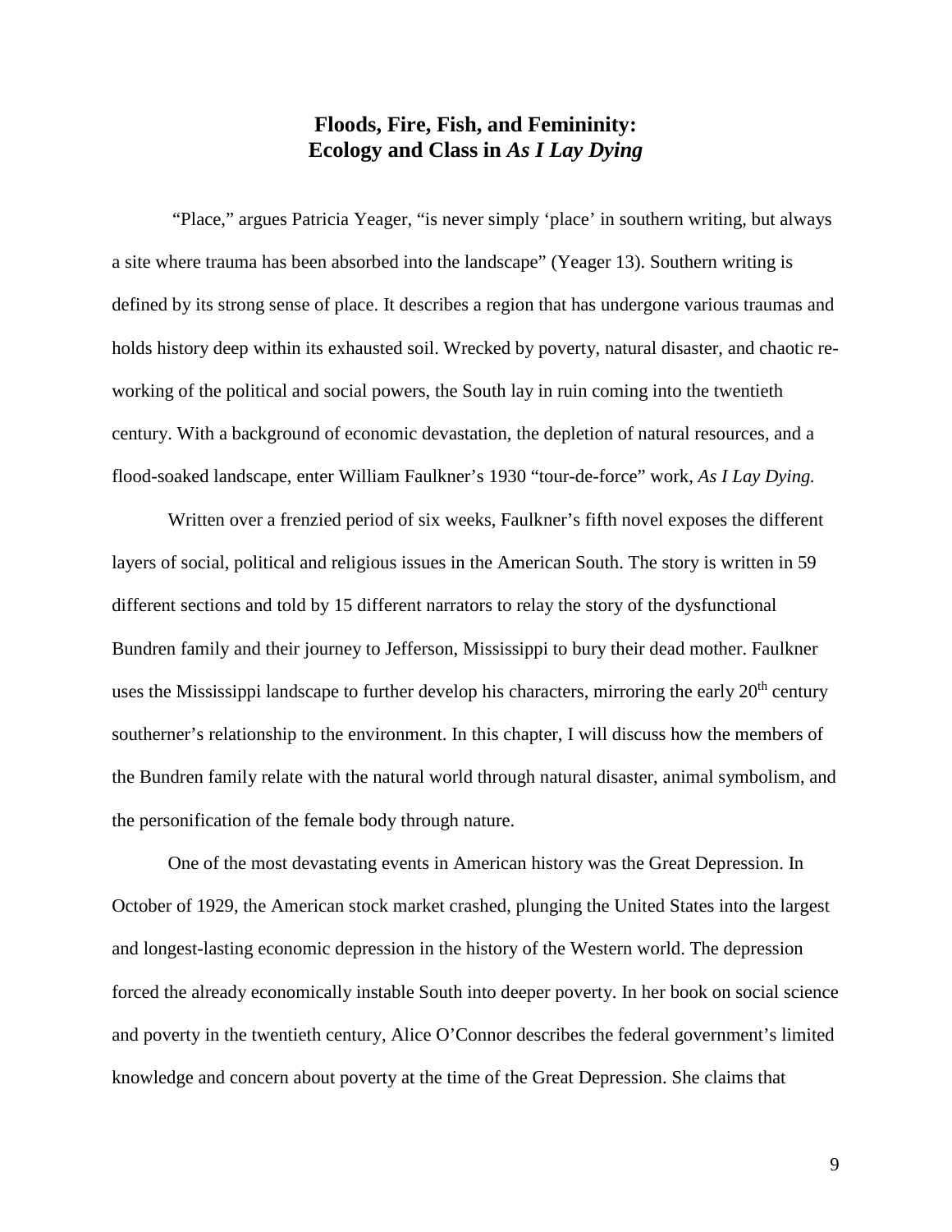## Floods, Fire, Fish, and Femininity: Ecology and Class in *As I Lay Dying*

"Place," argues Patricia Yeager, "is never simply 'place' in southern writing, but always a site where trauma has been absorbed into the landscape" (Yeager 13). Southern writing is defined by its strong sense of place. It describes a region that has undergone various traumas and holds history deep within its exhausted soil. Wrecked by poverty, natural disaster, and chaotic re-working of the political and social powers, the South lay in ruin coming into the twentieth century. With a background of economic devastation, the depletion of natural resources, and a flood-soaked landscape, enter William Faulkner's 1930 "tour-de-force" work, *As I Lay Dying.*

Written over a frenzied period of six weeks, Faulkner's fifth novel exposes the different layers of social, political and religious issues in the American South. The story is written in 59 different sections and told by 15 different narrators to relay the story of the dysfunctional Bundren family and their journey to Jefferson, Mississippi to bury their dead mother. Faulkner uses the Mississippi landscape to further develop his characters, mirroring the early 20th century southerner's relationship to the environment. In this chapter, I will discuss how the members of the Bundren family relate with the natural world through natural disaster, animal symbolism, and the personification of the female body through nature.

One of the most devastating events in American history was the Great Depression. In October of 1929, the American stock market crashed, plunging the United States into the largest and longest-lasting economic depression in the history of the Western world. The depression forced the already economically instable South into deeper poverty. In her book on social science and poverty in the twentieth century, Alice O'Connor describes the federal government's limited knowledge and concern about poverty at the time of the Great Depression. She claims that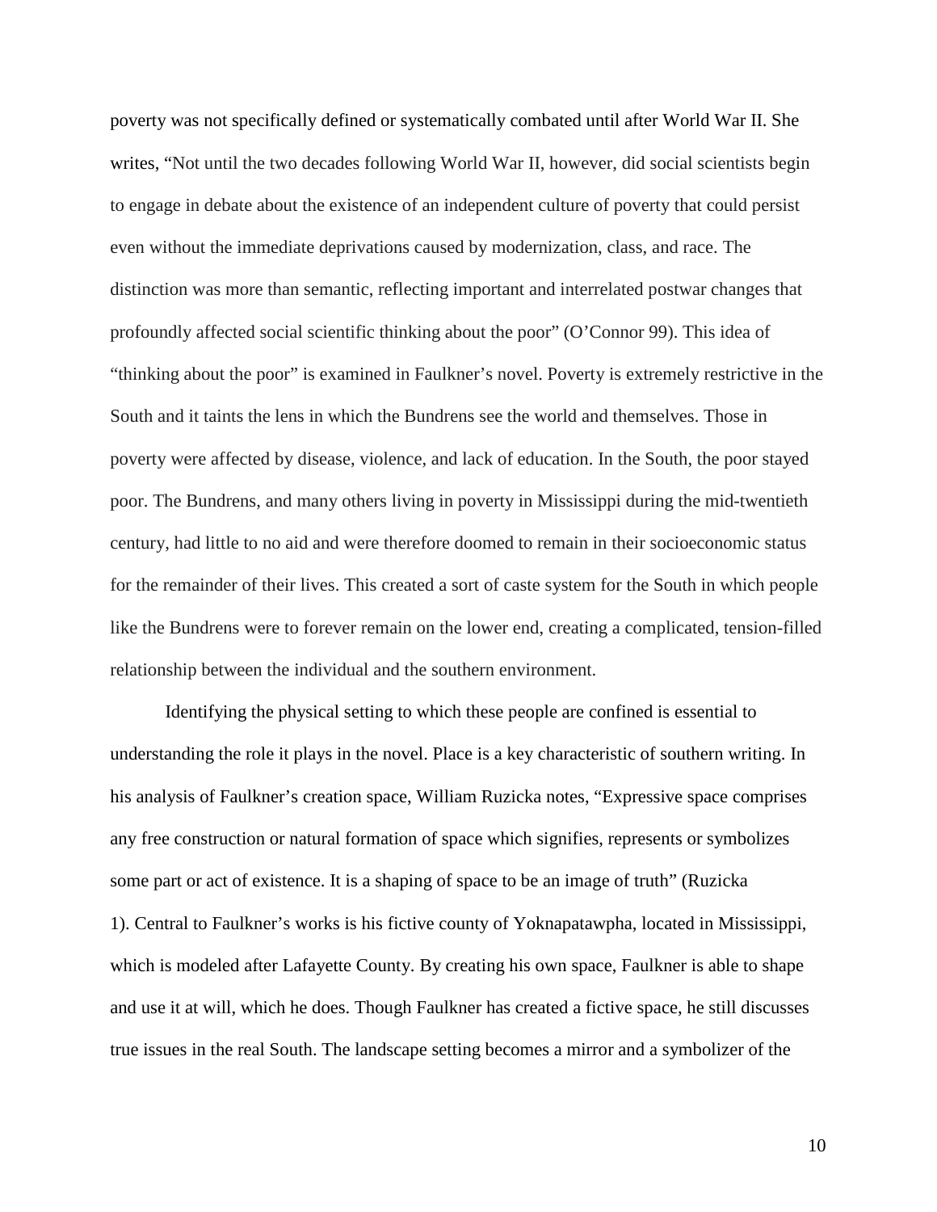poverty was not specifically defined or systematically combated until after World War II. She writes, "Not until the two decades following World War II, however, did social scientists begin to engage in debate about the existence of an independent culture of poverty that could persist even without the immediate deprivations caused by modernization, class, and race. The distinction was more than semantic, reflecting important and interrelated postwar changes that profoundly affected social scientific thinking about the poor" (O'Connor 99). This idea of "thinking about the poor" is examined in Faulkner's novel. Poverty is extremely restrictive in the South and it taints the lens in which the Bundrens see the world and themselves. Those in poverty were affected by disease, violence, and lack of education. In the South, the poor stayed poor. The Bundrens, and many others living in poverty in Mississippi during the mid-twentieth century, had little to no aid and were therefore doomed to remain in their socioeconomic status for the remainder of their lives. This created a sort of caste system for the South in which people like the Bundrens were to forever remain on the lower end, creating a complicated, tension-filled relationship between the individual and the southern environment.

Identifying the physical setting to which these people are confined is essential to understanding the role it plays in the novel. Place is a key characteristic of southern writing. In his analysis of Faulkner's creation space, William Ruzicka notes, "Expressive space comprises any free construction or natural formation of space which signifies, represents or symbolizes some part or act of existence. It is a shaping of space to be an image of truth" (Ruzicka 1). Central to Faulkner's works is his fictive county of Yoknapatawpha, located in Mississippi, which is modeled after Lafayette County. By creating his own space, Faulkner is able to shape and use it at will, which he does. Though Faulkner has created a fictive space, he still discusses true issues in the real South. The landscape setting becomes a mirror and a symbolizer of the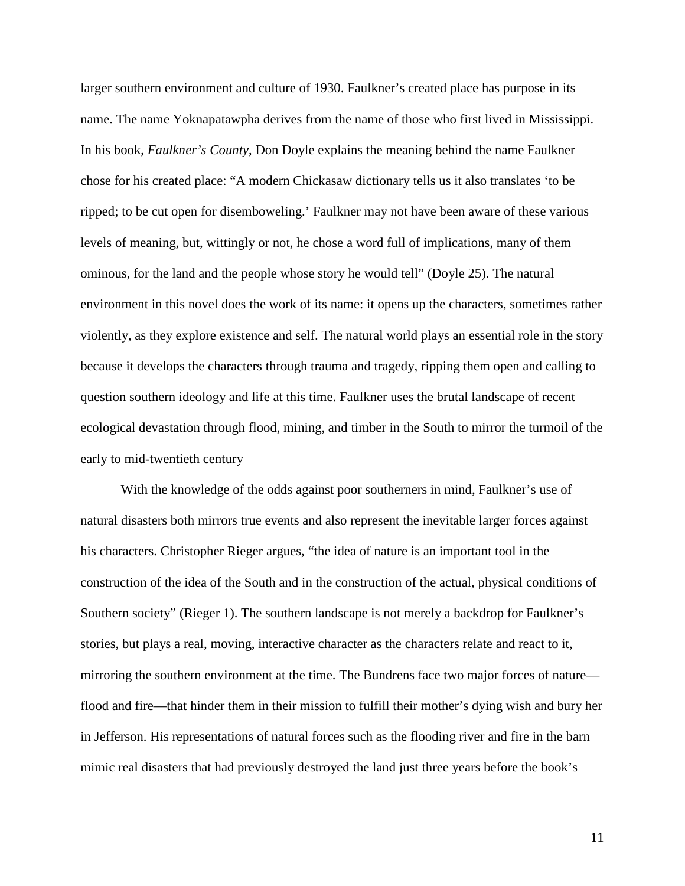larger southern environment and culture of 1930. Faulkner's created place has purpose in its name. The name Yoknapatawpha derives from the name of those who first lived in Mississippi. In his book, *Faulkner's County*, Don Doyle explains the meaning behind the name Faulkner chose for his created place: "A modern Chickasaw dictionary tells us it also translates 'to be ripped; to be cut open for disemboweling.' Faulkner may not have been aware of these various levels of meaning, but, wittingly or not, he chose a word full of implications, many of them ominous, for the land and the people whose story he would tell" (Doyle 25). The natural environment in this novel does the work of its name: it opens up the characters, sometimes rather violently, as they explore existence and self. The natural world plays an essential role in the story because it develops the characters through trauma and tragedy, ripping them open and calling to question southern ideology and life at this time. Faulkner uses the brutal landscape of recent ecological devastation through flood, mining, and timber in the South to mirror the turmoil of the early to mid-twentieth century

With the knowledge of the odds against poor southerners in mind, Faulkner's use of natural disasters both mirrors true events and also represent the inevitable larger forces against his characters. Christopher Rieger argues, "the idea of nature is an important tool in the construction of the idea of the South and in the construction of the actual, physical conditions of Southern society" (Rieger 1). The southern landscape is not merely a backdrop for Faulkner's stories, but plays a real, moving, interactive character as the characters relate and react to it, mirroring the southern environment at the time. The Bundrens face two major forces of nature—flood and fire—that hinder them in their mission to fulfill their mother's dying wish and bury her in Jefferson. His representations of natural forces such as the flooding river and fire in the barn mimic real disasters that had previously destroyed the land just three years before the book's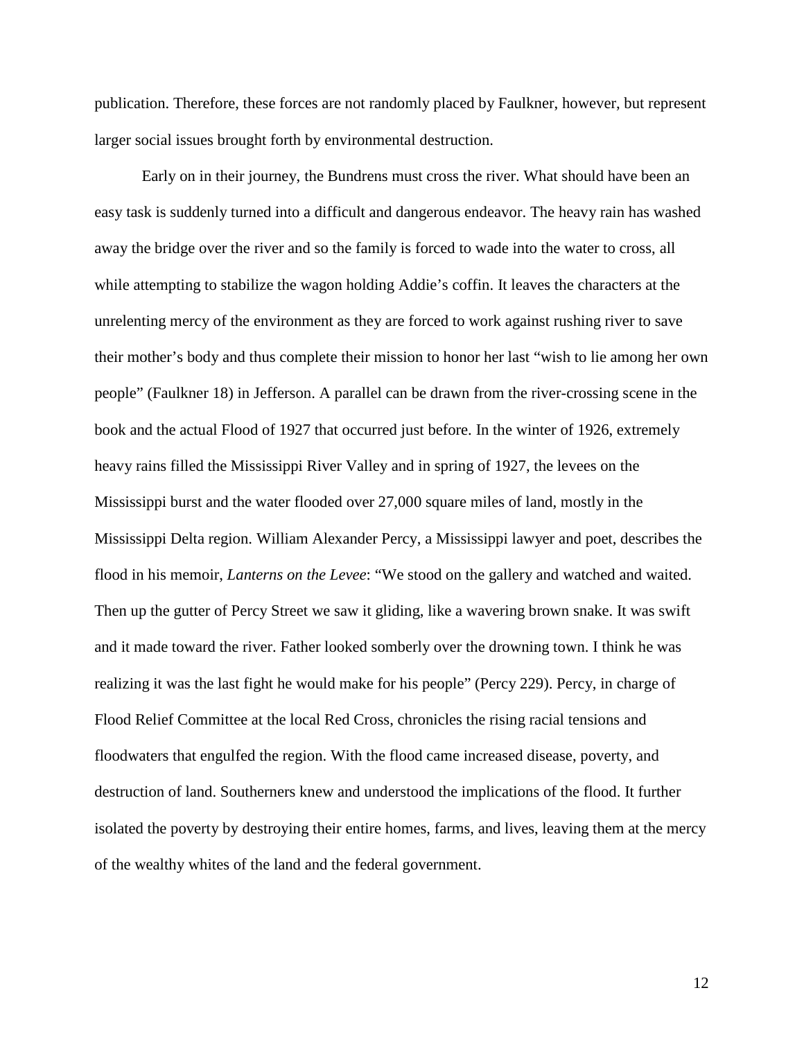publication. Therefore, these forces are not randomly placed by Faulkner, however, but represent larger social issues brought forth by environmental destruction.

Early on in their journey, the Bundrens must cross the river. What should have been an easy task is suddenly turned into a difficult and dangerous endeavor. The heavy rain has washed away the bridge over the river and so the family is forced to wade into the water to cross, all while attempting to stabilize the wagon holding Addie's coffin. It leaves the characters at the unrelenting mercy of the environment as they are forced to work against rushing river to save their mother's body and thus complete their mission to honor her last "wish to lie among her own people" (Faulkner 18) in Jefferson. A parallel can be drawn from the river-crossing scene in the book and the actual Flood of 1927 that occurred just before. In the winter of 1926, extremely heavy rains filled the Mississippi River Valley and in spring of 1927, the levees on the Mississippi burst and the water flooded over 27,000 square miles of land, mostly in the Mississippi Delta region. William Alexander Percy, a Mississippi lawyer and poet, describes the flood in his memoir, *Lanterns on the Levee*: "We stood on the gallery and watched and waited. Then up the gutter of Percy Street we saw it gliding, like a wavering brown snake. It was swift and it made toward the river. Father looked somberly over the drowning town. I think he was realizing it was the last fight he would make for his people" (Percy 229). Percy, in charge of Flood Relief Committee at the local Red Cross, chronicles the rising racial tensions and floodwaters that engulfed the region. With the flood came increased disease, poverty, and destruction of land. Southerners knew and understood the implications of the flood. It further isolated the poverty by destroying their entire homes, farms, and lives, leaving them at the mercy of the wealthy whites of the land and the federal government.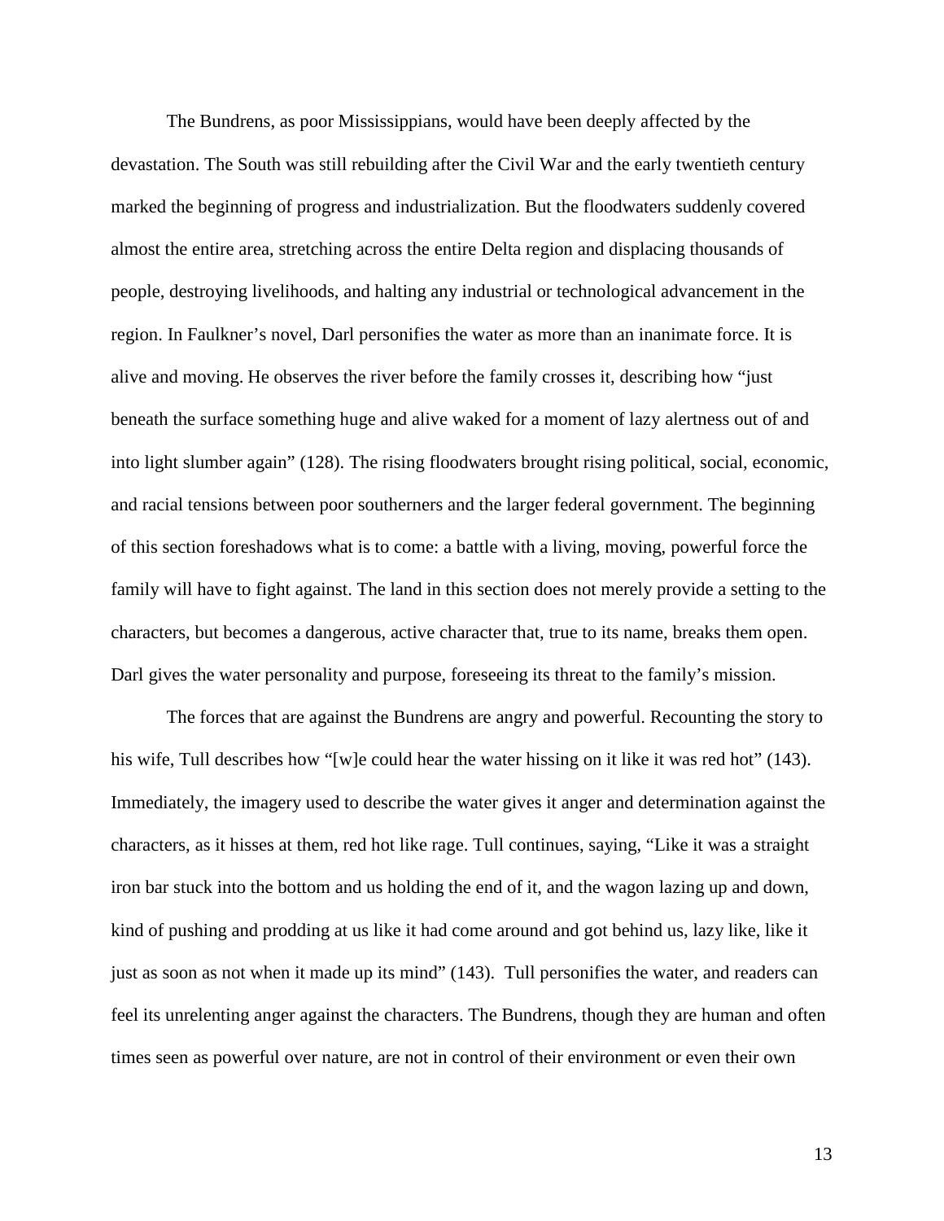The Bundrens, as poor Mississippians, would have been deeply affected by the devastation. The South was still rebuilding after the Civil War and the early twentieth century marked the beginning of progress and industrialization. But the floodwaters suddenly covered almost the entire area, stretching across the entire Delta region and displacing thousands of people, destroying livelihoods, and halting any industrial or technological advancement in the region. In Faulkner's novel, Darl personifies the water as more than an inanimate force. It is alive and moving. He observes the river before the family crosses it, describing how "just beneath the surface something huge and alive waked for a moment of lazy alertness out of and into light slumber again" (128). The rising floodwaters brought rising political, social, economic, and racial tensions between poor southerners and the larger federal government. The beginning of this section foreshadows what is to come: a battle with a living, moving, powerful force the family will have to fight against. The land in this section does not merely provide a setting to the characters, but becomes a dangerous, active character that, true to its name, breaks them open. Darl gives the water personality and purpose, foreseeing its threat to the family's mission.

The forces that are against the Bundrens are angry and powerful. Recounting the story to his wife, Tull describes how "[w]e could hear the water hissing on it like it was red hot" (143). Immediately, the imagery used to describe the water gives it anger and determination against the characters, as it hisses at them, red hot like rage. Tull continues, saying, "Like it was a straight iron bar stuck into the bottom and us holding the end of it, and the wagon lazing up and down, kind of pushing and prodding at us like it had come around and got behind us, lazy like, like it just as soon as not when it made up its mind" (143). Tull personifies the water, and readers can feel its unrelenting anger against the characters. The Bundrens, though they are human and often times seen as powerful over nature, are not in control of their environment or even their own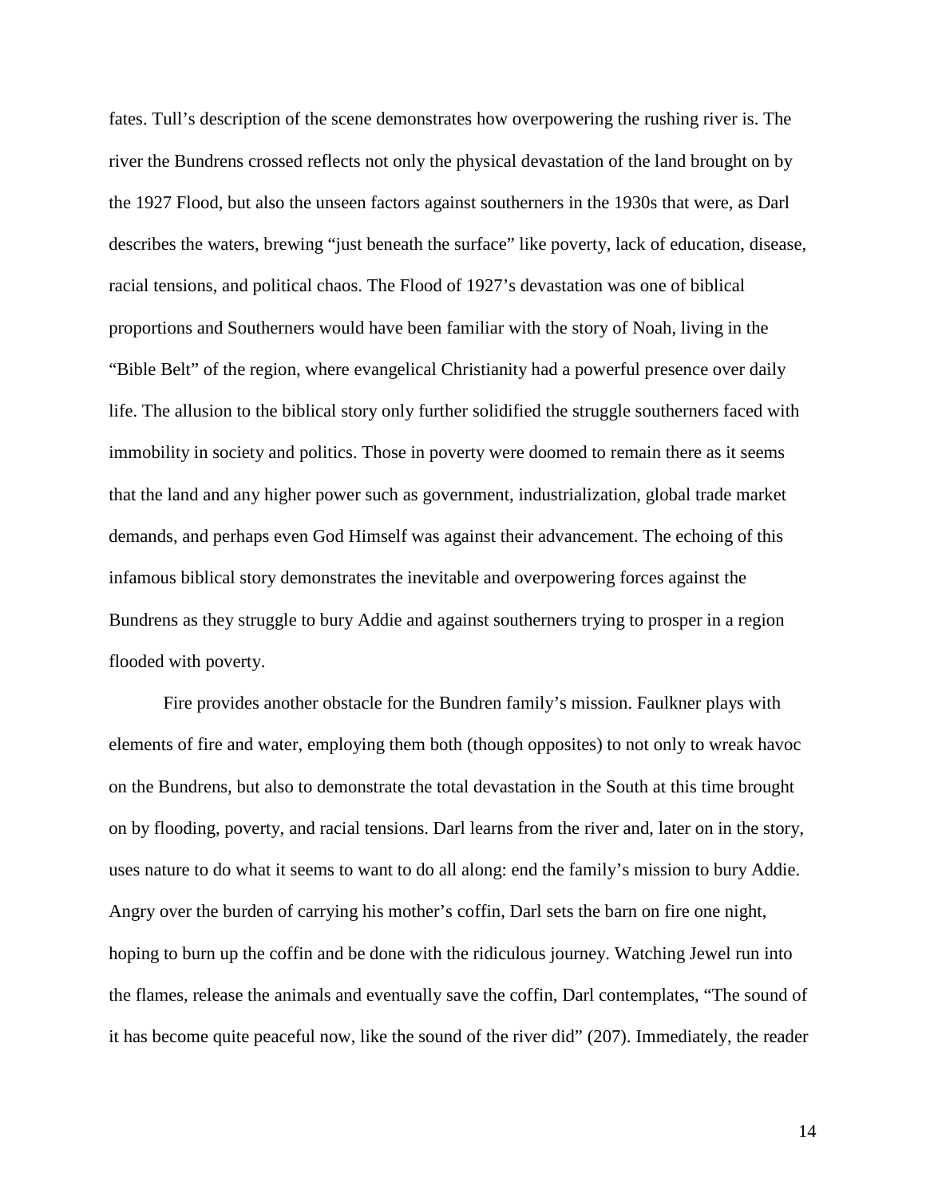fates. Tull's description of the scene demonstrates how overpowering the rushing river is. The river the Bundrens crossed reflects not only the physical devastation of the land brought on by the 1927 Flood, but also the unseen factors against southerners in the 1930s that were, as Darl describes the waters, brewing "just beneath the surface" like poverty, lack of education, disease, racial tensions, and political chaos. The Flood of 1927's devastation was one of biblical proportions and Southerners would have been familiar with the story of Noah, living in the "Bible Belt" of the region, where evangelical Christianity had a powerful presence over daily life. The allusion to the biblical story only further solidified the struggle southerners faced with immobility in society and politics. Those in poverty were doomed to remain there as it seems that the land and any higher power such as government, industrialization, global trade market demands, and perhaps even God Himself was against their advancement. The echoing of this infamous biblical story demonstrates the inevitable and overpowering forces against the Bundrens as they struggle to bury Addie and against southerners trying to prosper in a region flooded with poverty.

Fire provides another obstacle for the Bundren family's mission. Faulkner plays with elements of fire and water, employing them both (though opposites) to not only to wreak havoc on the Bundrens, but also to demonstrate the total devastation in the South at this time brought on by flooding, poverty, and racial tensions. Darl learns from the river and, later on in the story, uses nature to do what it seems to want to do all along: end the family's mission to bury Addie. Angry over the burden of carrying his mother's coffin, Darl sets the barn on fire one night, hoping to burn up the coffin and be done with the ridiculous journey. Watching Jewel run into the flames, release the animals and eventually save the coffin, Darl contemplates, "The sound of it has become quite peaceful now, like the sound of the river did" (207). Immediately, the reader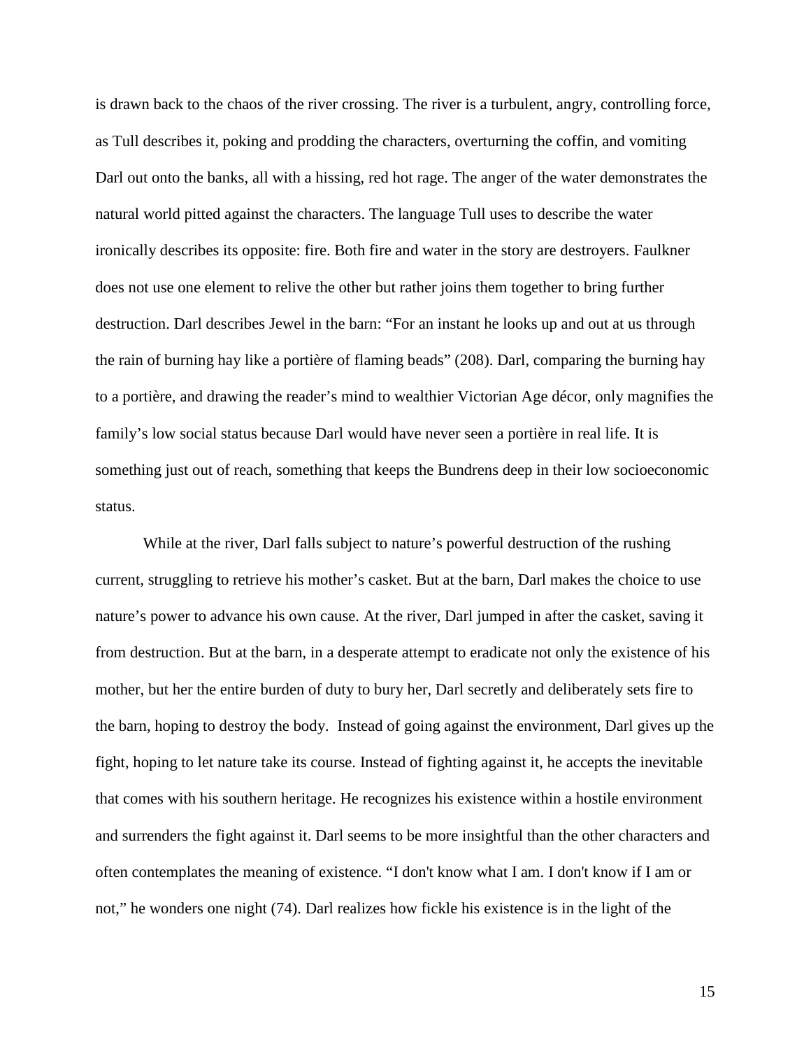is drawn back to the chaos of the river crossing. The river is a turbulent, angry, controlling force, as Tull describes it, poking and prodding the characters, overturning the coffin, and vomiting Darl out onto the banks, all with a hissing, red hot rage. The anger of the water demonstrates the natural world pitted against the characters. The language Tull uses to describe the water ironically describes its opposite: fire. Both fire and water in the story are destroyers. Faulkner does not use one element to relive the other but rather joins them together to bring further destruction. Darl describes Jewel in the barn: "For an instant he looks up and out at us through the rain of burning hay like a portière of flaming beads" (208). Darl, comparing the burning hay to a portière, and drawing the reader's mind to wealthier Victorian Age décor, only magnifies the family's low social status because Darl would have never seen a portière in real life. It is something just out of reach, something that keeps the Bundrens deep in their low socioeconomic status.

While at the river, Darl falls subject to nature's powerful destruction of the rushing current, struggling to retrieve his mother's casket. But at the barn, Darl makes the choice to use nature's power to advance his own cause. At the river, Darl jumped in after the casket, saving it from destruction. But at the barn, in a desperate attempt to eradicate not only the existence of his mother, but her the entire burden of duty to bury her, Darl secretly and deliberately sets fire to the barn, hoping to destroy the body. Instead of going against the environment, Darl gives up the fight, hoping to let nature take its course. Instead of fighting against it, he accepts the inevitable that comes with his southern heritage. He recognizes his existence within a hostile environment and surrenders the fight against it. Darl seems to be more insightful than the other characters and often contemplates the meaning of existence. "I don't know what I am. I don't know if I am or not," he wonders one night (74). Darl realizes how fickle his existence is in the light of the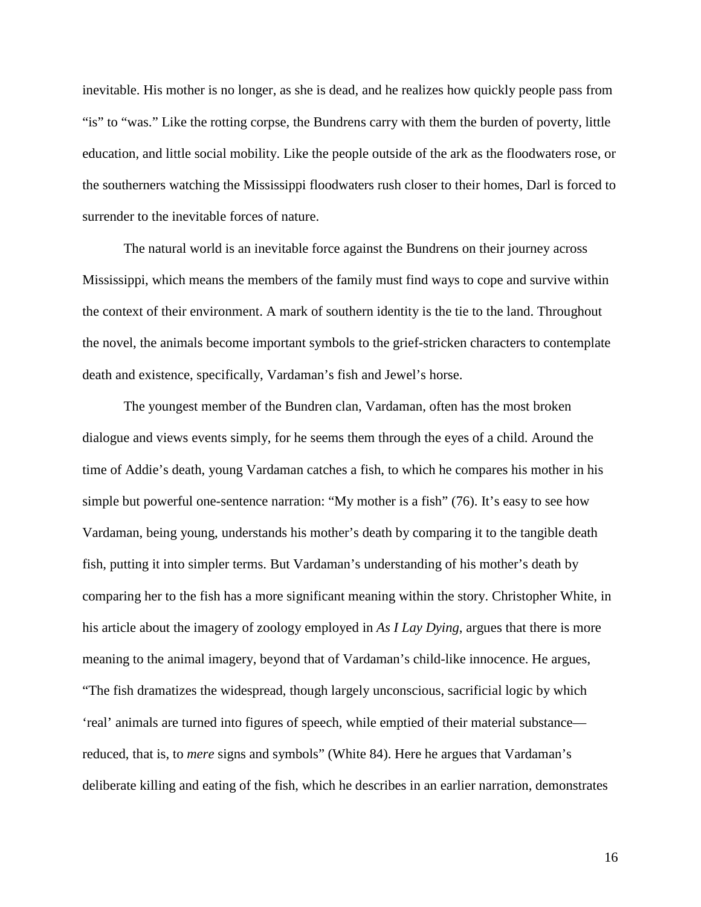inevitable. His mother is no longer, as she is dead, and he realizes how quickly people pass from "is" to "was." Like the rotting corpse, the Bundrens carry with them the burden of poverty, little education, and little social mobility. Like the people outside of the ark as the floodwaters rose, or the southerners watching the Mississippi floodwaters rush closer to their homes, Darl is forced to surrender to the inevitable forces of nature.

The natural world is an inevitable force against the Bundrens on their journey across Mississippi, which means the members of the family must find ways to cope and survive within the context of their environment. A mark of southern identity is the tie to the land. Throughout the novel, the animals become important symbols to the grief-stricken characters to contemplate death and existence, specifically, Vardaman's fish and Jewel's horse.

The youngest member of the Bundren clan, Vardaman, often has the most broken dialogue and views events simply, for he seems them through the eyes of a child. Around the time of Addie's death, young Vardaman catches a fish, to which he compares his mother in his simple but powerful one-sentence narration: "My mother is a fish" (76). It's easy to see how Vardaman, being young, understands his mother's death by comparing it to the tangible death fish, putting it into simpler terms. But Vardaman's understanding of his mother's death by comparing her to the fish has a more significant meaning within the story. Christopher White, in his article about the imagery of zoology employed in *As I Lay Dying*, argues that there is more meaning to the animal imagery, beyond that of Vardaman's child-like innocence. He argues, "The fish dramatizes the widespread, though largely unconscious, sacrificial logic by which 'real' animals are turned into figures of speech, while emptied of their material substance—reduced, that is, to *mere* signs and symbols" (White 84). Here he argues that Vardaman's deliberate killing and eating of the fish, which he describes in an earlier narration, demonstrates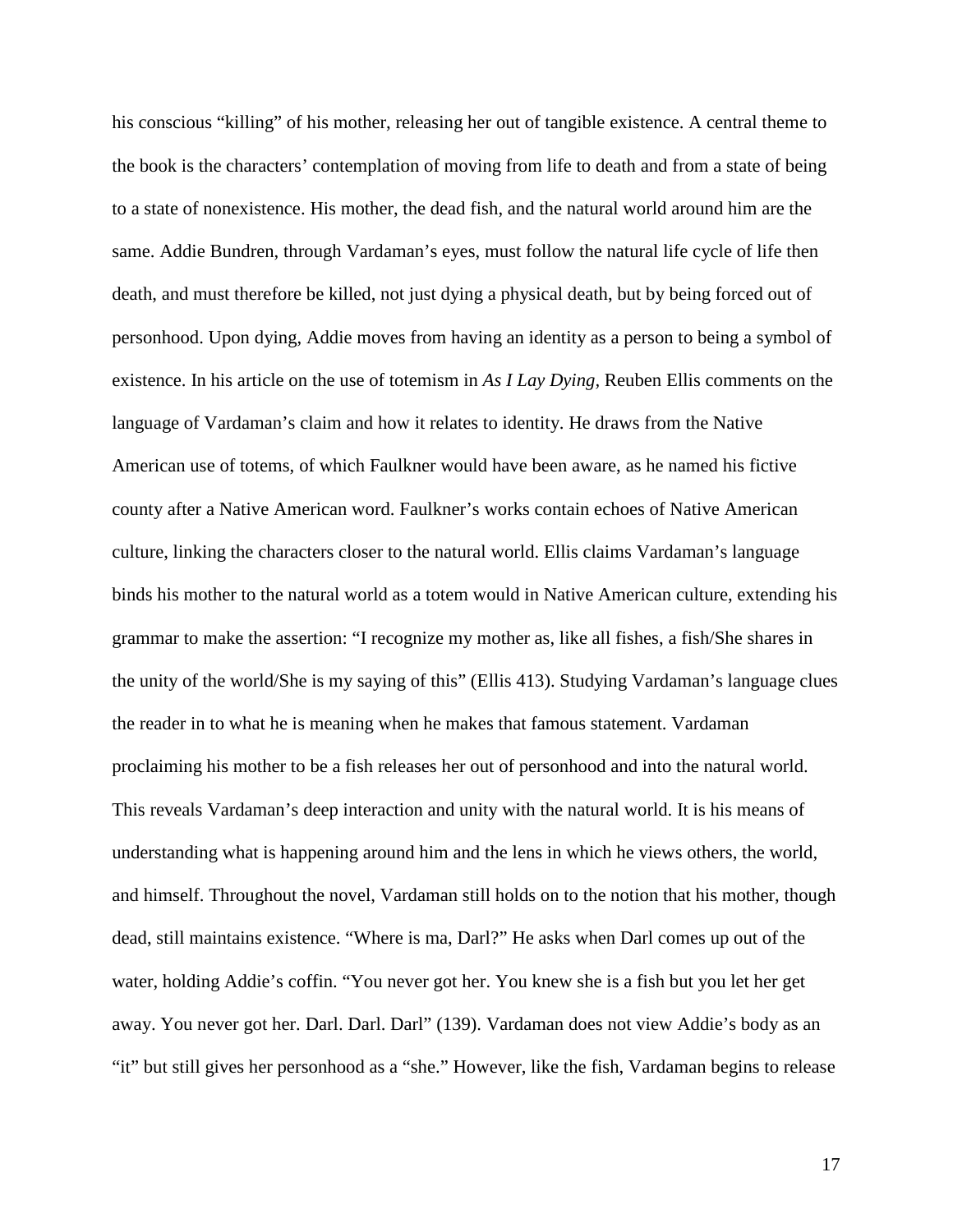his conscious "killing" of his mother, releasing her out of tangible existence. A central theme to the book is the characters' contemplation of moving from life to death and from a state of being to a state of nonexistence. His mother, the dead fish, and the natural world around him are the same. Addie Bundren, through Vardaman's eyes, must follow the natural life cycle of life then death, and must therefore be killed, not just dying a physical death, but by being forced out of personhood. Upon dying, Addie moves from having an identity as a person to being a symbol of existence. In his article on the use of totemism in *As I Lay Dying*, Reuben Ellis comments on the language of Vardaman's claim and how it relates to identity. He draws from the Native American use of totems, of which Faulkner would have been aware, as he named his fictive county after a Native American word. Faulkner's works contain echoes of Native American culture, linking the characters closer to the natural world. Ellis claims Vardaman's language binds his mother to the natural world as a totem would in Native American culture, extending his grammar to make the assertion: "I recognize my mother as, like all fishes, a fish/She shares in the unity of the world/She is my saying of this" (Ellis 413). Studying Vardaman's language clues the reader in to what he is meaning when he makes that famous statement. Vardaman proclaiming his mother to be a fish releases her out of personhood and into the natural world. This reveals Vardaman's deep interaction and unity with the natural world. It is his means of understanding what is happening around him and the lens in which he views others, the world, and himself. Throughout the novel, Vardaman still holds on to the notion that his mother, though dead, still maintains existence. "Where is ma, Darl?" He asks when Darl comes up out of the water, holding Addie's coffin. "You never got her. You knew she is a fish but you let her get away. You never got her. Darl. Darl. Darl" (139). Vardaman does not view Addie's body as an "it" but still gives her personhood as a "she." However, like the fish, Vardaman begins to release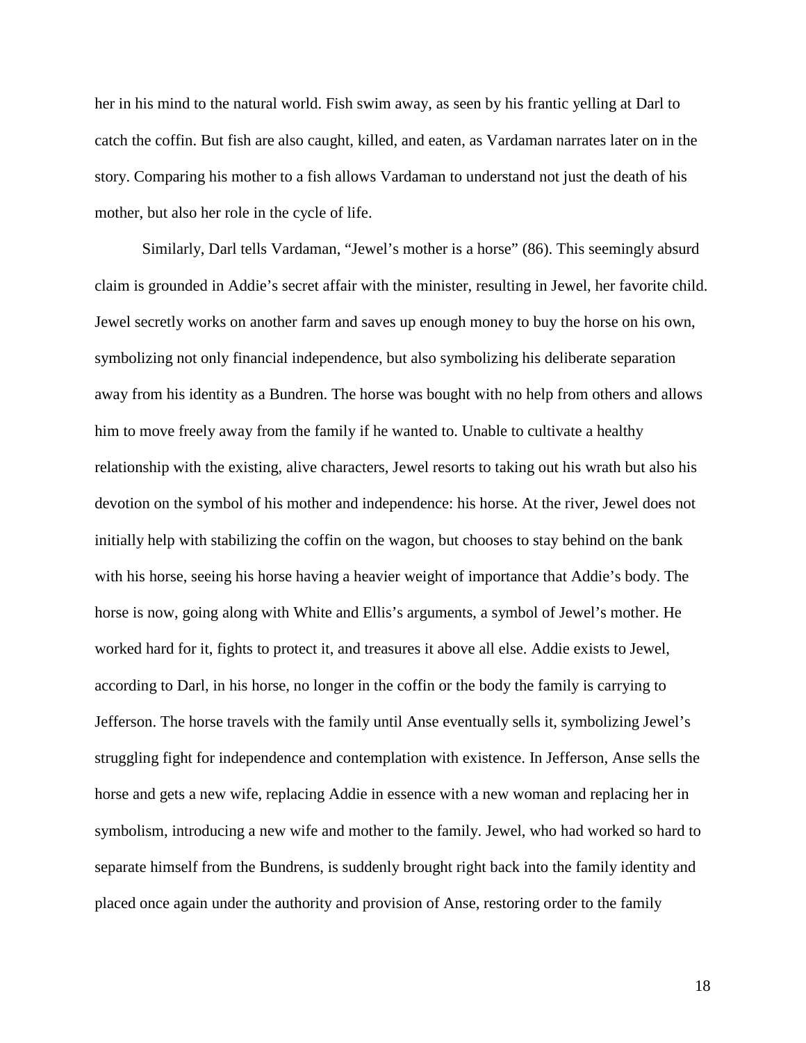her in his mind to the natural world. Fish swim away, as seen by his frantic yelling at Darl to catch the coffin. But fish are also caught, killed, and eaten, as Vardaman narrates later on in the story. Comparing his mother to a fish allows Vardaman to understand not just the death of his mother, but also her role in the cycle of life.

Similarly, Darl tells Vardaman, "Jewel's mother is a horse" (86). This seemingly absurd claim is grounded in Addie's secret affair with the minister, resulting in Jewel, her favorite child. Jewel secretly works on another farm and saves up enough money to buy the horse on his own, symbolizing not only financial independence, but also symbolizing his deliberate separation away from his identity as a Bundren. The horse was bought with no help from others and allows him to move freely away from the family if he wanted to. Unable to cultivate a healthy relationship with the existing, alive characters, Jewel resorts to taking out his wrath but also his devotion on the symbol of his mother and independence: his horse. At the river, Jewel does not initially help with stabilizing the coffin on the wagon, but chooses to stay behind on the bank with his horse, seeing his horse having a heavier weight of importance that Addie's body. The horse is now, going along with White and Ellis's arguments, a symbol of Jewel's mother. He worked hard for it, fights to protect it, and treasures it above all else. Addie exists to Jewel, according to Darl, in his horse, no longer in the coffin or the body the family is carrying to Jefferson. The horse travels with the family until Anse eventually sells it, symbolizing Jewel's struggling fight for independence and contemplation with existence. In Jefferson, Anse sells the horse and gets a new wife, replacing Addie in essence with a new woman and replacing her in symbolism, introducing a new wife and mother to the family. Jewel, who had worked so hard to separate himself from the Bundrens, is suddenly brought right back into the family identity and placed once again under the authority and provision of Anse, restoring order to the family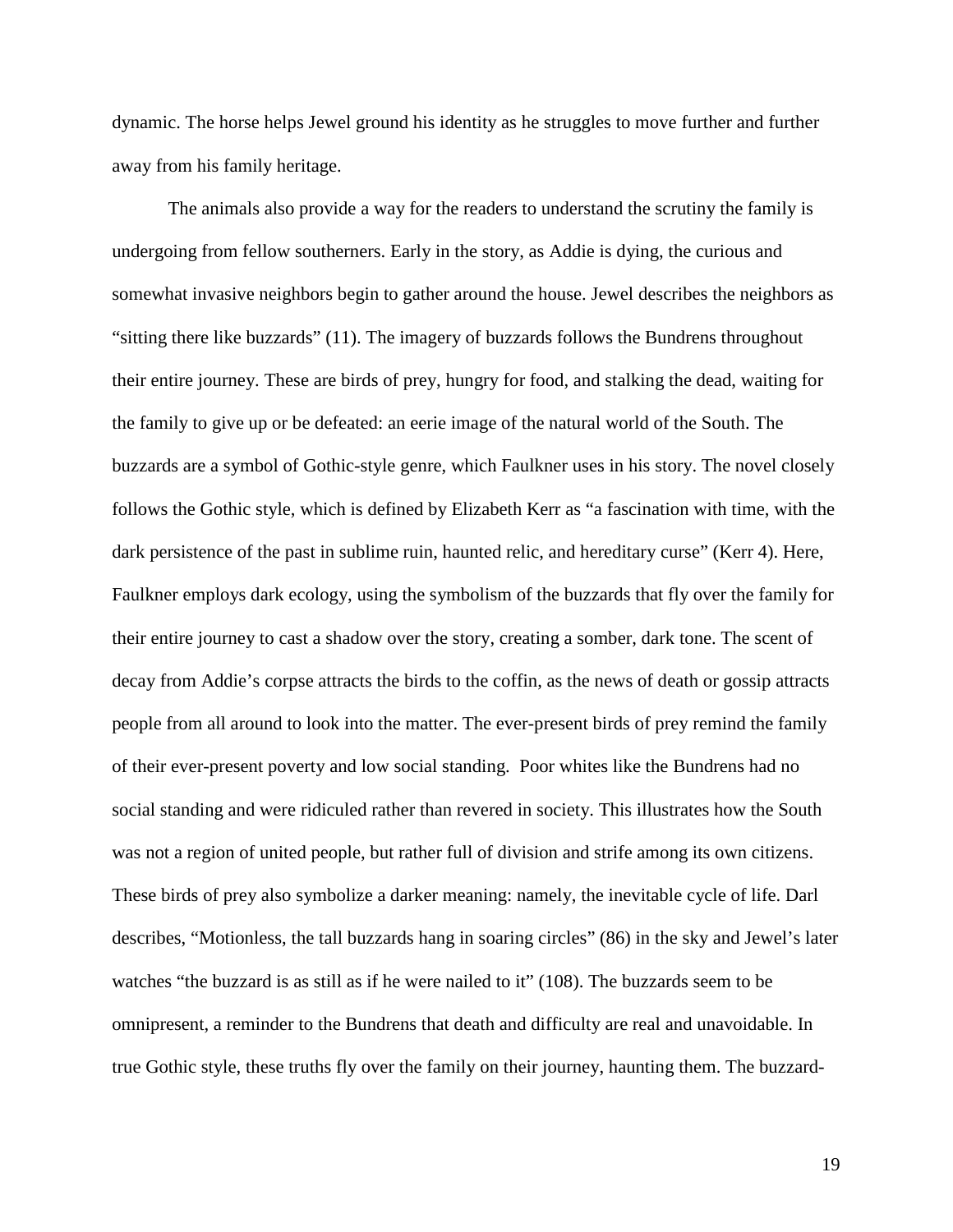dynamic. The horse helps Jewel ground his identity as he struggles to move further and further away from his family heritage.

The animals also provide a way for the readers to understand the scrutiny the family is undergoing from fellow southerners. Early in the story, as Addie is dying, the curious and somewhat invasive neighbors begin to gather around the house. Jewel describes the neighbors as "sitting there like buzzards" (11). The imagery of buzzards follows the Bundrens throughout their entire journey. These are birds of prey, hungry for food, and stalking the dead, waiting for the family to give up or be defeated: an eerie image of the natural world of the South. The buzzards are a symbol of Gothic-style genre, which Faulkner uses in his story. The novel closely follows the Gothic style, which is defined by Elizabeth Kerr as "a fascination with time, with the dark persistence of the past in sublime ruin, haunted relic, and hereditary curse" (Kerr 4). Here, Faulkner employs dark ecology, using the symbolism of the buzzards that fly over the family for their entire journey to cast a shadow over the story, creating a somber, dark tone. The scent of decay from Addie's corpse attracts the birds to the coffin, as the news of death or gossip attracts people from all around to look into the matter. The ever-present birds of prey remind the family of their ever-present poverty and low social standing. Poor whites like the Bundrens had no social standing and were ridiculed rather than revered in society. This illustrates how the South was not a region of united people, but rather full of division and strife among its own citizens. These birds of prey also symbolize a darker meaning: namely, the inevitable cycle of life. Darl describes, "Motionless, the tall buzzards hang in soaring circles" (86) in the sky and Jewel's later watches "the buzzard is as still as if he were nailed to it" (108). The buzzards seem to be omnipresent, a reminder to the Bundrens that death and difficulty are real and unavoidable. In true Gothic style, these truths fly over the family on their journey, haunting them. The buzzard-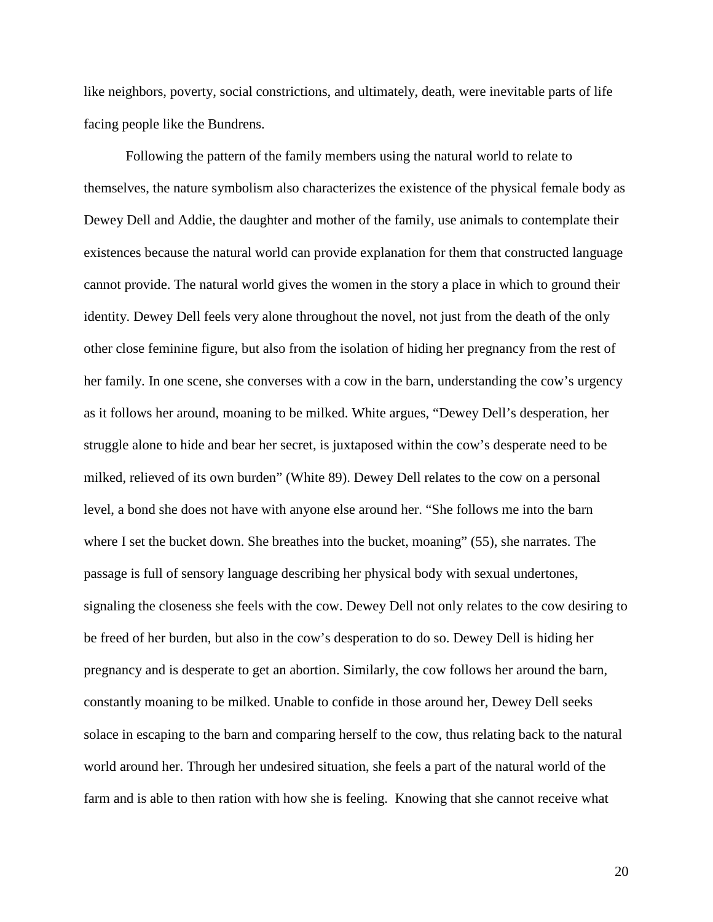like neighbors, poverty, social constrictions, and ultimately, death, were inevitable parts of life facing people like the Bundrens.

Following the pattern of the family members using the natural world to relate to themselves, the nature symbolism also characterizes the existence of the physical female body as Dewey Dell and Addie, the daughter and mother of the family, use animals to contemplate their existences because the natural world can provide explanation for them that constructed language cannot provide. The natural world gives the women in the story a place in which to ground their identity. Dewey Dell feels very alone throughout the novel, not just from the death of the only other close feminine figure, but also from the isolation of hiding her pregnancy from the rest of her family. In one scene, she converses with a cow in the barn, understanding the cow's urgency as it follows her around, moaning to be milked. White argues, "Dewey Dell's desperation, her struggle alone to hide and bear her secret, is juxtaposed within the cow's desperate need to be milked, relieved of its own burden" (White 89). Dewey Dell relates to the cow on a personal level, a bond she does not have with anyone else around her. "She follows me into the barn where I set the bucket down. She breathes into the bucket, moaning" (55), she narrates. The passage is full of sensory language describing her physical body with sexual undertones, signaling the closeness she feels with the cow. Dewey Dell not only relates to the cow desiring to be freed of her burden, but also in the cow's desperation to do so. Dewey Dell is hiding her pregnancy and is desperate to get an abortion. Similarly, the cow follows her around the barn, constantly moaning to be milked. Unable to confide in those around her, Dewey Dell seeks solace in escaping to the barn and comparing herself to the cow, thus relating back to the natural world around her. Through her undesired situation, she feels a part of the natural world of the farm and is able to then ration with how she is feeling.  Knowing that she cannot receive what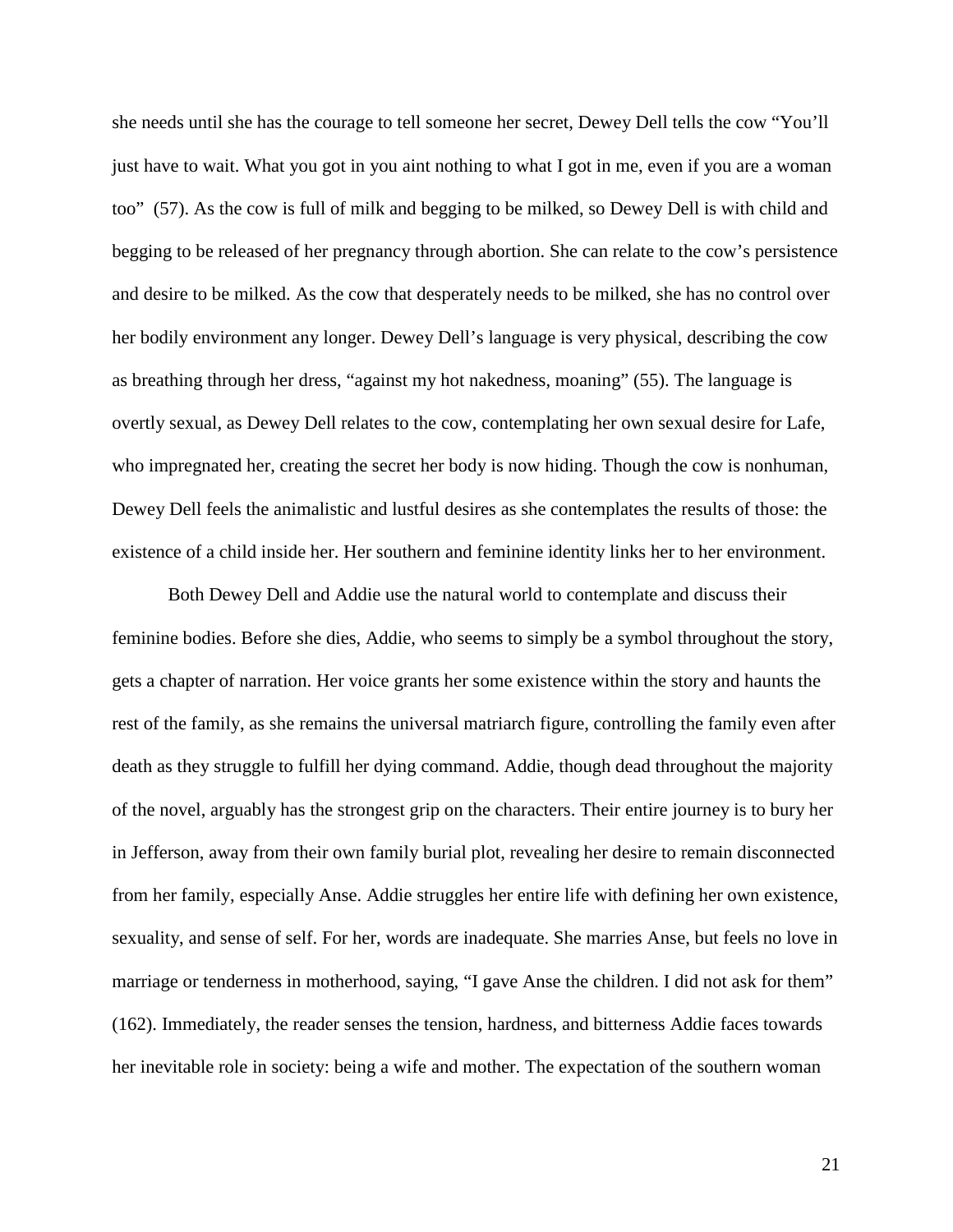she needs until she has the courage to tell someone her secret, Dewey Dell tells the cow "You'll just have to wait. What you got in you aint nothing to what I got in me, even if you are a woman too" (57). As the cow is full of milk and begging to be milked, so Dewey Dell is with child and begging to be released of her pregnancy through abortion. She can relate to the cow's persistence and desire to be milked. As the cow that desperately needs to be milked, she has no control over her bodily environment any longer. Dewey Dell's language is very physical, describing the cow as breathing through her dress, "against my hot nakedness, moaning" (55). The language is overtly sexual, as Dewey Dell relates to the cow, contemplating her own sexual desire for Lafe, who impregnated her, creating the secret her body is now hiding. Though the cow is nonhuman, Dewey Dell feels the animalistic and lustful desires as she contemplates the results of those: the existence of a child inside her. Her southern and feminine identity links her to her environment.

Both Dewey Dell and Addie use the natural world to contemplate and discuss their feminine bodies. Before she dies, Addie, who seems to simply be a symbol throughout the story, gets a chapter of narration. Her voice grants her some existence within the story and haunts the rest of the family, as she remains the universal matriarch figure, controlling the family even after death as they struggle to fulfill her dying command. Addie, though dead throughout the majority of the novel, arguably has the strongest grip on the characters. Their entire journey is to bury her in Jefferson, away from their own family burial plot, revealing her desire to remain disconnected from her family, especially Anse. Addie struggles her entire life with defining her own existence, sexuality, and sense of self. For her, words are inadequate. She marries Anse, but feels no love in marriage or tenderness in motherhood, saying, "I gave Anse the children. I did not ask for them" (162). Immediately, the reader senses the tension, hardness, and bitterness Addie faces towards her inevitable role in society: being a wife and mother. The expectation of the southern woman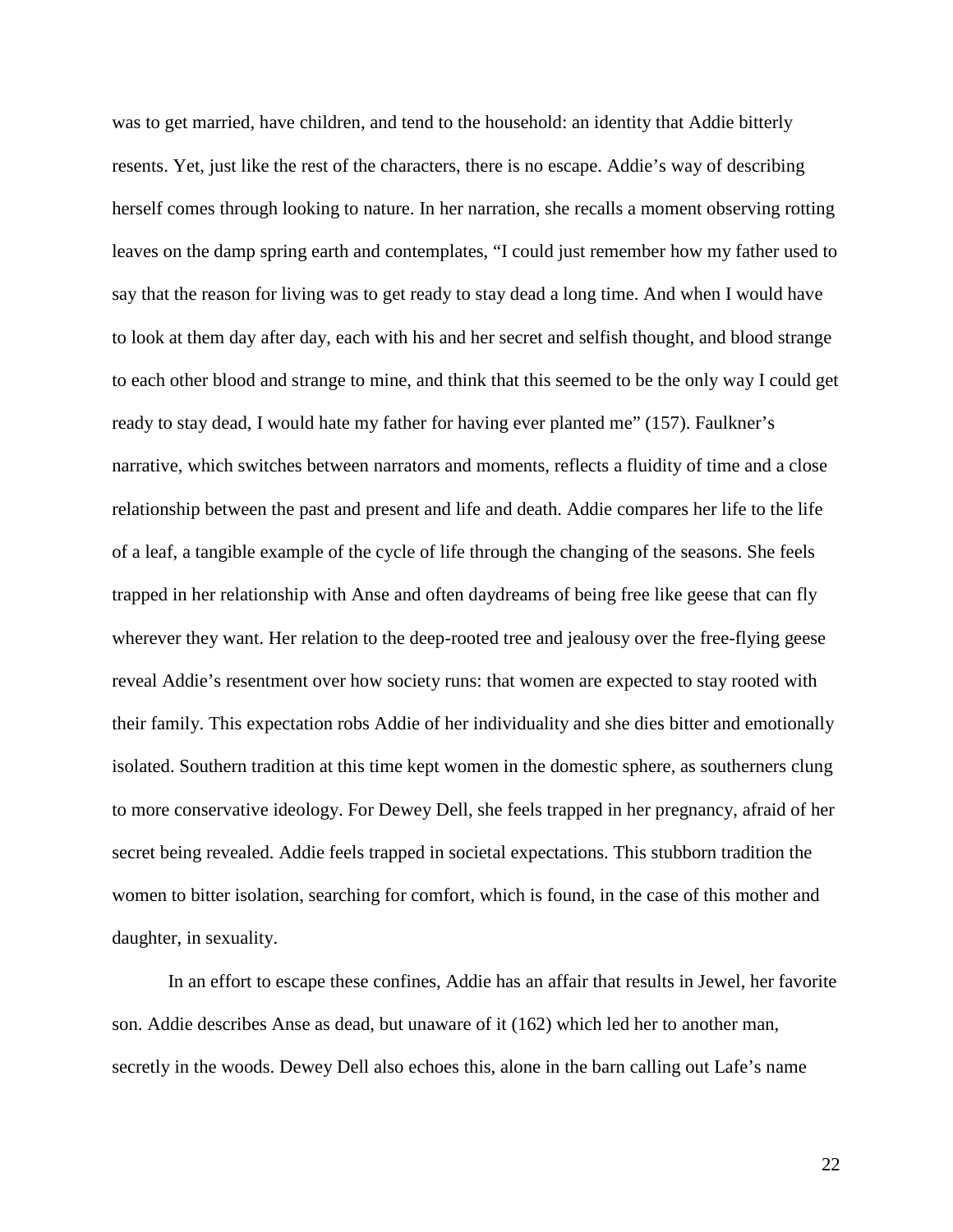was to get married, have children, and tend to the household: an identity that Addie bitterly resents. Yet, just like the rest of the characters, there is no escape. Addie's way of describing herself comes through looking to nature. In her narration, she recalls a moment observing rotting leaves on the damp spring earth and contemplates, "I could just remember how my father used to say that the reason for living was to get ready to stay dead a long time. And when I would have to look at them day after day, each with his and her secret and selfish thought, and blood strange to each other blood and strange to mine, and think that this seemed to be the only way I could get ready to stay dead, I would hate my father for having ever planted me" (157). Faulkner's narrative, which switches between narrators and moments, reflects a fluidity of time and a close relationship between the past and present and life and death. Addie compares her life to the life of a leaf, a tangible example of the cycle of life through the changing of the seasons. She feels trapped in her relationship with Anse and often daydreams of being free like geese that can fly wherever they want. Her relation to the deep-rooted tree and jealousy over the free-flying geese reveal Addie's resentment over how society runs: that women are expected to stay rooted with their family. This expectation robs Addie of her individuality and she dies bitter and emotionally isolated. Southern tradition at this time kept women in the domestic sphere, as southerners clung to more conservative ideology. For Dewey Dell, she feels trapped in her pregnancy, afraid of her secret being revealed. Addie feels trapped in societal expectations. This stubborn tradition the women to bitter isolation, searching for comfort, which is found, in the case of this mother and daughter, in sexuality.

In an effort to escape these confines, Addie has an affair that results in Jewel, her favorite son. Addie describes Anse as dead, but unaware of it (162) which led her to another man, secretly in the woods. Dewey Dell also echoes this, alone in the barn calling out Lafe's name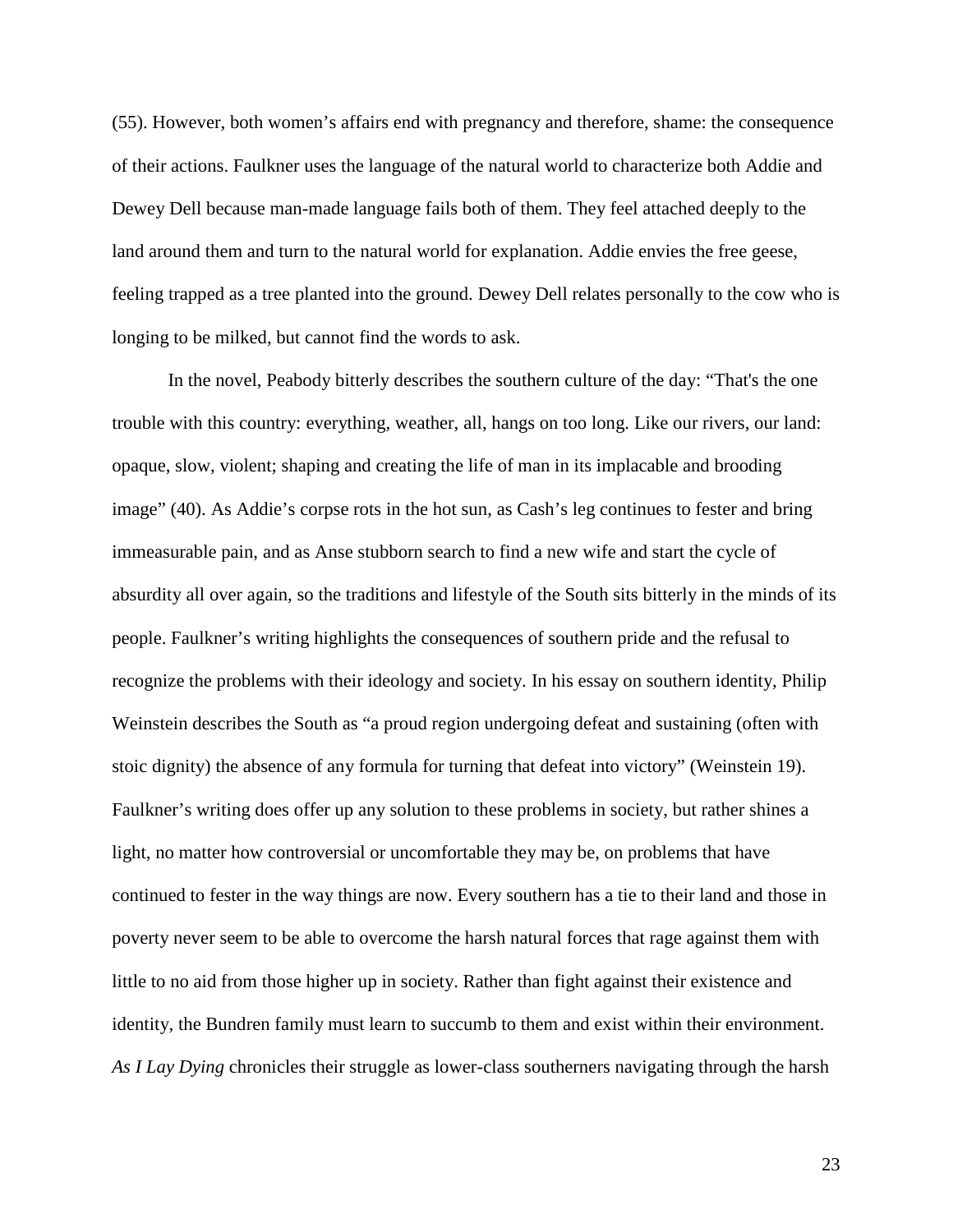(55). However, both women's affairs end with pregnancy and therefore, shame: the consequence of their actions. Faulkner uses the language of the natural world to characterize both Addie and Dewey Dell because man-made language fails both of them. They feel attached deeply to the land around them and turn to the natural world for explanation. Addie envies the free geese, feeling trapped as a tree planted into the ground. Dewey Dell relates personally to the cow who is longing to be milked, but cannot find the words to ask.

In the novel, Peabody bitterly describes the southern culture of the day: "That's the one trouble with this country: everything, weather, all, hangs on too long. Like our rivers, our land: opaque, slow, violent; shaping and creating the life of man in its implacable and brooding image" (40). As Addie's corpse rots in the hot sun, as Cash's leg continues to fester and bring immeasurable pain, and as Anse stubborn search to find a new wife and start the cycle of absurdity all over again, so the traditions and lifestyle of the South sits bitterly in the minds of its people. Faulkner's writing highlights the consequences of southern pride and the refusal to recognize the problems with their ideology and society. In his essay on southern identity, Philip Weinstein describes the South as "a proud region undergoing defeat and sustaining (often with stoic dignity) the absence of any formula for turning that defeat into victory" (Weinstein 19). Faulkner's writing does offer up any solution to these problems in society, but rather shines a light, no matter how controversial or uncomfortable they may be, on problems that have continued to fester in the way things are now. Every southern has a tie to their land and those in poverty never seem to be able to overcome the harsh natural forces that rage against them with little to no aid from those higher up in society. Rather than fight against their existence and identity, the Bundren family must learn to succumb to them and exist within their environment. *As I Lay Dying* chronicles their struggle as lower-class southerners navigating through the harsh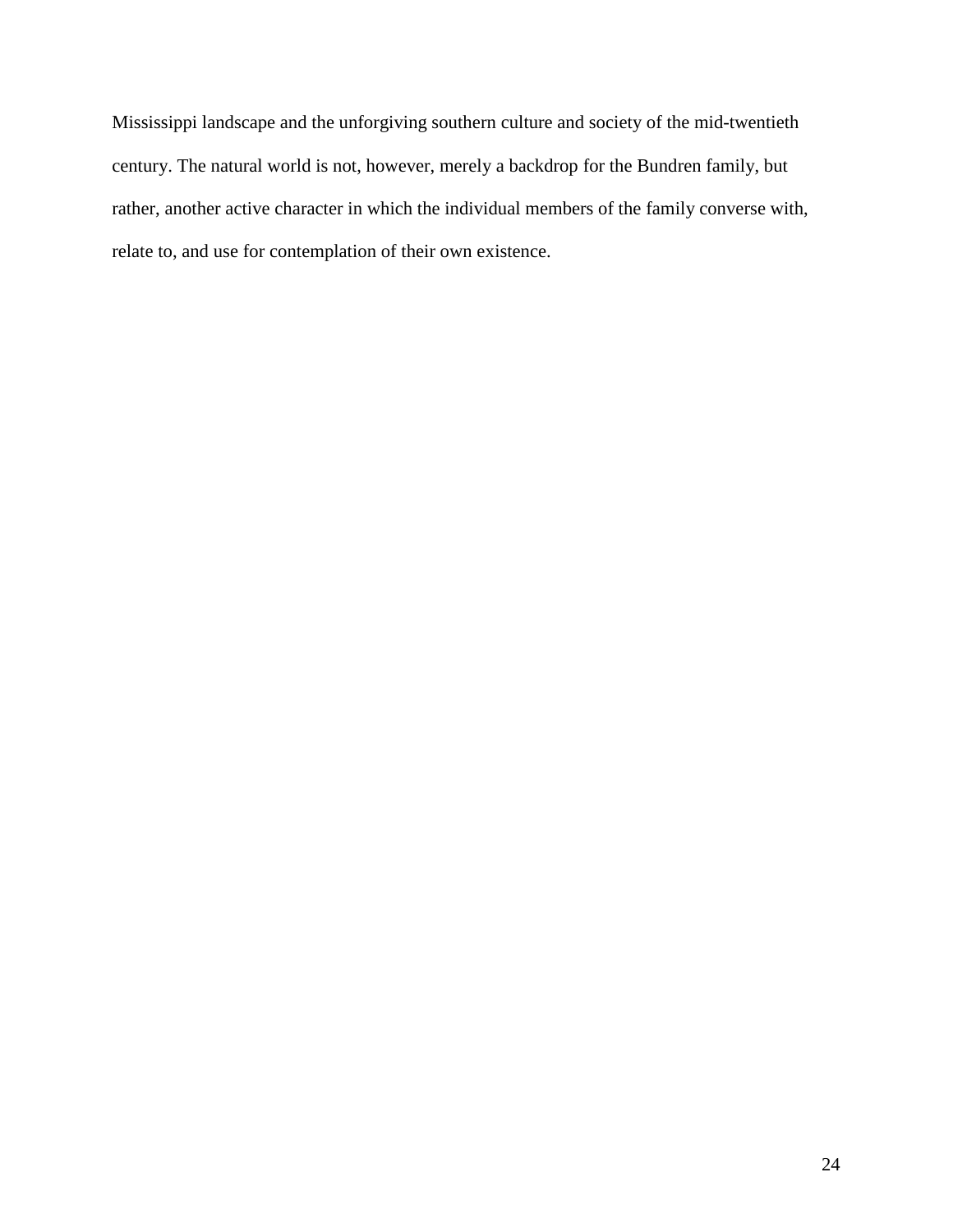Mississippi landscape and the unforgiving southern culture and society of the mid-twentieth century. The natural world is not, however, merely a backdrop for the Bundren family, but rather, another active character in which the individual members of the family converse with, relate to, and use for contemplation of their own existence.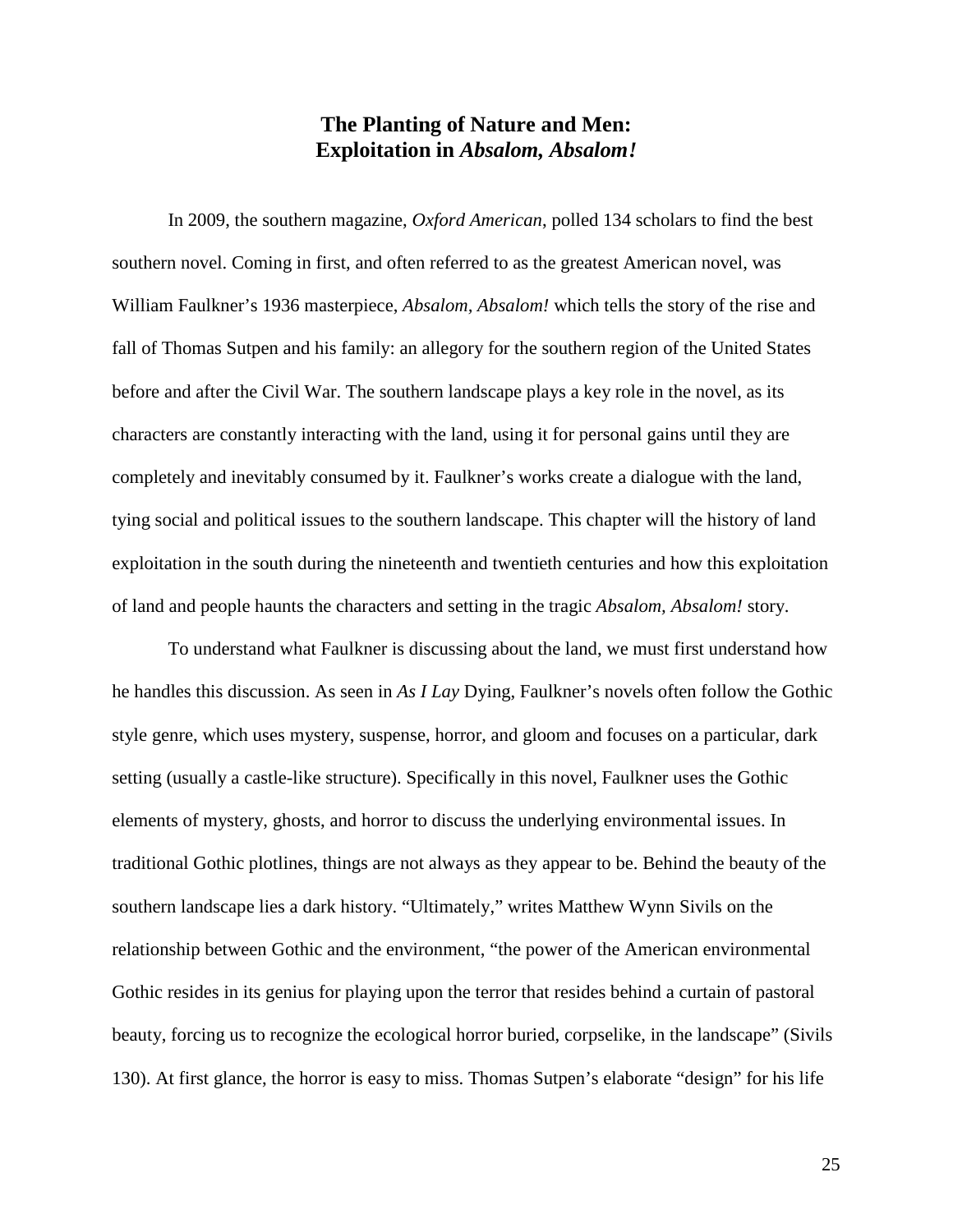## The Planting of Nature and Men: Exploitation in *Absalom, Absalom!*

In 2009, the southern magazine, *Oxford American*, polled 134 scholars to find the best southern novel. Coming in first, and often referred to as the greatest American novel, was William Faulkner's 1936 masterpiece, *Absalom, Absalom!* which tells the story of the rise and fall of Thomas Sutpen and his family: an allegory for the southern region of the United States before and after the Civil War. The southern landscape plays a key role in the novel, as its characters are constantly interacting with the land, using it for personal gains until they are completely and inevitably consumed by it. Faulkner's works create a dialogue with the land, tying social and political issues to the southern landscape. This chapter will the history of land exploitation in the south during the nineteenth and twentieth centuries and how this exploitation of land and people haunts the characters and setting in the tragic *Absalom, Absalom!* story.

To understand what Faulkner is discussing about the land, we must first understand how he handles this discussion. As seen in *As I Lay* Dying, Faulkner's novels often follow the Gothic style genre, which uses mystery, suspense, horror, and gloom and focuses on a particular, dark setting (usually a castle-like structure). Specifically in this novel, Faulkner uses the Gothic elements of mystery, ghosts, and horror to discuss the underlying environmental issues. In traditional Gothic plotlines, things are not always as they appear to be. Behind the beauty of the southern landscape lies a dark history. "Ultimately," writes Matthew Wynn Sivils on the relationship between Gothic and the environment, "the power of the American environmental Gothic resides in its genius for playing upon the terror that resides behind a curtain of pastoral beauty, forcing us to recognize the ecological horror buried, corpselike, in the landscape" (Sivils 130). At first glance, the horror is easy to miss. Thomas Sutpen's elaborate "design" for his life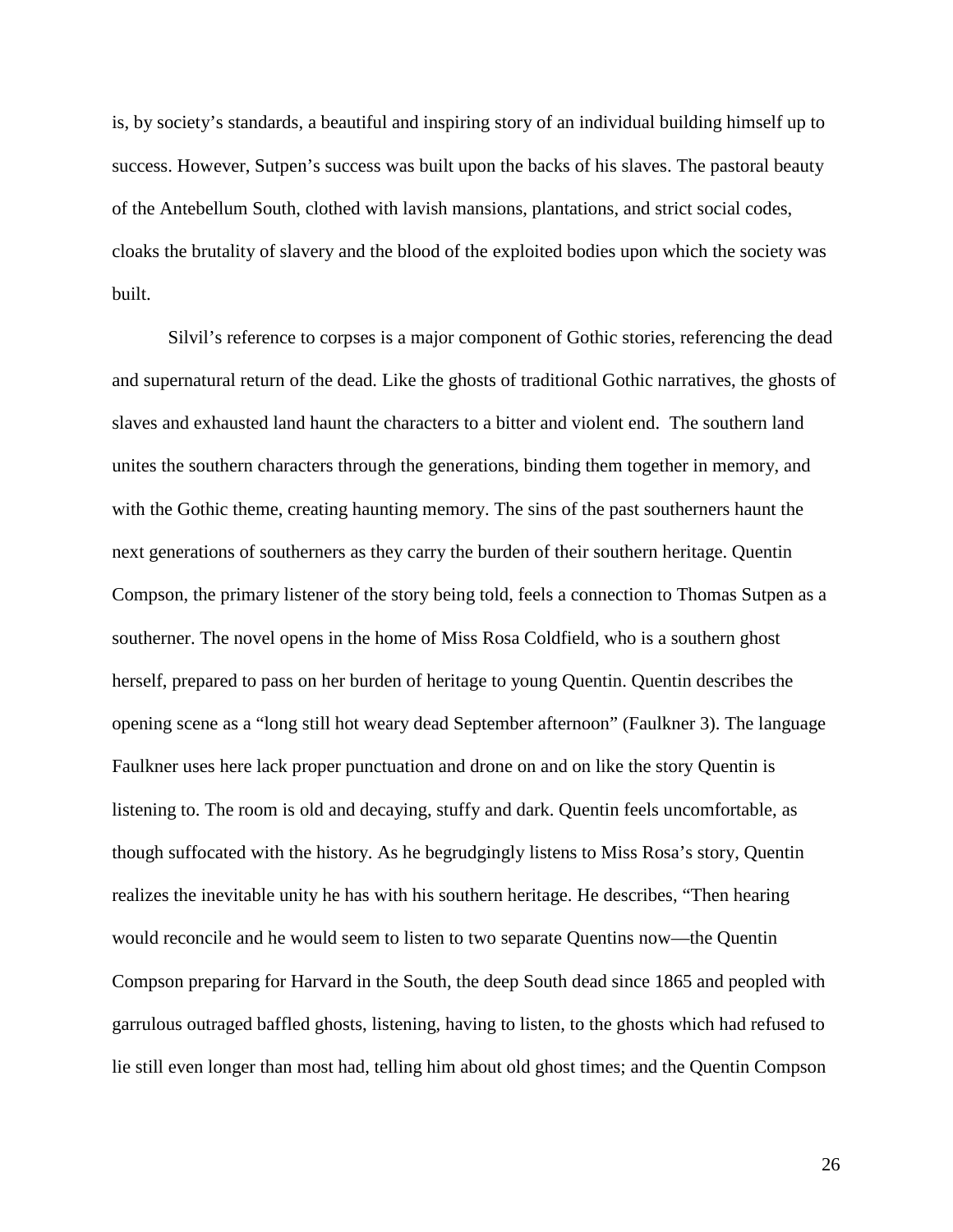is, by society's standards, a beautiful and inspiring story of an individual building himself up to success. However, Sutpen's success was built upon the backs of his slaves. The pastoral beauty of the Antebellum South, clothed with lavish mansions, plantations, and strict social codes, cloaks the brutality of slavery and the blood of the exploited bodies upon which the society was built.

Silvil's reference to corpses is a major component of Gothic stories, referencing the dead and supernatural return of the dead. Like the ghosts of traditional Gothic narratives, the ghosts of slaves and exhausted land haunt the characters to a bitter and violent end. The southern land unites the southern characters through the generations, binding them together in memory, and with the Gothic theme, creating haunting memory. The sins of the past southerners haunt the next generations of southerners as they carry the burden of their southern heritage. Quentin Compson, the primary listener of the story being told, feels a connection to Thomas Sutpen as a southerner. The novel opens in the home of Miss Rosa Coldfield, who is a southern ghost herself, prepared to pass on her burden of heritage to young Quentin. Quentin describes the opening scene as a "long still hot weary dead September afternoon" (Faulkner 3). The language Faulkner uses here lack proper punctuation and drone on and on like the story Quentin is listening to. The room is old and decaying, stuffy and dark. Quentin feels uncomfortable, as though suffocated with the history. As he begrudgingly listens to Miss Rosa's story, Quentin realizes the inevitable unity he has with his southern heritage. He describes, "Then hearing would reconcile and he would seem to listen to two separate Quentins now—the Quentin Compson preparing for Harvard in the South, the deep South dead since 1865 and peopled with garrulous outraged baffled ghosts, listening, having to listen, to the ghosts which had refused to lie still even longer than most had, telling him about old ghost times; and the Quentin Compson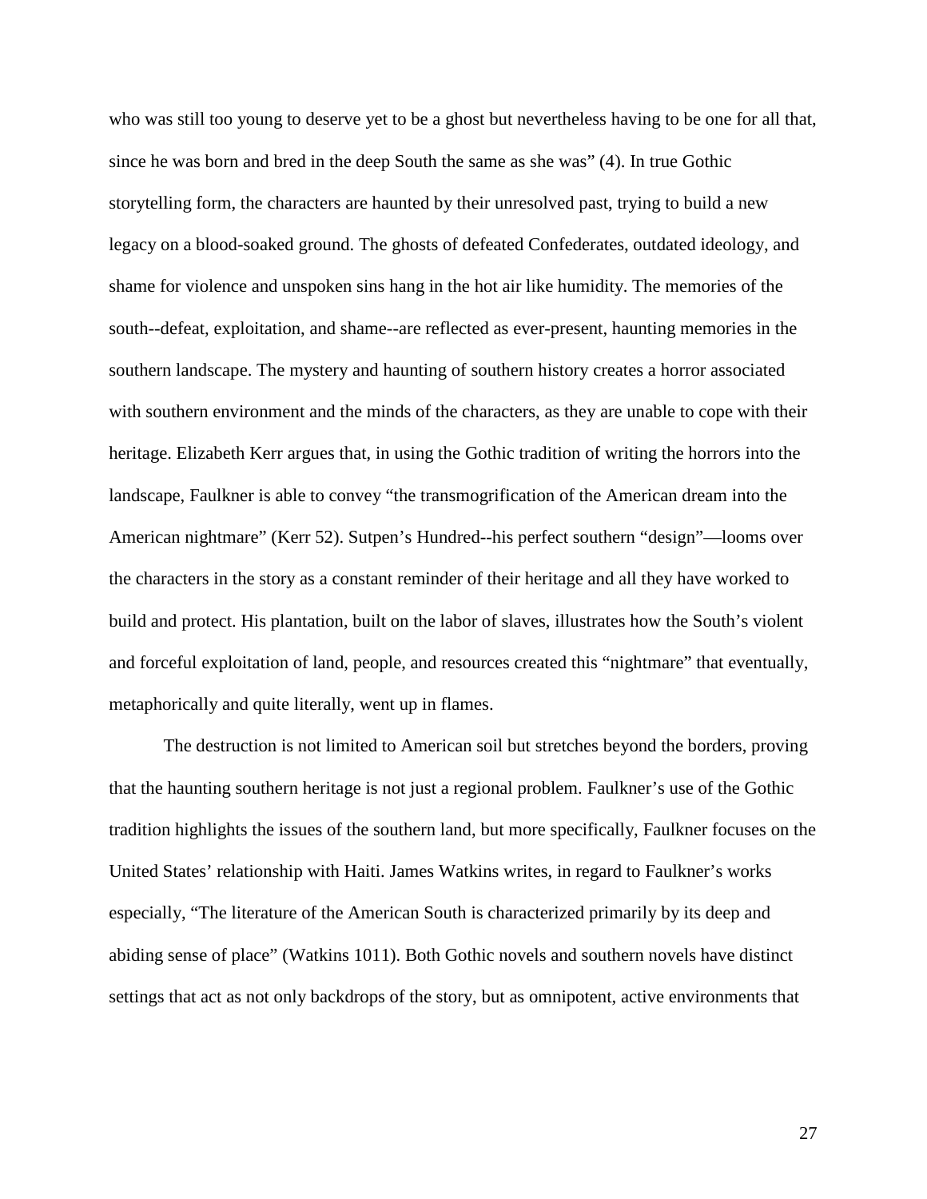who was still too young to deserve yet to be a ghost but nevertheless having to be one for all that, since he was born and bred in the deep South the same as she was" (4). In true Gothic storytelling form, the characters are haunted by their unresolved past, trying to build a new legacy on a blood-soaked ground. The ghosts of defeated Confederates, outdated ideology, and shame for violence and unspoken sins hang in the hot air like humidity. The memories of the south--defeat, exploitation, and shame--are reflected as ever-present, haunting memories in the southern landscape. The mystery and haunting of southern history creates a horror associated with southern environment and the minds of the characters, as they are unable to cope with their heritage. Elizabeth Kerr argues that, in using the Gothic tradition of writing the horrors into the landscape, Faulkner is able to convey "the transmogrification of the American dream into the American nightmare" (Kerr 52). Sutpen's Hundred--his perfect southern "design"—looms over the characters in the story as a constant reminder of their heritage and all they have worked to build and protect. His plantation, built on the labor of slaves, illustrates how the South's violent and forceful exploitation of land, people, and resources created this "nightmare" that eventually, metaphorically and quite literally, went up in flames.

The destruction is not limited to American soil but stretches beyond the borders, proving that the haunting southern heritage is not just a regional problem. Faulkner's use of the Gothic tradition highlights the issues of the southern land, but more specifically, Faulkner focuses on the United States' relationship with Haiti. James Watkins writes, in regard to Faulkner's works especially, "The literature of the American South is characterized primarily by its deep and abiding sense of place" (Watkins 1011). Both Gothic novels and southern novels have distinct settings that act as not only backdrops of the story, but as omnipotent, active environments that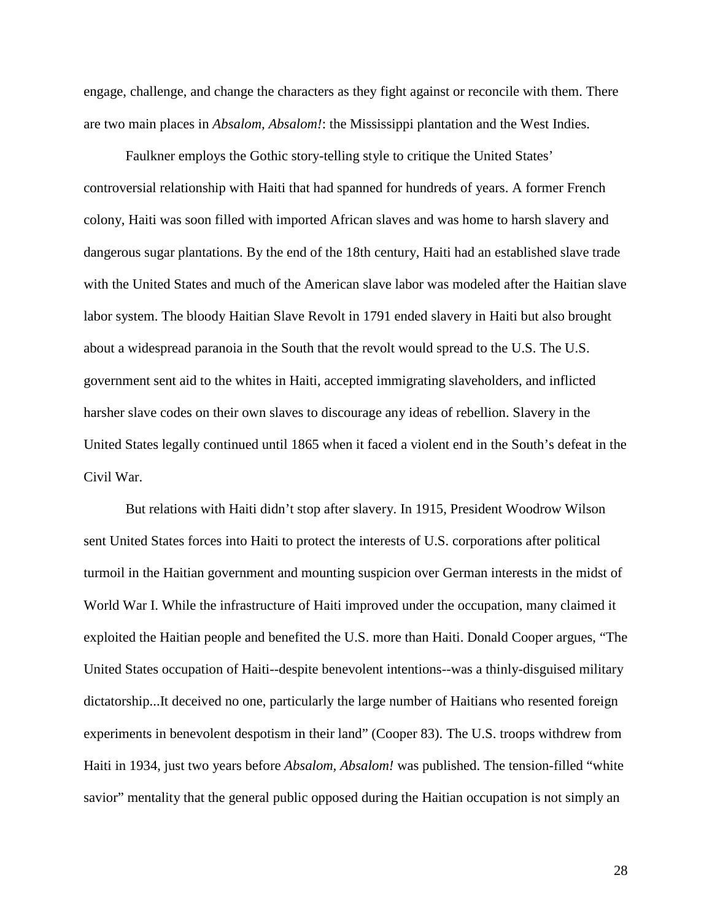engage, challenge, and change the characters as they fight against or reconcile with them. There are two main places in *Absalom, Absalom!*: the Mississippi plantation and the West Indies.

Faulkner employs the Gothic story-telling style to critique the United States' controversial relationship with Haiti that had spanned for hundreds of years. A former French colony, Haiti was soon filled with imported African slaves and was home to harsh slavery and dangerous sugar plantations. By the end of the 18th century, Haiti had an established slave trade with the United States and much of the American slave labor was modeled after the Haitian slave labor system. The bloody Haitian Slave Revolt in 1791 ended slavery in Haiti but also brought about a widespread paranoia in the South that the revolt would spread to the U.S. The U.S. government sent aid to the whites in Haiti, accepted immigrating slaveholders, and inflicted harsher slave codes on their own slaves to discourage any ideas of rebellion. Slavery in the United States legally continued until 1865 when it faced a violent end in the South's defeat in the Civil War.

But relations with Haiti didn't stop after slavery. In 1915, President Woodrow Wilson sent United States forces into Haiti to protect the interests of U.S. corporations after political turmoil in the Haitian government and mounting suspicion over German interests in the midst of World War I. While the infrastructure of Haiti improved under the occupation, many claimed it exploited the Haitian people and benefited the U.S. more than Haiti. Donald Cooper argues, "The United States occupation of Haiti--despite benevolent intentions--was a thinly-disguised military dictatorship...It deceived no one, particularly the large number of Haitians who resented foreign experiments in benevolent despotism in their land" (Cooper 83). The U.S. troops withdrew from Haiti in 1934, just two years before *Absalom, Absalom!* was published. The tension-filled "white savior" mentality that the general public opposed during the Haitian occupation is not simply an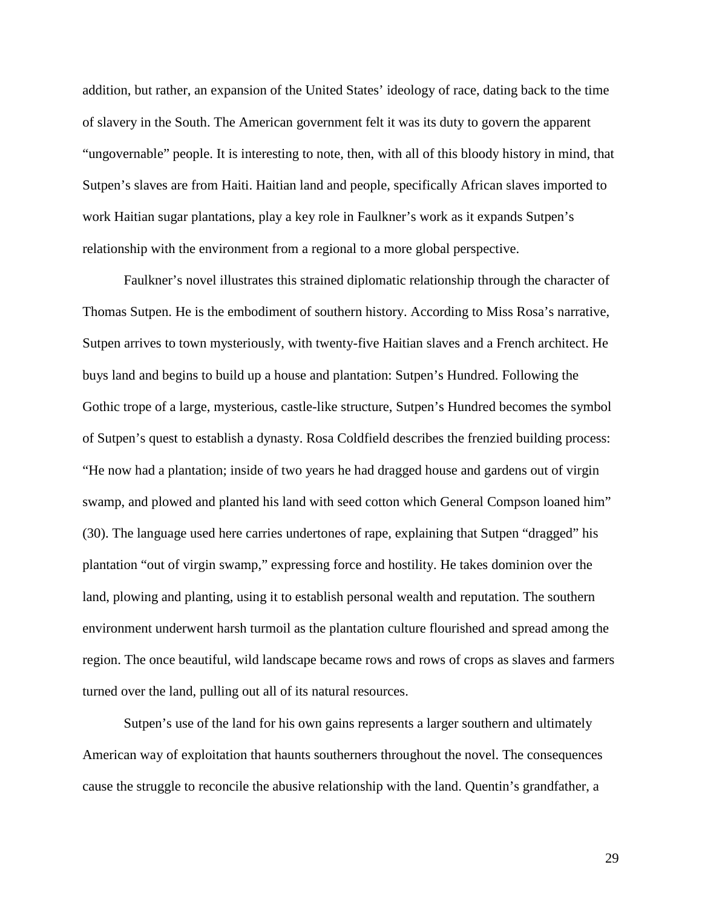addition, but rather, an expansion of the United States' ideology of race, dating back to the time of slavery in the South. The American government felt it was its duty to govern the apparent "ungovernable" people. It is interesting to note, then, with all of this bloody history in mind, that Sutpen's slaves are from Haiti. Haitian land and people, specifically African slaves imported to work Haitian sugar plantations, play a key role in Faulkner's work as it expands Sutpen's relationship with the environment from a regional to a more global perspective.

Faulkner's novel illustrates this strained diplomatic relationship through the character of Thomas Sutpen. He is the embodiment of southern history. According to Miss Rosa's narrative, Sutpen arrives to town mysteriously, with twenty-five Haitian slaves and a French architect. He buys land and begins to build up a house and plantation: Sutpen's Hundred. Following the Gothic trope of a large, mysterious, castle-like structure, Sutpen's Hundred becomes the symbol of Sutpen's quest to establish a dynasty. Rosa Coldfield describes the frenzied building process: "He now had a plantation; inside of two years he had dragged house and gardens out of virgin swamp, and plowed and planted his land with seed cotton which General Compson loaned him" (30). The language used here carries undertones of rape, explaining that Sutpen "dragged" his plantation "out of virgin swamp," expressing force and hostility. He takes dominion over the land, plowing and planting, using it to establish personal wealth and reputation. The southern environment underwent harsh turmoil as the plantation culture flourished and spread among the region. The once beautiful, wild landscape became rows and rows of crops as slaves and farmers turned over the land, pulling out all of its natural resources.

Sutpen's use of the land for his own gains represents a larger southern and ultimately American way of exploitation that haunts southerners throughout the novel. The consequences cause the struggle to reconcile the abusive relationship with the land. Quentin's grandfather, a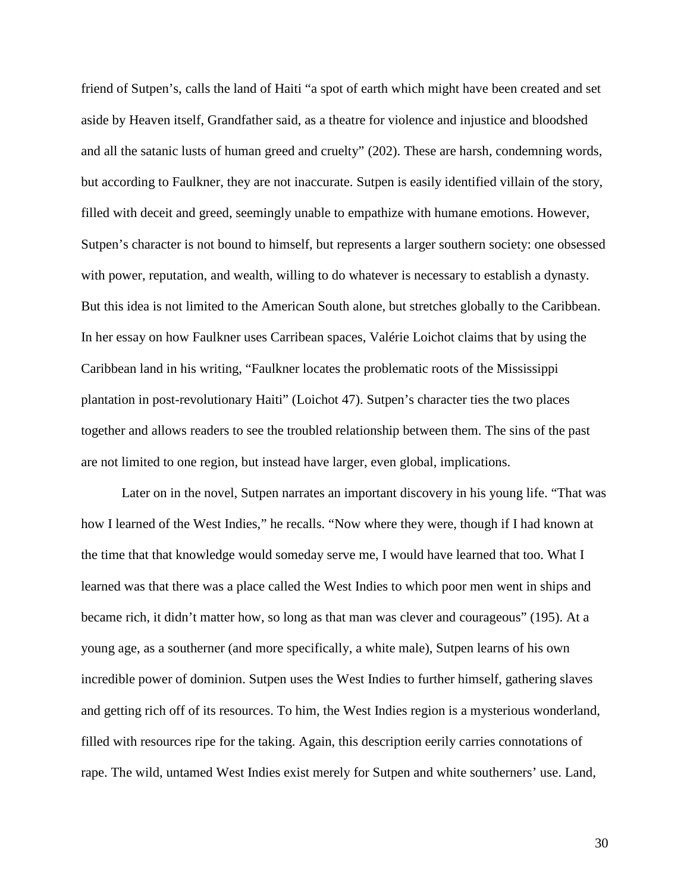friend of Sutpen's, calls the land of Haiti "a spot of earth which might have been created and set aside by Heaven itself, Grandfather said, as a theatre for violence and injustice and bloodshed and all the satanic lusts of human greed and cruelty" (202). These are harsh, condemning words, but according to Faulkner, they are not inaccurate. Sutpen is easily identified villain of the story, filled with deceit and greed, seemingly unable to empathize with humane emotions. However, Sutpen's character is not bound to himself, but represents a larger southern society: one obsessed with power, reputation, and wealth, willing to do whatever is necessary to establish a dynasty. But this idea is not limited to the American South alone, but stretches globally to the Caribbean. In her essay on how Faulkner uses Carribean spaces, Valérie Loichot claims that by using the Caribbean land in his writing, "Faulkner locates the problematic roots of the Mississippi plantation in post-revolutionary Haiti" (Loichot 47). Sutpen's character ties the two places together and allows readers to see the troubled relationship between them. The sins of the past are not limited to one region, but instead have larger, even global, implications.

Later on in the novel, Sutpen narrates an important discovery in his young life. "That was how I learned of the West Indies," he recalls. "Now where they were, though if I had known at the time that that knowledge would someday serve me, I would have learned that too. What I learned was that there was a place called the West Indies to which poor men went in ships and became rich, it didn't matter how, so long as that man was clever and courageous" (195). At a young age, as a southerner (and more specifically, a white male), Sutpen learns of his own incredible power of dominion. Sutpen uses the West Indies to further himself, gathering slaves and getting rich off of its resources. To him, the West Indies region is a mysterious wonderland, filled with resources ripe for the taking. Again, this description eerily carries connotations of rape. The wild, untamed West Indies exist merely for Sutpen and white southerners' use. Land,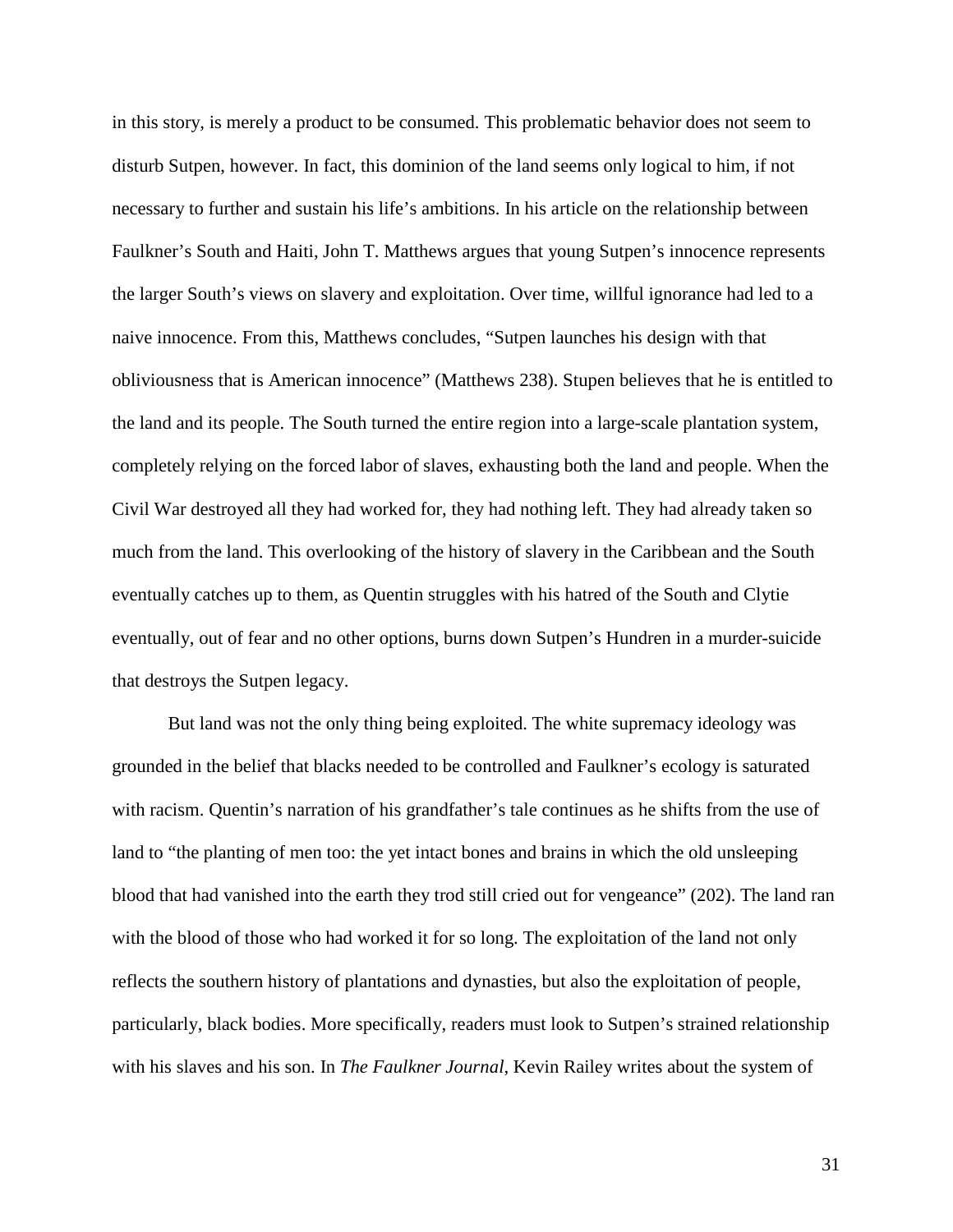in this story, is merely a product to be consumed. This problematic behavior does not seem to disturb Sutpen, however. In fact, this dominion of the land seems only logical to him, if not necessary to further and sustain his life's ambitions. In his article on the relationship between Faulkner's South and Haiti, John T. Matthews argues that young Sutpen's innocence represents the larger South's views on slavery and exploitation. Over time, willful ignorance had led to a naive innocence. From this, Matthews concludes, "Sutpen launches his design with that obliviousness that is American innocence" (Matthews 238). Stupen believes that he is entitled to the land and its people. The South turned the entire region into a large-scale plantation system, completely relying on the forced labor of slaves, exhausting both the land and people. When the Civil War destroyed all they had worked for, they had nothing left. They had already taken so much from the land. This overlooking of the history of slavery in the Caribbean and the South eventually catches up to them, as Quentin struggles with his hatred of the South and Clytie eventually, out of fear and no other options, burns down Sutpen's Hundren in a murder-suicide that destroys the Sutpen legacy.

But land was not the only thing being exploited. The white supremacy ideology was grounded in the belief that blacks needed to be controlled and Faulkner's ecology is saturated with racism. Quentin's narration of his grandfather's tale continues as he shifts from the use of land to "the planting of men too: the yet intact bones and brains in which the old unsleeping blood that had vanished into the earth they trod still cried out for vengeance" (202). The land ran with the blood of those who had worked it for so long. The exploitation of the land not only reflects the southern history of plantations and dynasties, but also the exploitation of people, particularly, black bodies. More specifically, readers must look to Sutpen's strained relationship with his slaves and his son. In *The Faulkner Journal*, Kevin Railey writes about the system of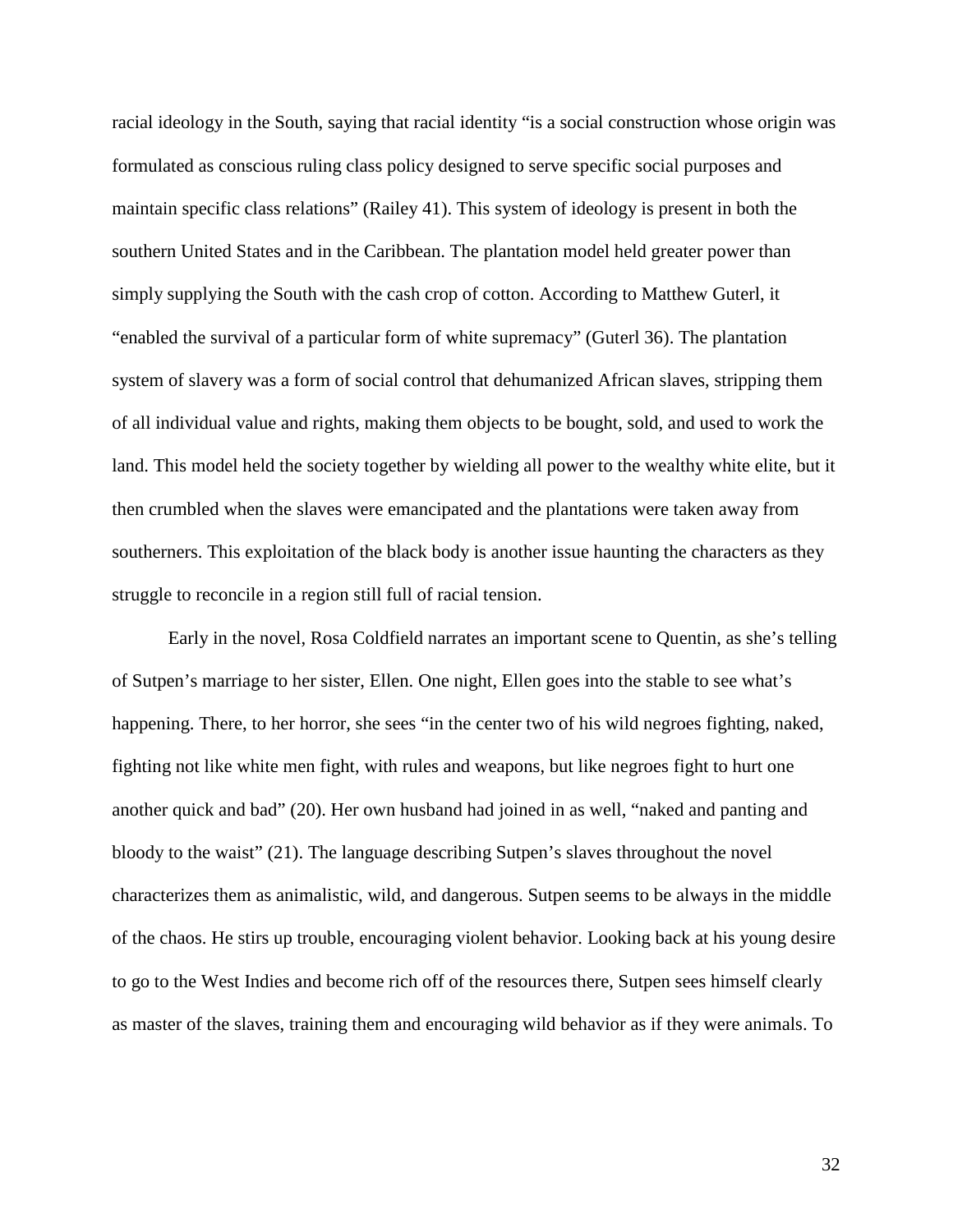racial ideology in the South, saying that racial identity "is a social construction whose origin was formulated as conscious ruling class policy designed to serve specific social purposes and maintain specific class relations" (Railey 41). This system of ideology is present in both the southern United States and in the Caribbean. The plantation model held greater power than simply supplying the South with the cash crop of cotton. According to Matthew Guterl, it "enabled the survival of a particular form of white supremacy" (Guterl 36). The plantation system of slavery was a form of social control that dehumanized African slaves, stripping them of all individual value and rights, making them objects to be bought, sold, and used to work the land. This model held the society together by wielding all power to the wealthy white elite, but it then crumbled when the slaves were emancipated and the plantations were taken away from southerners. This exploitation of the black body is another issue haunting the characters as they struggle to reconcile in a region still full of racial tension.

Early in the novel, Rosa Coldfield narrates an important scene to Quentin, as she's telling of Sutpen's marriage to her sister, Ellen. One night, Ellen goes into the stable to see what's happening. There, to her horror, she sees "in the center two of his wild negroes fighting, naked, fighting not like white men fight, with rules and weapons, but like negroes fight to hurt one another quick and bad" (20). Her own husband had joined in as well, "naked and panting and bloody to the waist" (21). The language describing Sutpen's slaves throughout the novel characterizes them as animalistic, wild, and dangerous. Sutpen seems to be always in the middle of the chaos. He stirs up trouble, encouraging violent behavior. Looking back at his young desire to go to the West Indies and become rich off of the resources there, Sutpen sees himself clearly as master of the slaves, training them and encouraging wild behavior as if they were animals. To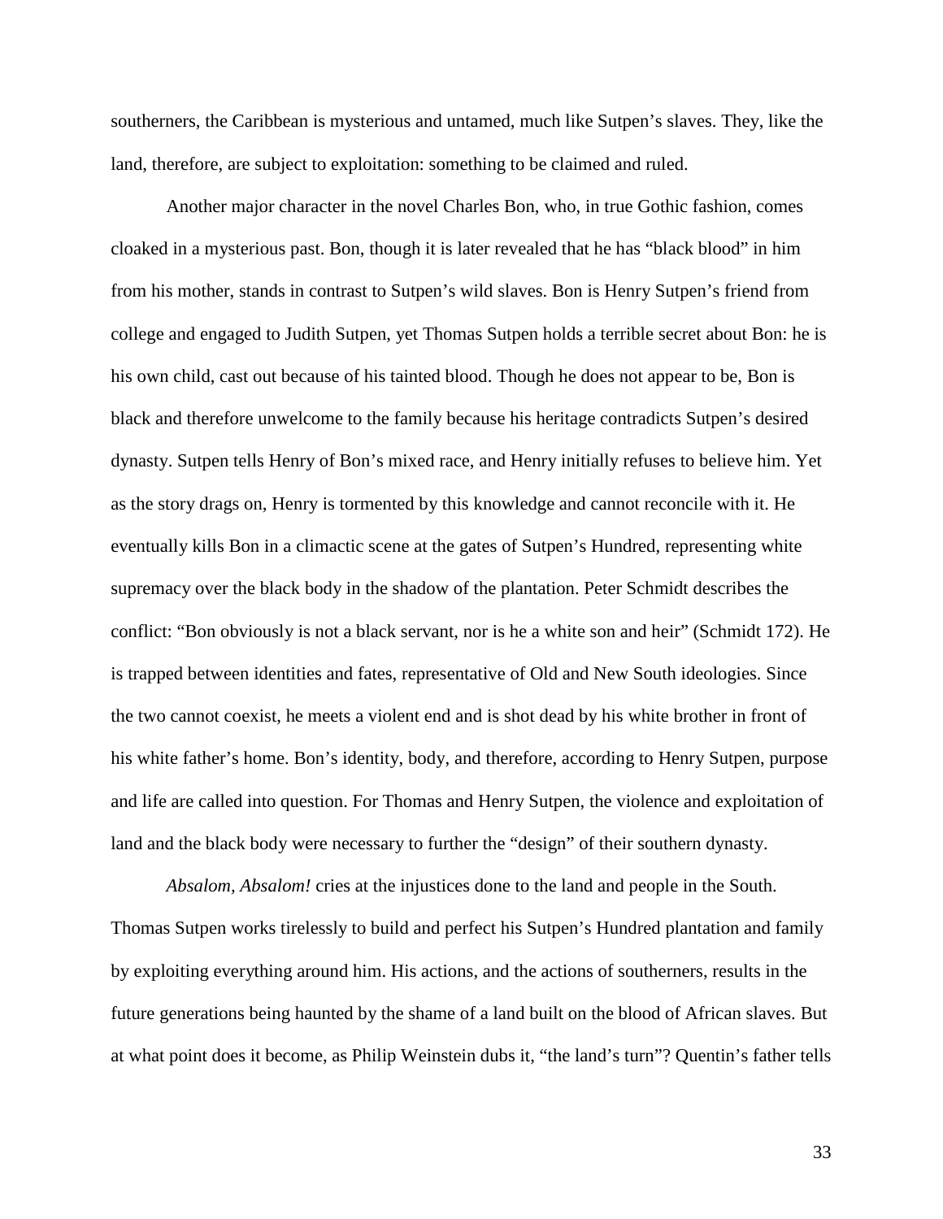southerners, the Caribbean is mysterious and untamed, much like Sutpen's slaves. They, like the land, therefore, are subject to exploitation: something to be claimed and ruled.

Another major character in the novel Charles Bon, who, in true Gothic fashion, comes cloaked in a mysterious past. Bon, though it is later revealed that he has "black blood" in him from his mother, stands in contrast to Sutpen's wild slaves. Bon is Henry Sutpen's friend from college and engaged to Judith Sutpen, yet Thomas Sutpen holds a terrible secret about Bon: he is his own child, cast out because of his tainted blood. Though he does not appear to be, Bon is black and therefore unwelcome to the family because his heritage contradicts Sutpen's desired dynasty. Sutpen tells Henry of Bon's mixed race, and Henry initially refuses to believe him. Yet as the story drags on, Henry is tormented by this knowledge and cannot reconcile with it. He eventually kills Bon in a climactic scene at the gates of Sutpen's Hundred, representing white supremacy over the black body in the shadow of the plantation. Peter Schmidt describes the conflict: "Bon obviously is not a black servant, nor is he a white son and heir" (Schmidt 172). He is trapped between identities and fates, representative of Old and New South ideologies. Since the two cannot coexist, he meets a violent end and is shot dead by his white brother in front of his white father's home. Bon's identity, body, and therefore, according to Henry Sutpen, purpose and life are called into question. For Thomas and Henry Sutpen, the violence and exploitation of land and the black body were necessary to further the "design" of their southern dynasty.

*Absalom, Absalom!* cries at the injustices done to the land and people in the South. Thomas Sutpen works tirelessly to build and perfect his Sutpen's Hundred plantation and family by exploiting everything around him. His actions, and the actions of southerners, results in the future generations being haunted by the shame of a land built on the blood of African slaves. But at what point does it become, as Philip Weinstein dubs it, "the land's turn"? Quentin's father tells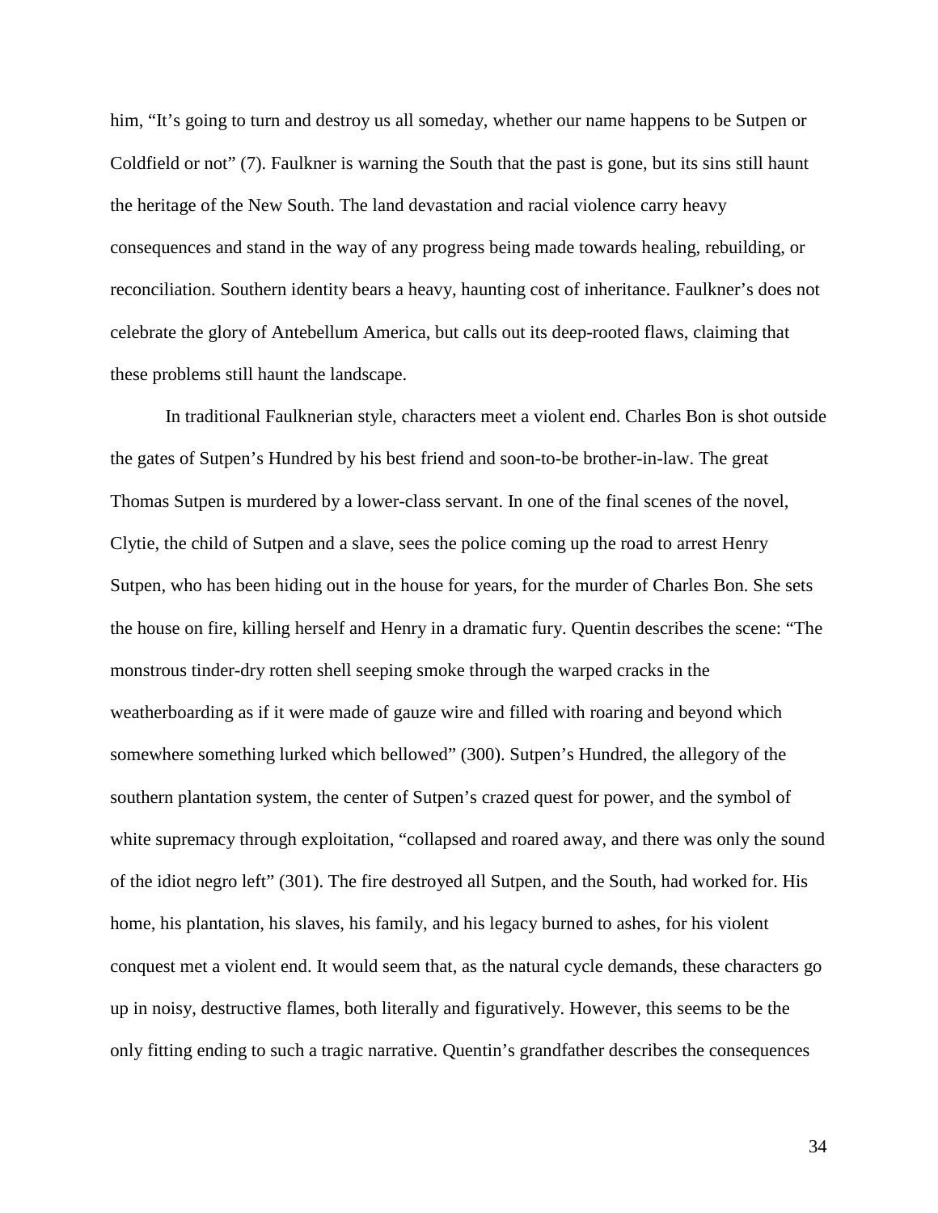him, “It’s going to turn and destroy us all someday, whether our name happens to be Sutpen or Coldfield or not” (7). Faulkner is warning the South that the past is gone, but its sins still haunt the heritage of the New South. The land devastation and racial violence carry heavy consequences and stand in the way of any progress being made towards healing, rebuilding, or reconciliation. Southern identity bears a heavy, haunting cost of inheritance. Faulkner’s does not celebrate the glory of Antebellum America, but calls out its deep-rooted flaws, claiming that these problems still haunt the landscape.

In traditional Faulknerian style, characters meet a violent end. Charles Bon is shot outside the gates of Sutpen’s Hundred by his best friend and soon-to-be brother-in-law. The great Thomas Sutpen is murdered by a lower-class servant. In one of the final scenes of the novel, Clytie, the child of Sutpen and a slave, sees the police coming up the road to arrest Henry Sutpen, who has been hiding out in the house for years, for the murder of Charles Bon. She sets the house on fire, killing herself and Henry in a dramatic fury. Quentin describes the scene: “The monstrous tinder-dry rotten shell seeping smoke through the warped cracks in the weatherboarding as if it were made of gauze wire and filled with roaring and beyond which somewhere something lurked which bellowed” (300). Sutpen’s Hundred, the allegory of the southern plantation system, the center of Sutpen’s crazed quest for power, and the symbol of white supremacy through exploitation, “collapsed and roared away, and there was only the sound of the idiot negro left” (301). The fire destroyed all Sutpen, and the South, had worked for. His home, his plantation, his slaves, his family, and his legacy burned to ashes, for his violent conquest met a violent end. It would seem that, as the natural cycle demands, these characters go up in noisy, destructive flames, both literally and figuratively. However, this seems to be the only fitting ending to such a tragic narrative. Quentin’s grandfather describes the consequences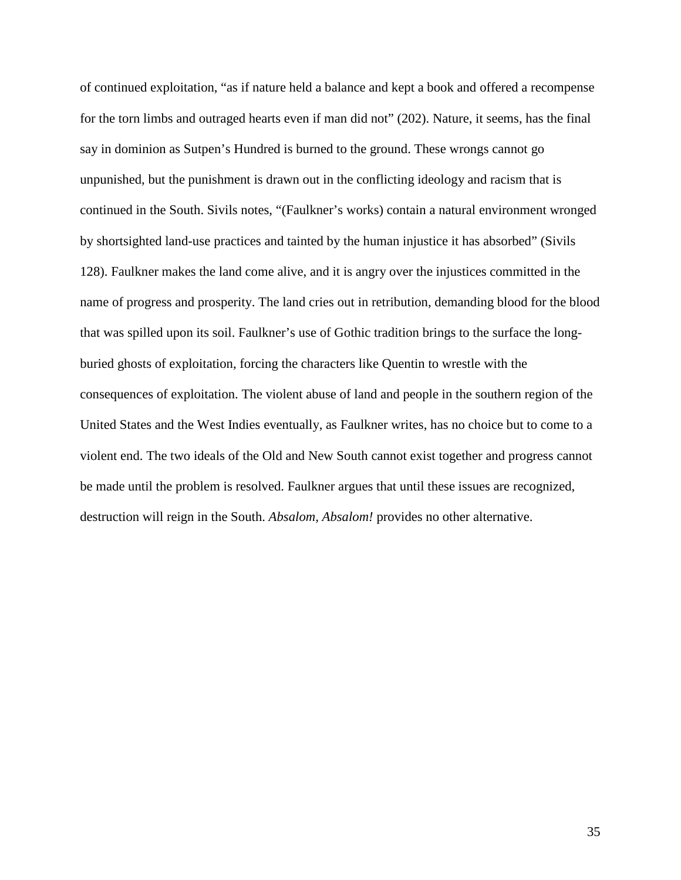of continued exploitation, "as if nature held a balance and kept a book and offered a recompense for the torn limbs and outraged hearts even if man did not" (202). Nature, it seems, has the final say in dominion as Sutpen's Hundred is burned to the ground. These wrongs cannot go unpunished, but the punishment is drawn out in the conflicting ideology and racism that is continued in the South. Sivils notes, "(Faulkner's works) contain a natural environment wronged by shortsighted land-use practices and tainted by the human injustice it has absorbed" (Sivils 128). Faulkner makes the land come alive, and it is angry over the injustices committed in the name of progress and prosperity. The land cries out in retribution, demanding blood for the blood that was spilled upon its soil. Faulkner's use of Gothic tradition brings to the surface the long-buried ghosts of exploitation, forcing the characters like Quentin to wrestle with the consequences of exploitation. The violent abuse of land and people in the southern region of the United States and the West Indies eventually, as Faulkner writes, has no choice but to come to a violent end. The two ideals of the Old and New South cannot exist together and progress cannot be made until the problem is resolved. Faulkner argues that until these issues are recognized, destruction will reign in the South. *Absalom, Absalom!* provides no other alternative.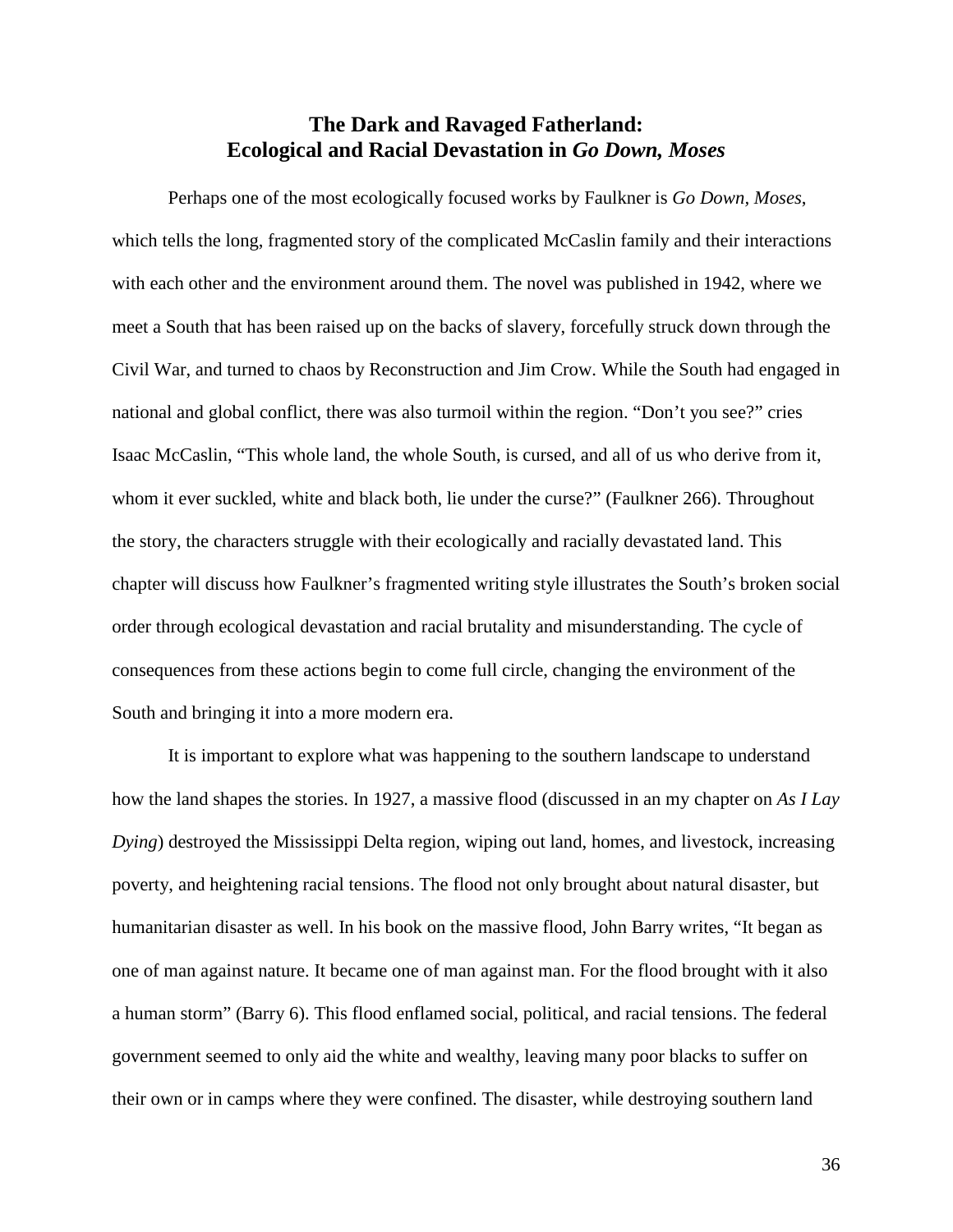## The Dark and Ravaged Fatherland:
## Ecological and Racial Devastation in *Go Down, Moses*

Perhaps one of the most ecologically focused works by Faulkner is *Go Down, Moses*, which tells the long, fragmented story of the complicated McCaslin family and their interactions with each other and the environment around them. The novel was published in 1942, where we meet a South that has been raised up on the backs of slavery, forcefully struck down through the Civil War, and turned to chaos by Reconstruction and Jim Crow. While the South had engaged in national and global conflict, there was also turmoil within the region. "Don't you see?" cries Isaac McCaslin, "This whole land, the whole South, is cursed, and all of us who derive from it, whom it ever suckled, white and black both, lie under the curse?" (Faulkner 266). Throughout the story, the characters struggle with their ecologically and racially devastated land. This chapter will discuss how Faulkner's fragmented writing style illustrates the South's broken social order through ecological devastation and racial brutality and misunderstanding. The cycle of consequences from these actions begin to come full circle, changing the environment of the South and bringing it into a more modern era.

It is important to explore what was happening to the southern landscape to understand how the land shapes the stories. In 1927, a massive flood (discussed in an my chapter on *As I Lay Dying*) destroyed the Mississippi Delta region, wiping out land, homes, and livestock, increasing poverty, and heightening racial tensions. The flood not only brought about natural disaster, but humanitarian disaster as well. In his book on the massive flood, John Barry writes, "It began as one of man against nature. It became one of man against man. For the flood brought with it also a human storm" (Barry 6). This flood enflamed social, political, and racial tensions. The federal government seemed to only aid the white and wealthy, leaving many poor blacks to suffer on their own or in camps where they were confined. The disaster, while destroying southern land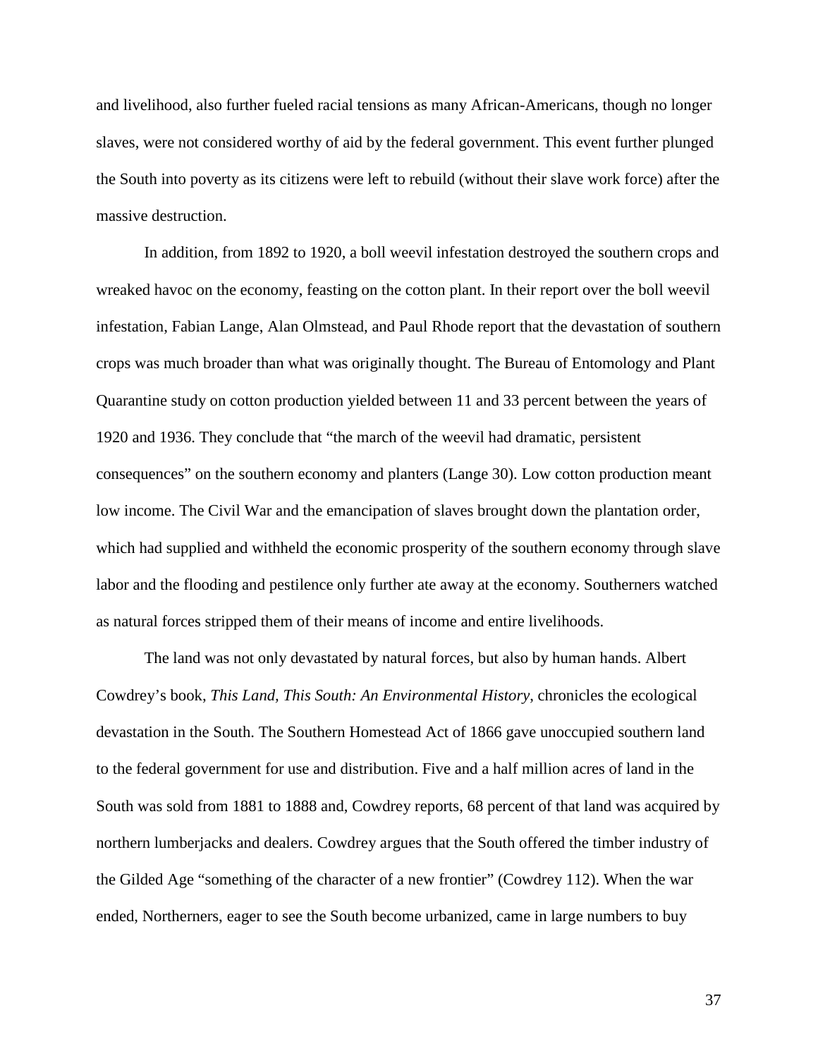and livelihood, also further fueled racial tensions as many African-Americans, though no longer slaves, were not considered worthy of aid by the federal government. This event further plunged the South into poverty as its citizens were left to rebuild (without their slave work force) after the massive destruction.

In addition, from 1892 to 1920, a boll weevil infestation destroyed the southern crops and wreaked havoc on the economy, feasting on the cotton plant. In their report over the boll weevil infestation, Fabian Lange, Alan Olmstead, and Paul Rhode report that the devastation of southern crops was much broader than what was originally thought. The Bureau of Entomology and Plant Quarantine study on cotton production yielded between 11 and 33 percent between the years of 1920 and 1936. They conclude that "the march of the weevil had dramatic, persistent consequences" on the southern economy and planters (Lange 30). Low cotton production meant low income. The Civil War and the emancipation of slaves brought down the plantation order, which had supplied and withheld the economic prosperity of the southern economy through slave labor and the flooding and pestilence only further ate away at the economy. Southerners watched as natural forces stripped them of their means of income and entire livelihoods.

The land was not only devastated by natural forces, but also by human hands. Albert Cowdrey's book, *This Land, This South: An Environmental History*, chronicles the ecological devastation in the South. The Southern Homestead Act of 1866 gave unoccupied southern land to the federal government for use and distribution. Five and a half million acres of land in the South was sold from 1881 to 1888 and, Cowdrey reports, 68 percent of that land was acquired by northern lumberjacks and dealers. Cowdrey argues that the South offered the timber industry of the Gilded Age "something of the character of a new frontier" (Cowdrey 112). When the war ended, Northerners, eager to see the South become urbanized, came in large numbers to buy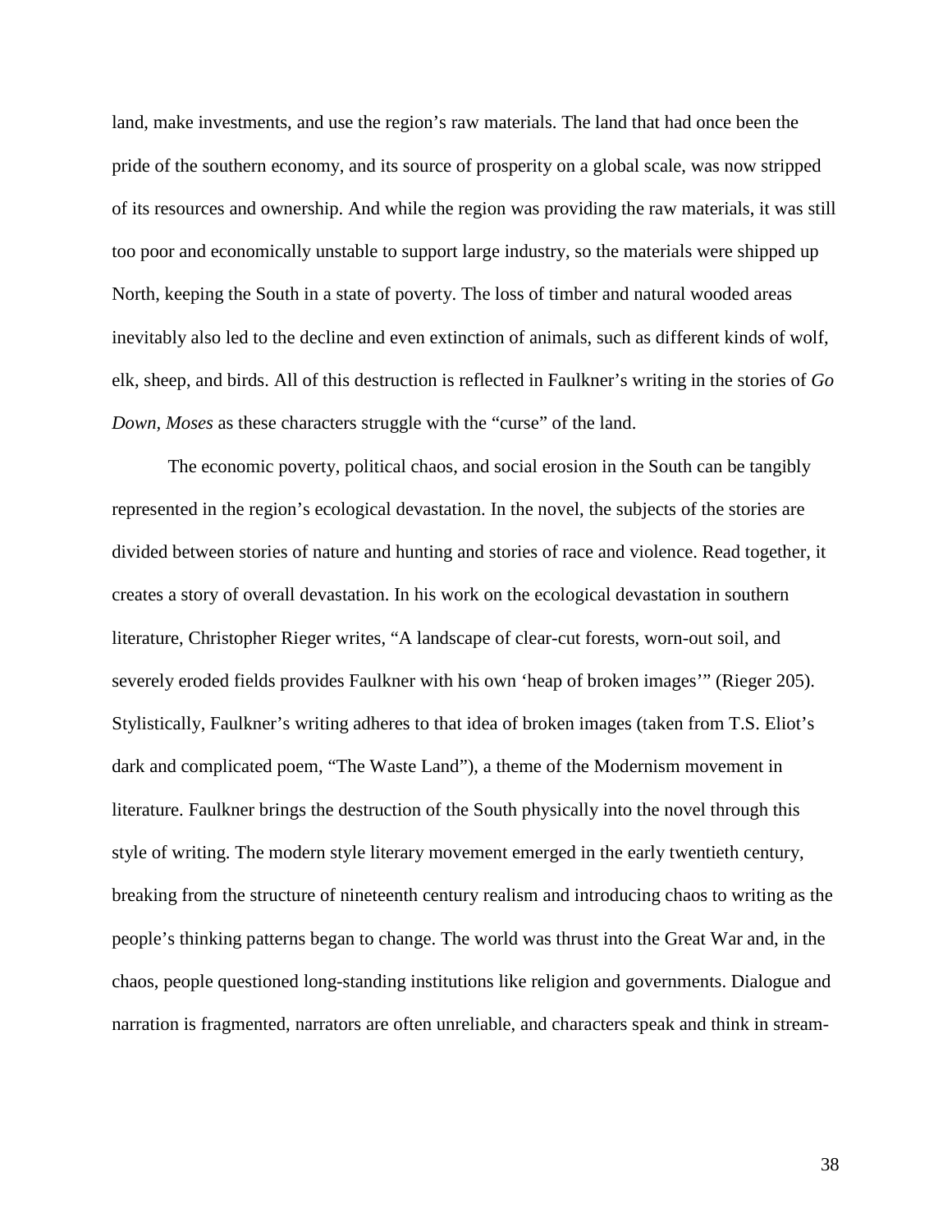land, make investments, and use the region's raw materials. The land that had once been the pride of the southern economy, and its source of prosperity on a global scale, was now stripped of its resources and ownership. And while the region was providing the raw materials, it was still too poor and economically unstable to support large industry, so the materials were shipped up North, keeping the South in a state of poverty. The loss of timber and natural wooded areas inevitably also led to the decline and even extinction of animals, such as different kinds of wolf, elk, sheep, and birds. All of this destruction is reflected in Faulkner's writing in the stories of *Go Down, Moses* as these characters struggle with the "curse" of the land.

The economic poverty, political chaos, and social erosion in the South can be tangibly represented in the region's ecological devastation. In the novel, the subjects of the stories are divided between stories of nature and hunting and stories of race and violence. Read together, it creates a story of overall devastation. In his work on the ecological devastation in southern literature, Christopher Rieger writes, "A landscape of clear-cut forests, worn-out soil, and severely eroded fields provides Faulkner with his own 'heap of broken images'" (Rieger 205). Stylistically, Faulkner's writing adheres to that idea of broken images (taken from T.S. Eliot's dark and complicated poem, "The Waste Land"), a theme of the Modernism movement in literature. Faulkner brings the destruction of the South physically into the novel through this style of writing. The modern style literary movement emerged in the early twentieth century, breaking from the structure of nineteenth century realism and introducing chaos to writing as the people's thinking patterns began to change. The world was thrust into the Great War and, in the chaos, people questioned long-standing institutions like religion and governments. Dialogue and narration is fragmented, narrators are often unreliable, and characters speak and think in stream-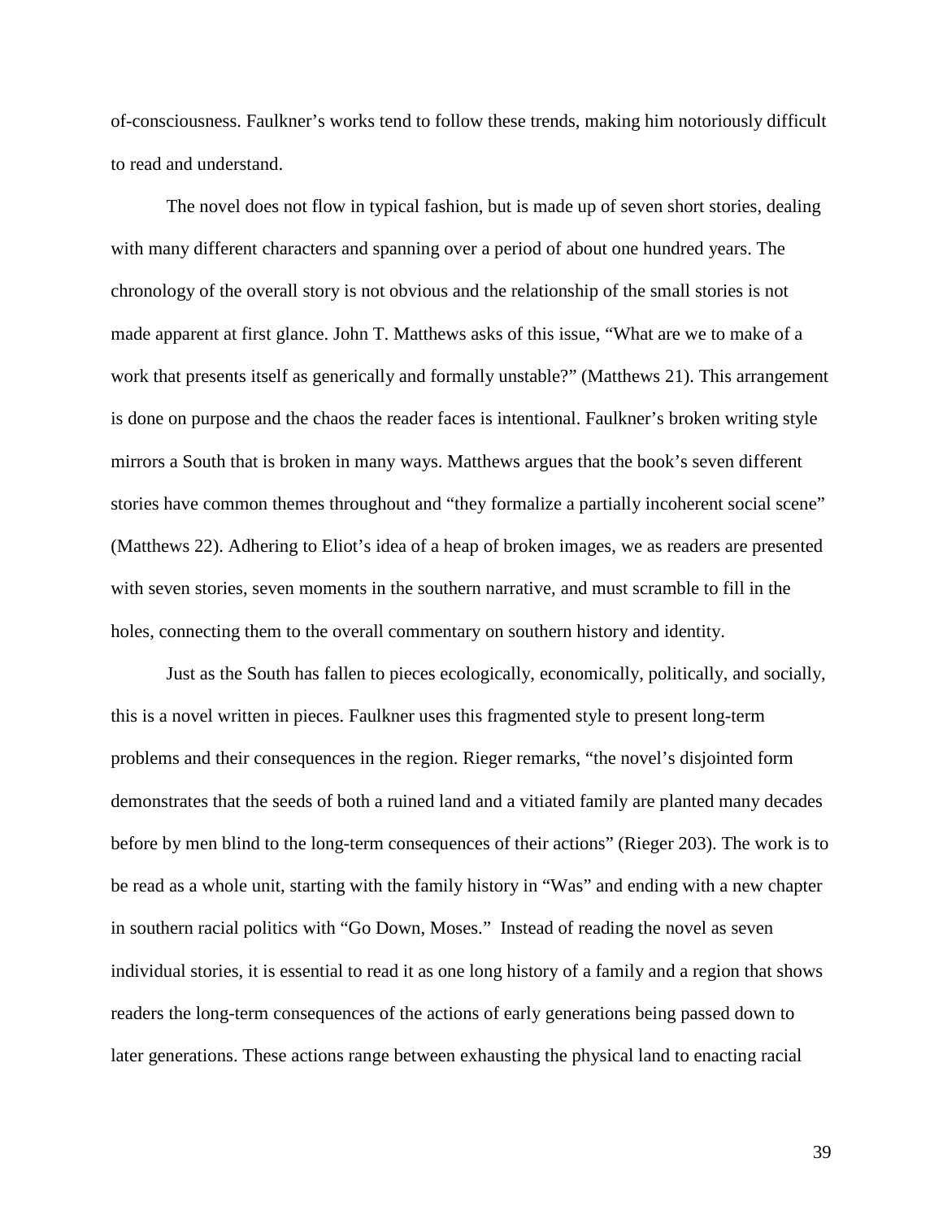of-consciousness. Faulkner's works tend to follow these trends, making him notoriously difficult to read and understand.

The novel does not flow in typical fashion, but is made up of seven short stories, dealing with many different characters and spanning over a period of about one hundred years. The chronology of the overall story is not obvious and the relationship of the small stories is not made apparent at first glance. John T. Matthews asks of this issue, "What are we to make of a work that presents itself as generically and formally unstable?" (Matthews 21). This arrangement is done on purpose and the chaos the reader faces is intentional. Faulkner's broken writing style mirrors a South that is broken in many ways. Matthews argues that the book's seven different stories have common themes throughout and "they formalize a partially incoherent social scene" (Matthews 22). Adhering to Eliot's idea of a heap of broken images, we as readers are presented with seven stories, seven moments in the southern narrative, and must scramble to fill in the holes, connecting them to the overall commentary on southern history and identity.

Just as the South has fallen to pieces ecologically, economically, politically, and socially, this is a novel written in pieces. Faulkner uses this fragmented style to present long-term problems and their consequences in the region. Rieger remarks, "the novel's disjointed form demonstrates that the seeds of both a ruined land and a vitiated family are planted many decades before by men blind to the long-term consequences of their actions" (Rieger 203). The work is to be read as a whole unit, starting with the family history in "Was" and ending with a new chapter in southern racial politics with "Go Down, Moses." Instead of reading the novel as seven individual stories, it is essential to read it as one long history of a family and a region that shows readers the long-term consequences of the actions of early generations being passed down to later generations. These actions range between exhausting the physical land to enacting racial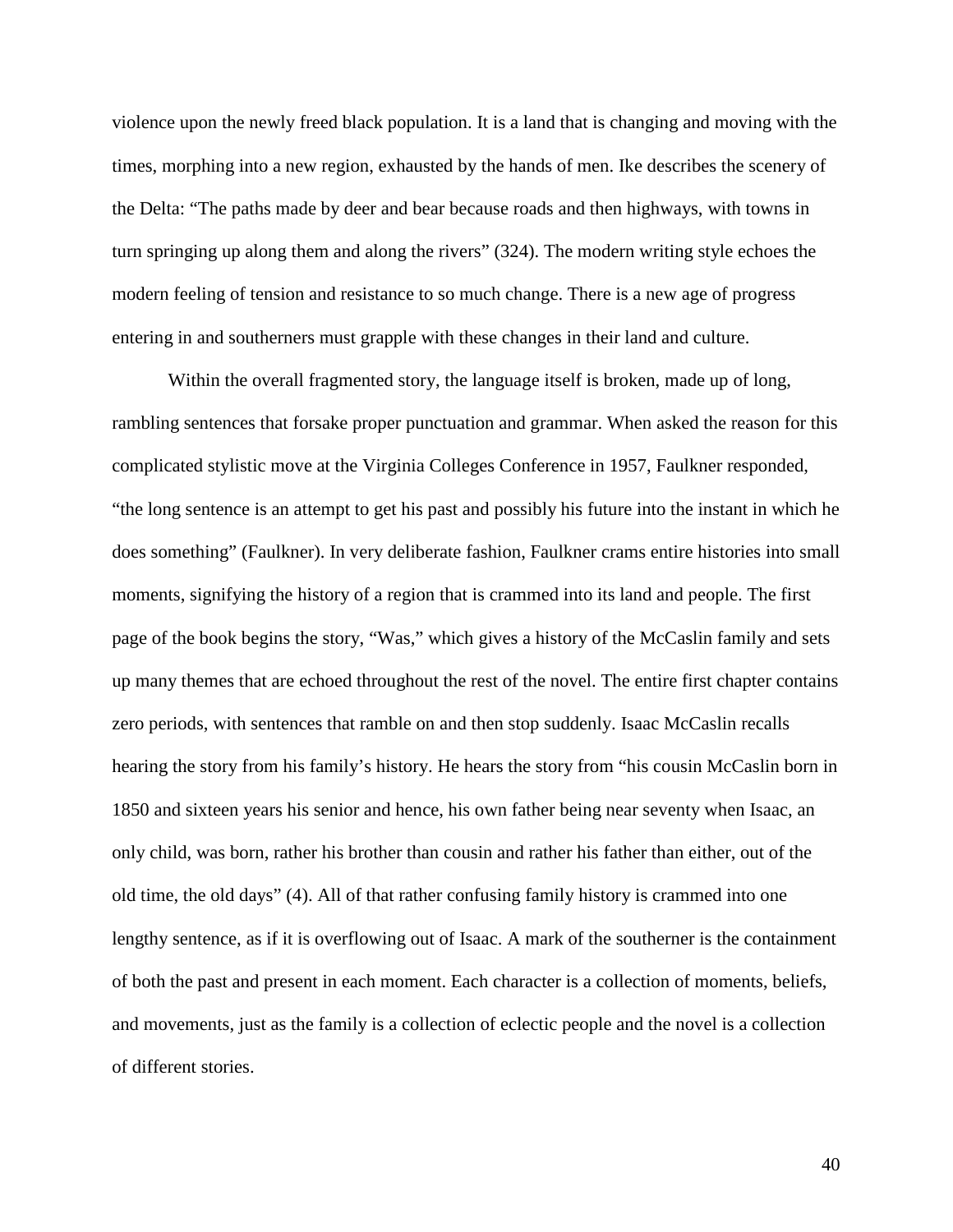violence upon the newly freed black population. It is a land that is changing and moving with the times, morphing into a new region, exhausted by the hands of men. Ike describes the scenery of the Delta: "The paths made by deer and bear because roads and then highways, with towns in turn springing up along them and along the rivers" (324). The modern writing style echoes the modern feeling of tension and resistance to so much change. There is a new age of progress entering in and southerners must grapple with these changes in their land and culture.

Within the overall fragmented story, the language itself is broken, made up of long, rambling sentences that forsake proper punctuation and grammar. When asked the reason for this complicated stylistic move at the Virginia Colleges Conference in 1957, Faulkner responded, "the long sentence is an attempt to get his past and possibly his future into the instant in which he does something" (Faulkner). In very deliberate fashion, Faulkner crams entire histories into small moments, signifying the history of a region that is crammed into its land and people. The first page of the book begins the story, "Was," which gives a history of the McCaslin family and sets up many themes that are echoed throughout the rest of the novel. The entire first chapter contains zero periods, with sentences that ramble on and then stop suddenly. Isaac McCaslin recalls hearing the story from his family's history. He hears the story from "his cousin McCaslin born in 1850 and sixteen years his senior and hence, his own father being near seventy when Isaac, an only child, was born, rather his brother than cousin and rather his father than either, out of the old time, the old days" (4). All of that rather confusing family history is crammed into one lengthy sentence, as if it is overflowing out of Isaac. A mark of the southerner is the containment of both the past and present in each moment. Each character is a collection of moments, beliefs, and movements, just as the family is a collection of eclectic people and the novel is a collection of different stories.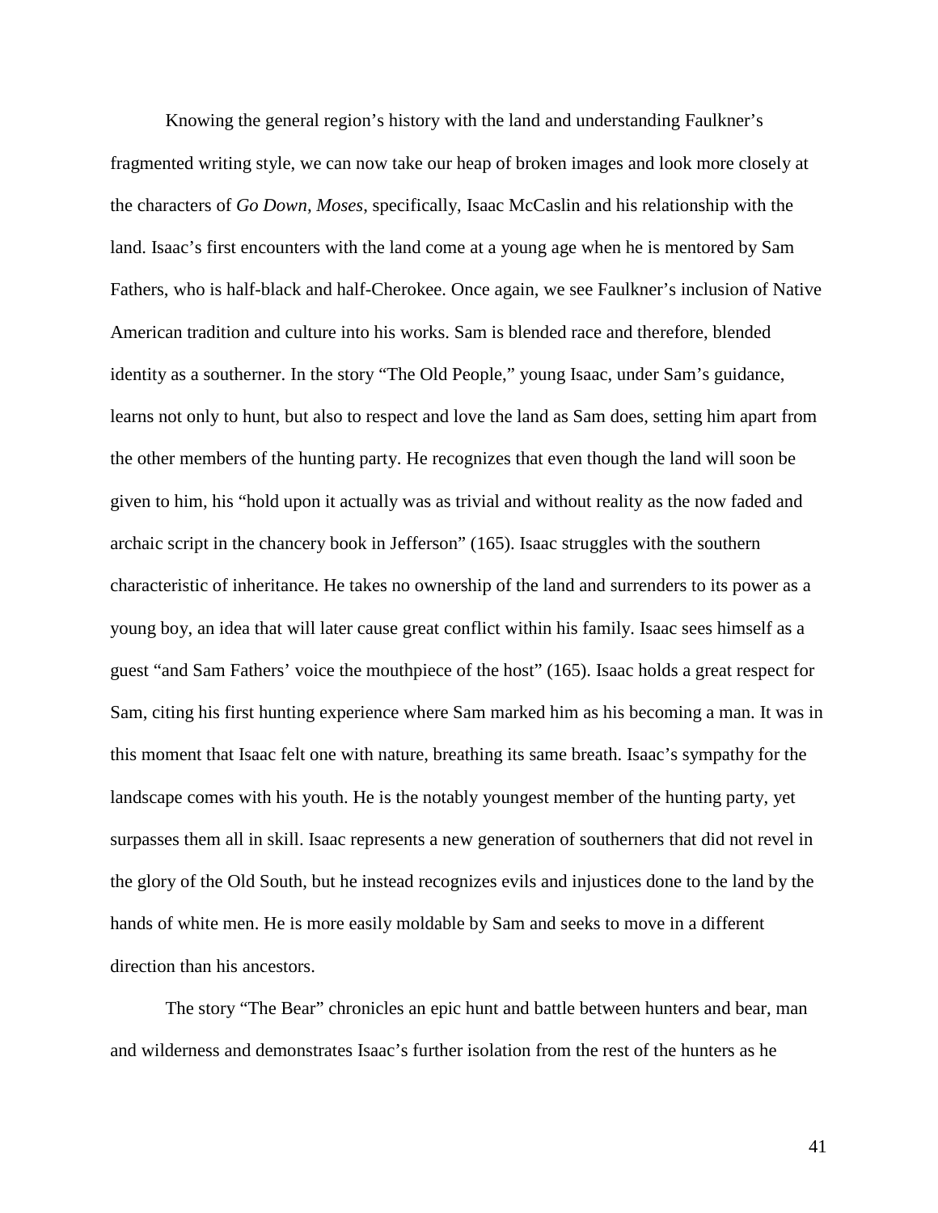Knowing the general region's history with the land and understanding Faulkner's fragmented writing style, we can now take our heap of broken images and look more closely at the characters of *Go Down, Moses*, specifically, Isaac McCaslin and his relationship with the land. Isaac's first encounters with the land come at a young age when he is mentored by Sam Fathers, who is half-black and half-Cherokee. Once again, we see Faulkner's inclusion of Native American tradition and culture into his works. Sam is blended race and therefore, blended identity as a southerner. In the story "The Old People," young Isaac, under Sam's guidance, learns not only to hunt, but also to respect and love the land as Sam does, setting him apart from the other members of the hunting party. He recognizes that even though the land will soon be given to him, his "hold upon it actually was as trivial and without reality as the now faded and archaic script in the chancery book in Jefferson" (165). Isaac struggles with the southern characteristic of inheritance. He takes no ownership of the land and surrenders to its power as a young boy, an idea that will later cause great conflict within his family. Isaac sees himself as a guest "and Sam Fathers' voice the mouthpiece of the host" (165). Isaac holds a great respect for Sam, citing his first hunting experience where Sam marked him as his becoming a man. It was in this moment that Isaac felt one with nature, breathing its same breath. Isaac's sympathy for the landscape comes with his youth. He is the notably youngest member of the hunting party, yet surpasses them all in skill. Isaac represents a new generation of southerners that did not revel in the glory of the Old South, but he instead recognizes evils and injustices done to the land by the hands of white men. He is more easily moldable by Sam and seeks to move in a different direction than his ancestors.

The story "The Bear" chronicles an epic hunt and battle between hunters and bear, man and wilderness and demonstrates Isaac's further isolation from the rest of the hunters as he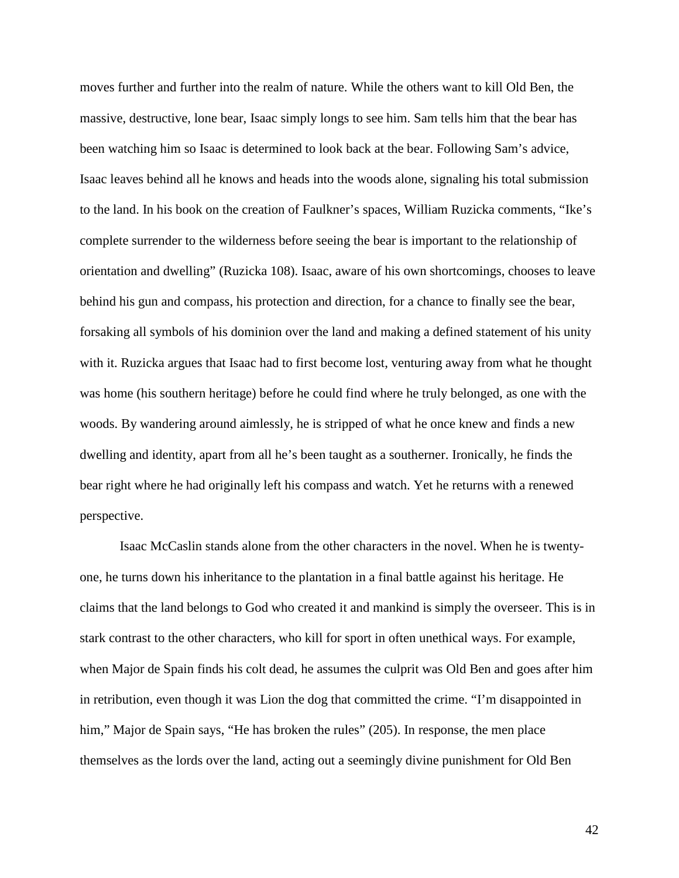moves further and further into the realm of nature. While the others want to kill Old Ben, the massive, destructive, lone bear, Isaac simply longs to see him. Sam tells him that the bear has been watching him so Isaac is determined to look back at the bear. Following Sam's advice, Isaac leaves behind all he knows and heads into the woods alone, signaling his total submission to the land. In his book on the creation of Faulkner's spaces, William Ruzicka comments, "Ike's complete surrender to the wilderness before seeing the bear is important to the relationship of orientation and dwelling" (Ruzicka 108). Isaac, aware of his own shortcomings, chooses to leave behind his gun and compass, his protection and direction, for a chance to finally see the bear, forsaking all symbols of his dominion over the land and making a defined statement of his unity with it. Ruzicka argues that Isaac had to first become lost, venturing away from what he thought was home (his southern heritage) before he could find where he truly belonged, as one with the woods. By wandering around aimlessly, he is stripped of what he once knew and finds a new dwelling and identity, apart from all he's been taught as a southerner. Ironically, he finds the bear right where he had originally left his compass and watch. Yet he returns with a renewed perspective.

Isaac McCaslin stands alone from the other characters in the novel. When he is twenty-one, he turns down his inheritance to the plantation in a final battle against his heritage. He claims that the land belongs to God who created it and mankind is simply the overseer. This is in stark contrast to the other characters, who kill for sport in often unethical ways. For example, when Major de Spain finds his colt dead, he assumes the culprit was Old Ben and goes after him in retribution, even though it was Lion the dog that committed the crime. "I'm disappointed in him," Major de Spain says, "He has broken the rules" (205). In response, the men place themselves as the lords over the land, acting out a seemingly divine punishment for Old Ben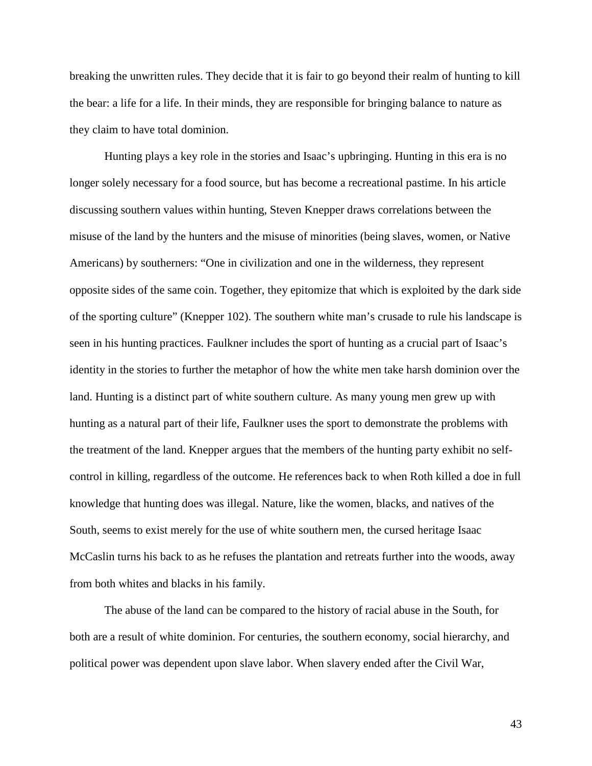breaking the unwritten rules. They decide that it is fair to go beyond their realm of hunting to kill the bear: a life for a life. In their minds, they are responsible for bringing balance to nature as they claim to have total dominion.

Hunting plays a key role in the stories and Isaac's upbringing. Hunting in this era is no longer solely necessary for a food source, but has become a recreational pastime. In his article discussing southern values within hunting, Steven Knepper draws correlations between the misuse of the land by the hunters and the misuse of minorities (being slaves, women, or Native Americans) by southerners: "One in civilization and one in the wilderness, they represent opposite sides of the same coin. Together, they epitomize that which is exploited by the dark side of the sporting culture" (Knepper 102). The southern white man's crusade to rule his landscape is seen in his hunting practices. Faulkner includes the sport of hunting as a crucial part of Isaac's identity in the stories to further the metaphor of how the white men take harsh dominion over the land. Hunting is a distinct part of white southern culture. As many young men grew up with hunting as a natural part of their life, Faulkner uses the sport to demonstrate the problems with the treatment of the land. Knepper argues that the members of the hunting party exhibit no self-control in killing, regardless of the outcome. He references back to when Roth killed a doe in full knowledge that hunting does was illegal. Nature, like the women, blacks, and natives of the South, seems to exist merely for the use of white southern men, the cursed heritage Isaac McCaslin turns his back to as he refuses the plantation and retreats further into the woods, away from both whites and blacks in his family.

The abuse of the land can be compared to the history of racial abuse in the South, for both are a result of white dominion. For centuries, the southern economy, social hierarchy, and political power was dependent upon slave labor. When slavery ended after the Civil War,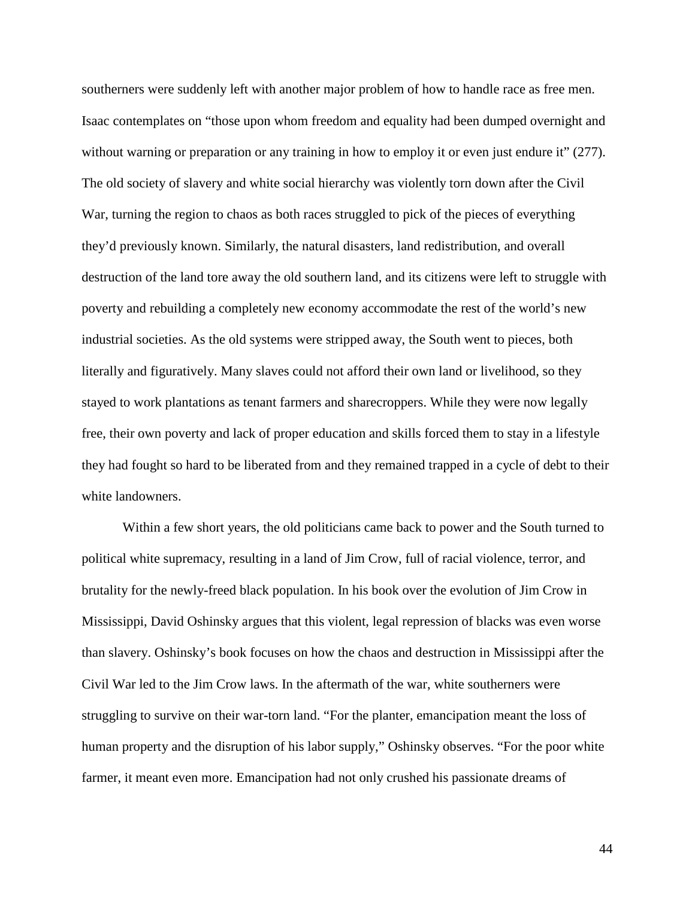southerners were suddenly left with another major problem of how to handle race as free men. Isaac contemplates on "those upon whom freedom and equality had been dumped overnight and without warning or preparation or any training in how to employ it or even just endure it" (277). The old society of slavery and white social hierarchy was violently torn down after the Civil War, turning the region to chaos as both races struggled to pick of the pieces of everything they'd previously known. Similarly, the natural disasters, land redistribution, and overall destruction of the land tore away the old southern land, and its citizens were left to struggle with poverty and rebuilding a completely new economy accommodate the rest of the world's new industrial societies. As the old systems were stripped away, the South went to pieces, both literally and figuratively. Many slaves could not afford their own land or livelihood, so they stayed to work plantations as tenant farmers and sharecroppers. While they were now legally free, their own poverty and lack of proper education and skills forced them to stay in a lifestyle they had fought so hard to be liberated from and they remained trapped in a cycle of debt to their white landowners.

Within a few short years, the old politicians came back to power and the South turned to political white supremacy, resulting in a land of Jim Crow, full of racial violence, terror, and brutality for the newly-freed black population. In his book over the evolution of Jim Crow in Mississippi, David Oshinsky argues that this violent, legal repression of blacks was even worse than slavery. Oshinsky's book focuses on how the chaos and destruction in Mississippi after the Civil War led to the Jim Crow laws. In the aftermath of the war, white southerners were struggling to survive on their war-torn land. "For the planter, emancipation meant the loss of human property and the disruption of his labor supply," Oshinsky observes. "For the poor white farmer, it meant even more. Emancipation had not only crushed his passionate dreams of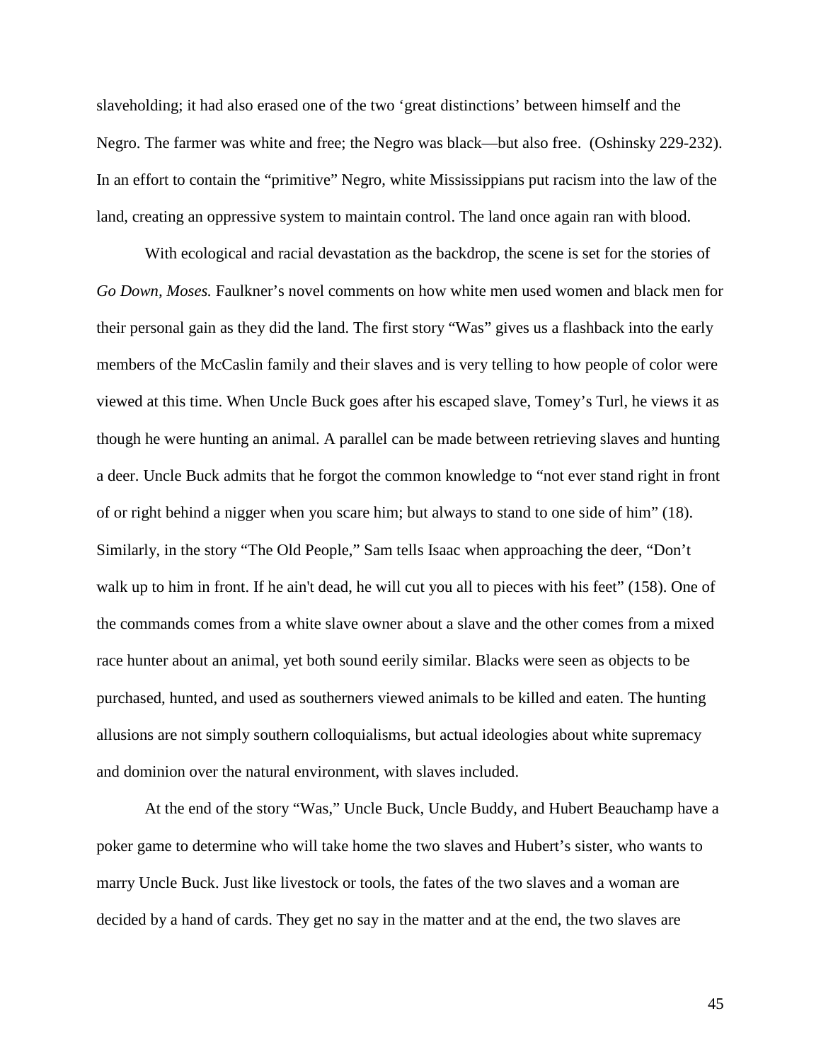slaveholding; it had also erased one of the two 'great distinctions' between himself and the Negro. The farmer was white and free; the Negro was black—but also free. (Oshinsky 229-232). In an effort to contain the "primitive" Negro, white Mississippians put racism into the law of the land, creating an oppressive system to maintain control. The land once again ran with blood.

With ecological and racial devastation as the backdrop, the scene is set for the stories of *Go Down, Moses.* Faulkner's novel comments on how white men used women and black men for their personal gain as they did the land. The first story "Was" gives us a flashback into the early members of the McCaslin family and their slaves and is very telling to how people of color were viewed at this time. When Uncle Buck goes after his escaped slave, Tomey's Turl, he views it as though he were hunting an animal. A parallel can be made between retrieving slaves and hunting a deer. Uncle Buck admits that he forgot the common knowledge to "not ever stand right in front of or right behind a nigger when you scare him; but always to stand to one side of him" (18). Similarly, in the story "The Old People," Sam tells Isaac when approaching the deer, "Don't walk up to him in front. If he ain't dead, he will cut you all to pieces with his feet" (158). One of the commands comes from a white slave owner about a slave and the other comes from a mixed race hunter about an animal, yet both sound eerily similar. Blacks were seen as objects to be purchased, hunted, and used as southerners viewed animals to be killed and eaten. The hunting allusions are not simply southern colloquialisms, but actual ideologies about white supremacy and dominion over the natural environment, with slaves included.

At the end of the story "Was," Uncle Buck, Uncle Buddy, and Hubert Beauchamp have a poker game to determine who will take home the two slaves and Hubert's sister, who wants to marry Uncle Buck. Just like livestock or tools, the fates of the two slaves and a woman are decided by a hand of cards. They get no say in the matter and at the end, the two slaves are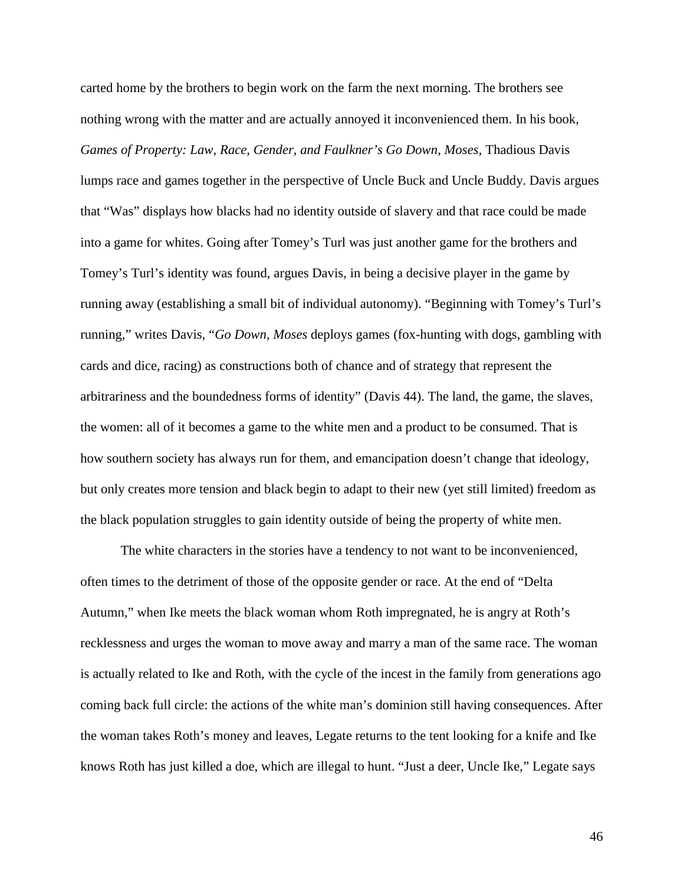carted home by the brothers to begin work on the farm the next morning. The brothers see nothing wrong with the matter and are actually annoyed it inconvenienced them. In his book, *Games of Property: Law, Race, Gender, and Faulkner's Go Down, Moses*, Thadious Davis lumps race and games together in the perspective of Uncle Buck and Uncle Buddy. Davis argues that "Was" displays how blacks had no identity outside of slavery and that race could be made into a game for whites. Going after Tomey's Turl was just another game for the brothers and Tomey's Turl's identity was found, argues Davis, in being a decisive player in the game by running away (establishing a small bit of individual autonomy). "Beginning with Tomey's Turl's running," writes Davis, "*Go Down, Moses* deploys games (fox-hunting with dogs, gambling with cards and dice, racing) as constructions both of chance and of strategy that represent the arbitrariness and the boundedness forms of identity" (Davis 44). The land, the game, the slaves, the women: all of it becomes a game to the white men and a product to be consumed. That is how southern society has always run for them, and emancipation doesn't change that ideology, but only creates more tension and black begin to adapt to their new (yet still limited) freedom as the black population struggles to gain identity outside of being the property of white men.

The white characters in the stories have a tendency to not want to be inconvenienced, often times to the detriment of those of the opposite gender or race. At the end of "Delta Autumn," when Ike meets the black woman whom Roth impregnated, he is angry at Roth's recklessness and urges the woman to move away and marry a man of the same race. The woman is actually related to Ike and Roth, with the cycle of the incest in the family from generations ago coming back full circle: the actions of the white man's dominion still having consequences. After the woman takes Roth's money and leaves, Legate returns to the tent looking for a knife and Ike knows Roth has just killed a doe, which are illegal to hunt. "Just a deer, Uncle Ike," Legate says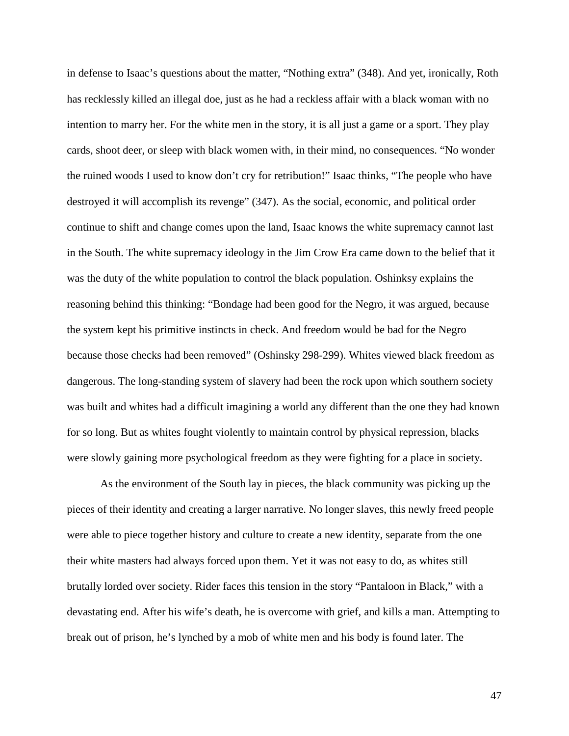in defense to Isaac's questions about the matter, "Nothing extra" (348). And yet, ironically, Roth has recklessly killed an illegal doe, just as he had a reckless affair with a black woman with no intention to marry her. For the white men in the story, it is all just a game or a sport. They play cards, shoot deer, or sleep with black women with, in their mind, no consequences. "No wonder the ruined woods I used to know don't cry for retribution!" Isaac thinks, "The people who have destroyed it will accomplish its revenge" (347). As the social, economic, and political order continue to shift and change comes upon the land, Isaac knows the white supremacy cannot last in the South. The white supremacy ideology in the Jim Crow Era came down to the belief that it was the duty of the white population to control the black population. Oshinksy explains the reasoning behind this thinking: "Bondage had been good for the Negro, it was argued, because the system kept his primitive instincts in check. And freedom would be bad for the Negro because those checks had been removed" (Oshinsky 298-299). Whites viewed black freedom as dangerous. The long-standing system of slavery had been the rock upon which southern society was built and whites had a difficult imagining a world any different than the one they had known for so long. But as whites fought violently to maintain control by physical repression, blacks were slowly gaining more psychological freedom as they were fighting for a place in society.

As the environment of the South lay in pieces, the black community was picking up the pieces of their identity and creating a larger narrative. No longer slaves, this newly freed people were able to piece together history and culture to create a new identity, separate from the one their white masters had always forced upon them. Yet it was not easy to do, as whites still brutally lorded over society. Rider faces this tension in the story "Pantaloon in Black," with a devastating end. After his wife's death, he is overcome with grief, and kills a man. Attempting to break out of prison, he's lynched by a mob of white men and his body is found later. The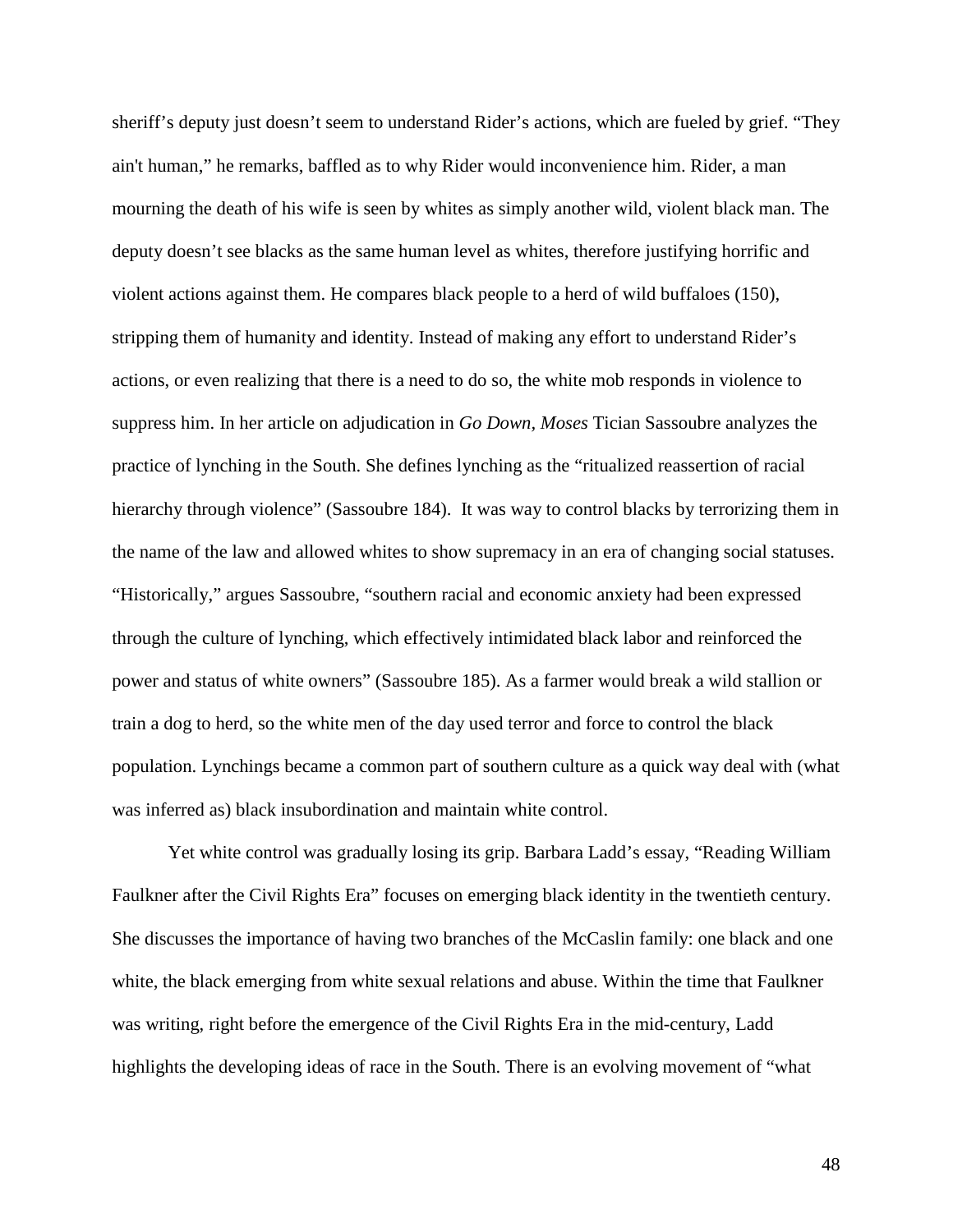sheriff's deputy just doesn't seem to understand Rider's actions, which are fueled by grief. "They ain't human," he remarks, baffled as to why Rider would inconvenience him. Rider, a man mourning the death of his wife is seen by whites as simply another wild, violent black man. The deputy doesn't see blacks as the same human level as whites, therefore justifying horrific and violent actions against them. He compares black people to a herd of wild buffaloes (150), stripping them of humanity and identity. Instead of making any effort to understand Rider's actions, or even realizing that there is a need to do so, the white mob responds in violence to suppress him. In her article on adjudication in *Go Down, Moses* Tician Sassoubre analyzes the practice of lynching in the South. She defines lynching as the "ritualized reassertion of racial hierarchy through violence" (Sassoubre 184). It was way to control blacks by terrorizing them in the name of the law and allowed whites to show supremacy in an era of changing social statuses. "Historically," argues Sassoubre, "southern racial and economic anxiety had been expressed through the culture of lynching, which effectively intimidated black labor and reinforced the power and status of white owners" (Sassoubre 185). As a farmer would break a wild stallion or train a dog to herd, so the white men of the day used terror and force to control the black population. Lynchings became a common part of southern culture as a quick way deal with (what was inferred as) black insubordination and maintain white control.

Yet white control was gradually losing its grip. Barbara Ladd's essay, "Reading William Faulkner after the Civil Rights Era" focuses on emerging black identity in the twentieth century. She discusses the importance of having two branches of the McCaslin family: one black and one white, the black emerging from white sexual relations and abuse. Within the time that Faulkner was writing, right before the emergence of the Civil Rights Era in the mid-century, Ladd highlights the developing ideas of race in the South. There is an evolving movement of "what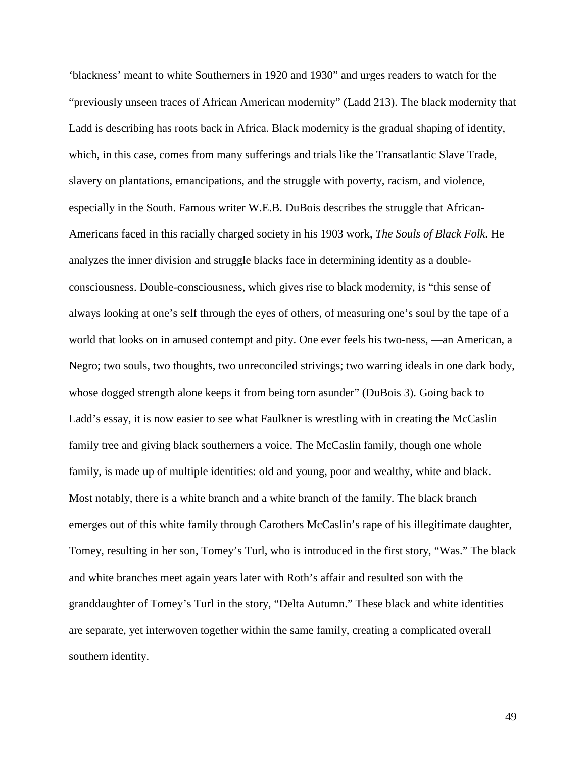'blackness' meant to white Southerners in 1920 and 1930" and urges readers to watch for the "previously unseen traces of African American modernity" (Ladd 213). The black modernity that Ladd is describing has roots back in Africa. Black modernity is the gradual shaping of identity, which, in this case, comes from many sufferings and trials like the Transatlantic Slave Trade, slavery on plantations, emancipations, and the struggle with poverty, racism, and violence, especially in the South. Famous writer W.E.B. DuBois describes the struggle that African-Americans faced in this racially charged society in his 1903 work, *The Souls of Black Folk*. He analyzes the inner division and struggle blacks face in determining identity as a double-consciousness. Double-consciousness, which gives rise to black modernity, is "this sense of always looking at one's self through the eyes of others, of measuring one's soul by the tape of a world that looks on in amused contempt and pity. One ever feels his two-ness, —an American, a Negro; two souls, two thoughts, two unreconciled strivings; two warring ideals in one dark body, whose dogged strength alone keeps it from being torn asunder" (DuBois 3). Going back to Ladd's essay, it is now easier to see what Faulkner is wrestling with in creating the McCaslin family tree and giving black southerners a voice. The McCaslin family, though one whole family, is made up of multiple identities: old and young, poor and wealthy, white and black. Most notably, there is a white branch and a white branch of the family. The black branch emerges out of this white family through Carothers McCaslin's rape of his illegitimate daughter, Tomey, resulting in her son, Tomey's Turl, who is introduced in the first story, "Was." The black and white branches meet again years later with Roth's affair and resulted son with the granddaughter of Tomey's Turl in the story, "Delta Autumn." These black and white identities are separate, yet interwoven together within the same family, creating a complicated overall southern identity.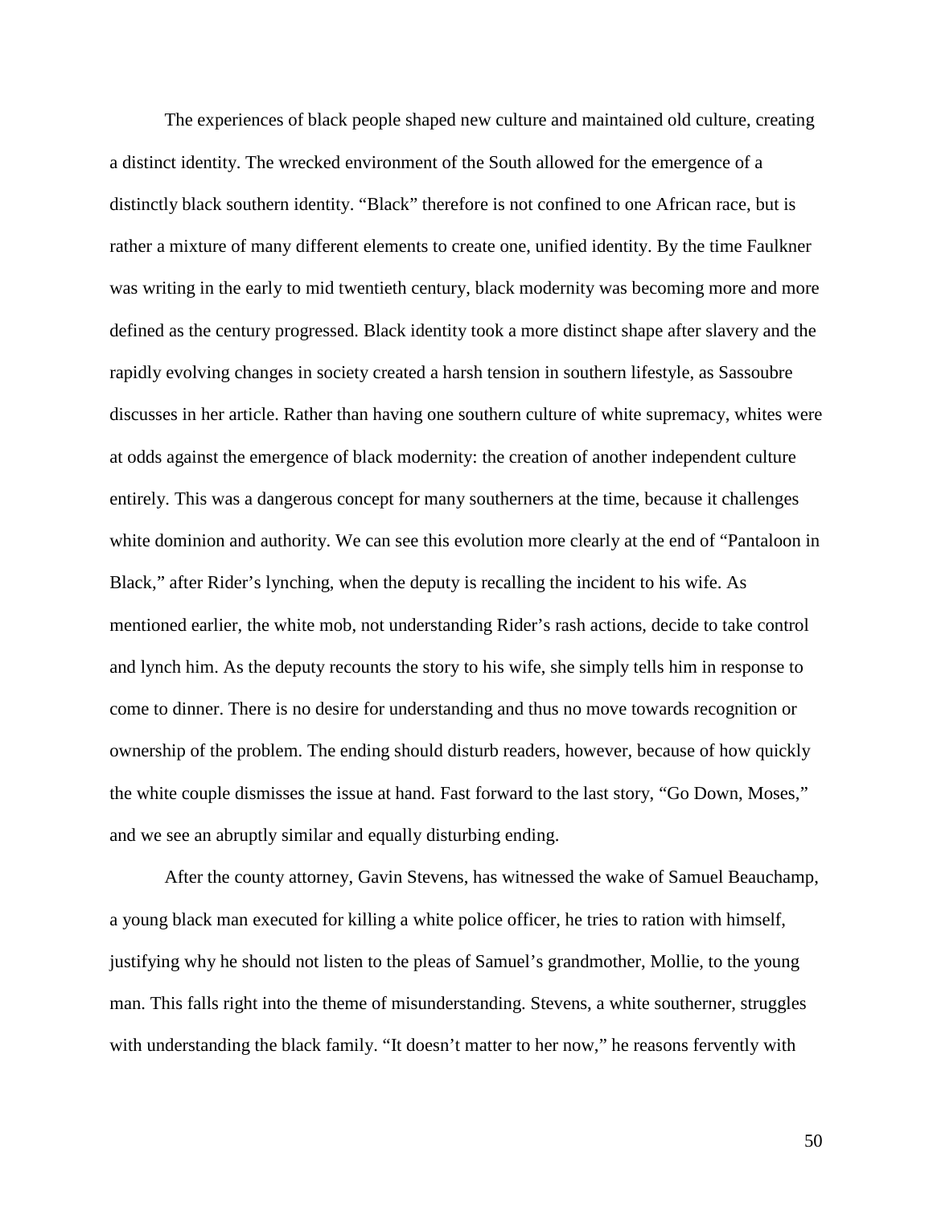The experiences of black people shaped new culture and maintained old culture, creating a distinct identity. The wrecked environment of the South allowed for the emergence of a distinctly black southern identity. "Black" therefore is not confined to one African race, but is rather a mixture of many different elements to create one, unified identity. By the time Faulkner was writing in the early to mid twentieth century, black modernity was becoming more and more defined as the century progressed. Black identity took a more distinct shape after slavery and the rapidly evolving changes in society created a harsh tension in southern lifestyle, as Sassoubre discusses in her article. Rather than having one southern culture of white supremacy, whites were at odds against the emergence of black modernity: the creation of another independent culture entirely. This was a dangerous concept for many southerners at the time, because it challenges white dominion and authority. We can see this evolution more clearly at the end of "Pantaloon in Black," after Rider's lynching, when the deputy is recalling the incident to his wife. As mentioned earlier, the white mob, not understanding Rider's rash actions, decide to take control and lynch him. As the deputy recounts the story to his wife, she simply tells him in response to come to dinner. There is no desire for understanding and thus no move towards recognition or ownership of the problem. The ending should disturb readers, however, because of how quickly the white couple dismisses the issue at hand. Fast forward to the last story, "Go Down, Moses," and we see an abruptly similar and equally disturbing ending.

After the county attorney, Gavin Stevens, has witnessed the wake of Samuel Beauchamp, a young black man executed for killing a white police officer, he tries to ration with himself, justifying why he should not listen to the pleas of Samuel's grandmother, Mollie, to the young man. This falls right into the theme of misunderstanding. Stevens, a white southerner, struggles with understanding the black family. "It doesn't matter to her now," he reasons fervently with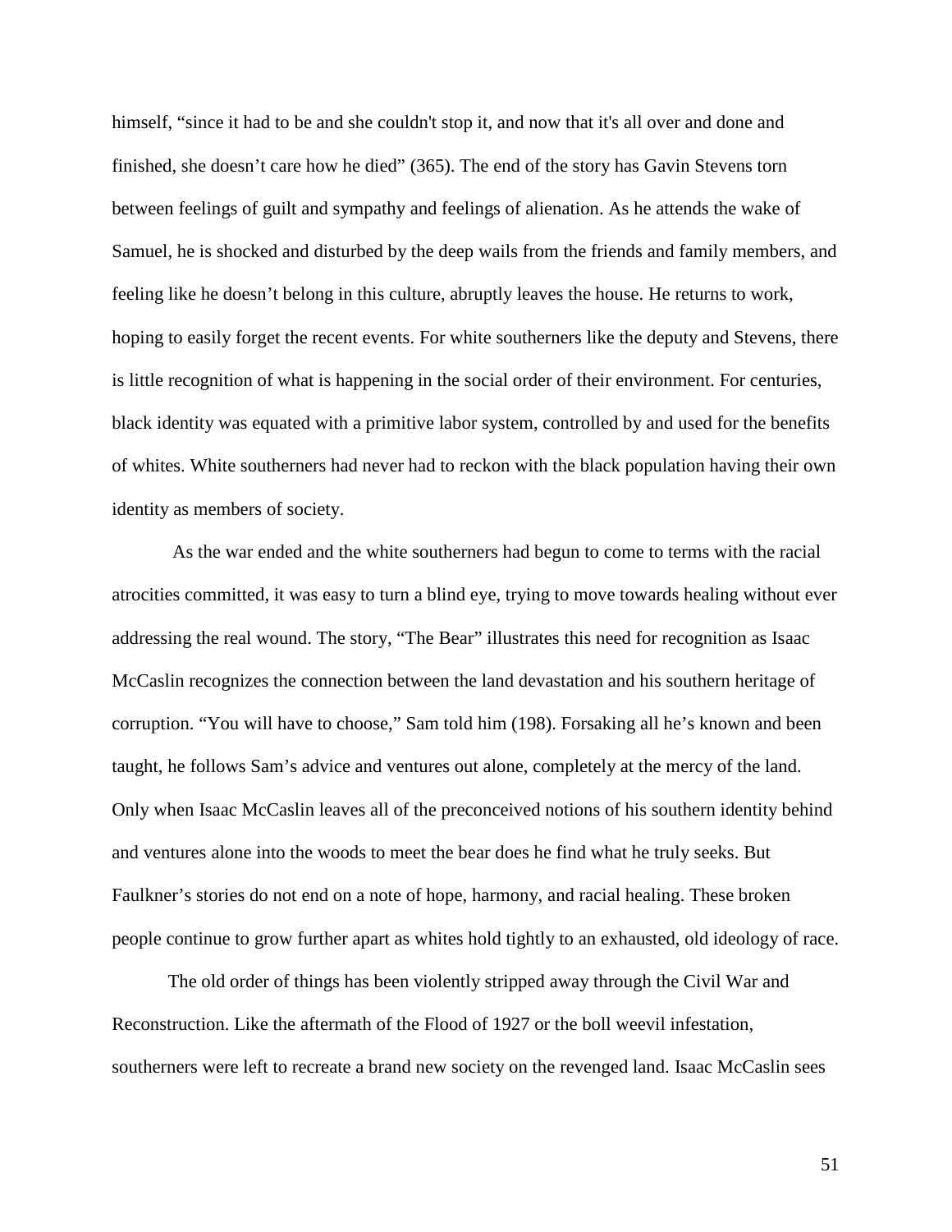himself, "since it had to be and she couldn't stop it, and now that it's all over and done and finished, she doesn't care how he died" (365). The end of the story has Gavin Stevens torn between feelings of guilt and sympathy and feelings of alienation. As he attends the wake of Samuel, he is shocked and disturbed by the deep wails from the friends and family members, and feeling like he doesn't belong in this culture, abruptly leaves the house. He returns to work, hoping to easily forget the recent events. For white southerners like the deputy and Stevens, there is little recognition of what is happening in the social order of their environment. For centuries, black identity was equated with a primitive labor system, controlled by and used for the benefits of whites. White southerners had never had to reckon with the black population having their own identity as members of society.

As the war ended and the white southerners had begun to come to terms with the racial atrocities committed, it was easy to turn a blind eye, trying to move towards healing without ever addressing the real wound. The story, "The Bear" illustrates this need for recognition as Isaac McCaslin recognizes the connection between the land devastation and his southern heritage of corruption. "You will have to choose," Sam told him (198). Forsaking all he's known and been taught, he follows Sam's advice and ventures out alone, completely at the mercy of the land. Only when Isaac McCaslin leaves all of the preconceived notions of his southern identity behind and ventures alone into the woods to meet the bear does he find what he truly seeks. But Faulkner's stories do not end on a note of hope, harmony, and racial healing. These broken people continue to grow further apart as whites hold tightly to an exhausted, old ideology of race.

The old order of things has been violently stripped away through the Civil War and Reconstruction. Like the aftermath of the Flood of 1927 or the boll weevil infestation, southerners were left to recreate a brand new society on the revenged land. Isaac McCaslin sees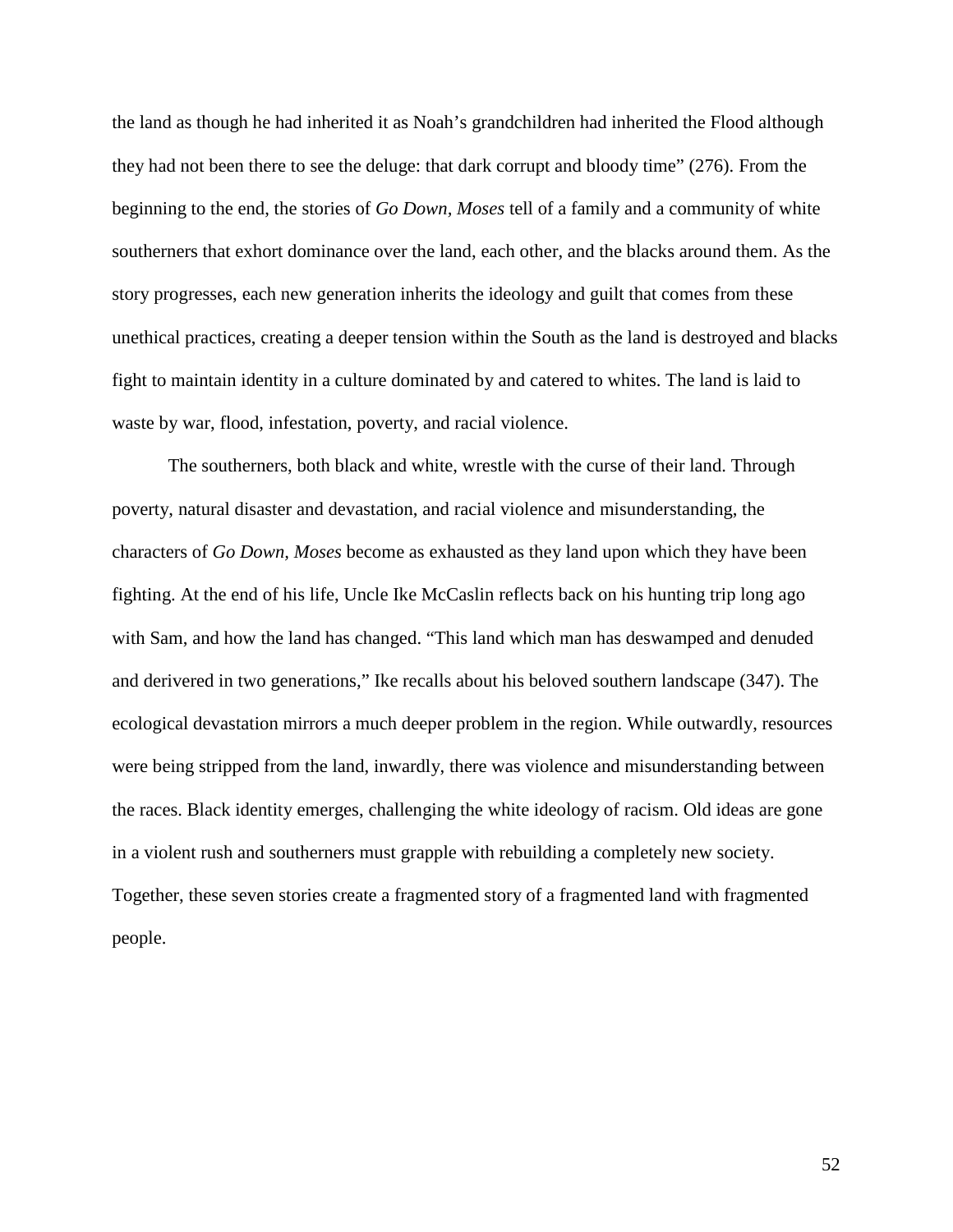the land as though he had inherited it as Noah's grandchildren had inherited the Flood although they had not been there to see the deluge: that dark corrupt and bloody time" (276). From the beginning to the end, the stories of *Go Down, Moses* tell of a family and a community of white southerners that exhort dominance over the land, each other, and the blacks around them. As the story progresses, each new generation inherits the ideology and guilt that comes from these unethical practices, creating a deeper tension within the South as the land is destroyed and blacks fight to maintain identity in a culture dominated by and catered to whites. The land is laid to waste by war, flood, infestation, poverty, and racial violence.

The southerners, both black and white, wrestle with the curse of their land. Through poverty, natural disaster and devastation, and racial violence and misunderstanding, the characters of *Go Down, Moses* become as exhausted as they land upon which they have been fighting. At the end of his life, Uncle Ike McCaslin reflects back on his hunting trip long ago with Sam, and how the land has changed. "This land which man has deswamped and denuded and derivered in two generations," Ike recalls about his beloved southern landscape (347). The ecological devastation mirrors a much deeper problem in the region. While outwardly, resources were being stripped from the land, inwardly, there was violence and misunderstanding between the races. Black identity emerges, challenging the white ideology of racism. Old ideas are gone in a violent rush and southerners must grapple with rebuilding a completely new society. Together, these seven stories create a fragmented story of a fragmented land with fragmented people.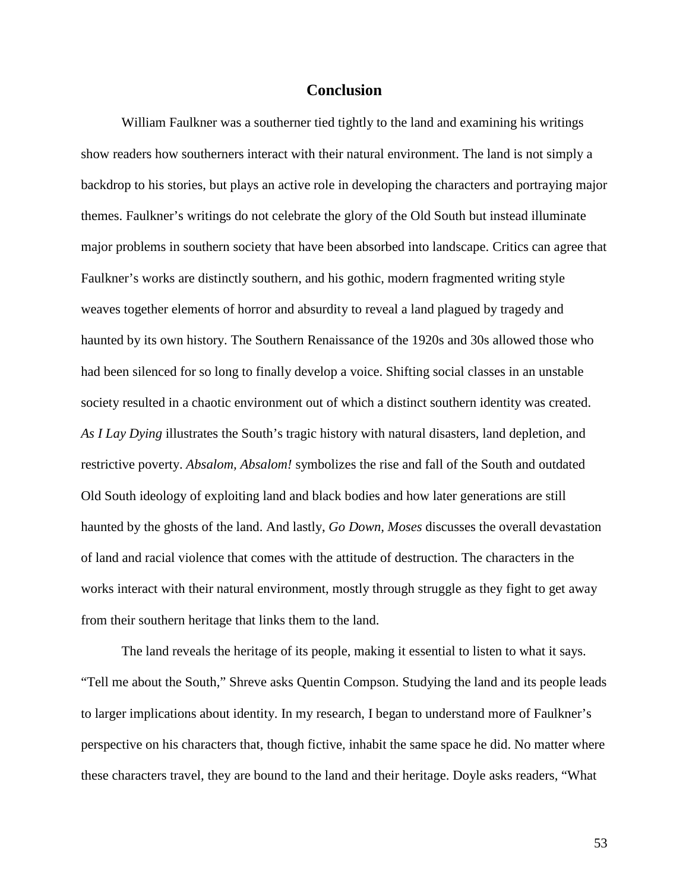## Conclusion

William Faulkner was a southerner tied tightly to the land and examining his writings show readers how southerners interact with their natural environment. The land is not simply a backdrop to his stories, but plays an active role in developing the characters and portraying major themes. Faulkner's writings do not celebrate the glory of the Old South but instead illuminate major problems in southern society that have been absorbed into landscape. Critics can agree that Faulkner's works are distinctly southern, and his gothic, modern fragmented writing style weaves together elements of horror and absurdity to reveal a land plagued by tragedy and haunted by its own history. The Southern Renaissance of the 1920s and 30s allowed those who had been silenced for so long to finally develop a voice. Shifting social classes in an unstable society resulted in a chaotic environment out of which a distinct southern identity was created. *As I Lay Dying* illustrates the South's tragic history with natural disasters, land depletion, and restrictive poverty. *Absalom, Absalom!* symbolizes the rise and fall of the South and outdated Old South ideology of exploiting land and black bodies and how later generations are still haunted by the ghosts of the land. And lastly, *Go Down, Moses* discusses the overall devastation of land and racial violence that comes with the attitude of destruction. The characters in the works interact with their natural environment, mostly through struggle as they fight to get away from their southern heritage that links them to the land.

The land reveals the heritage of its people, making it essential to listen to what it says. "Tell me about the South," Shreve asks Quentin Compson. Studying the land and its people leads to larger implications about identity. In my research, I began to understand more of Faulkner's perspective on his characters that, though fictive, inhabit the same space he did. No matter where these characters travel, they are bound to the land and their heritage. Doyle asks readers, "What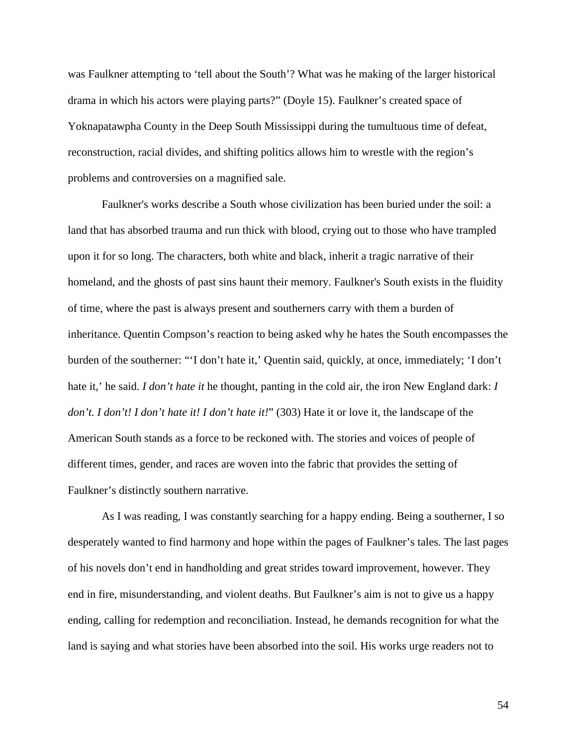was Faulkner attempting to 'tell about the South'? What was he making of the larger historical drama in which his actors were playing parts?" (Doyle 15). Faulkner's created space of Yoknapatawpha County in the Deep South Mississippi during the tumultuous time of defeat, reconstruction, racial divides, and shifting politics allows him to wrestle with the region's problems and controversies on a magnified sale.

Faulkner's works describe a South whose civilization has been buried under the soil: a land that has absorbed trauma and run thick with blood, crying out to those who have trampled upon it for so long. The characters, both white and black, inherit a tragic narrative of their homeland, and the ghosts of past sins haunt their memory. Faulkner's South exists in the fluidity of time, where the past is always present and southerners carry with them a burden of inheritance. Quentin Compson's reaction to being asked why he hates the South encompasses the burden of the southerner: "'I don't hate it,' Quentin said, quickly, at once, immediately; 'I don't hate it,' he said. *I don't hate it* he thought, panting in the cold air, the iron New England dark: *I don't. I don't! I don't hate it! I don't hate it!*" (303) Hate it or love it, the landscape of the American South stands as a force to be reckoned with. The stories and voices of people of different times, gender, and races are woven into the fabric that provides the setting of Faulkner's distinctly southern narrative.

As I was reading, I was constantly searching for a happy ending. Being a southerner, I so desperately wanted to find harmony and hope within the pages of Faulkner's tales. The last pages of his novels don't end in handholding and great strides toward improvement, however. They end in fire, misunderstanding, and violent deaths. But Faulkner's aim is not to give us a happy ending, calling for redemption and reconciliation. Instead, he demands recognition for what the land is saying and what stories have been absorbed into the soil. His works urge readers not to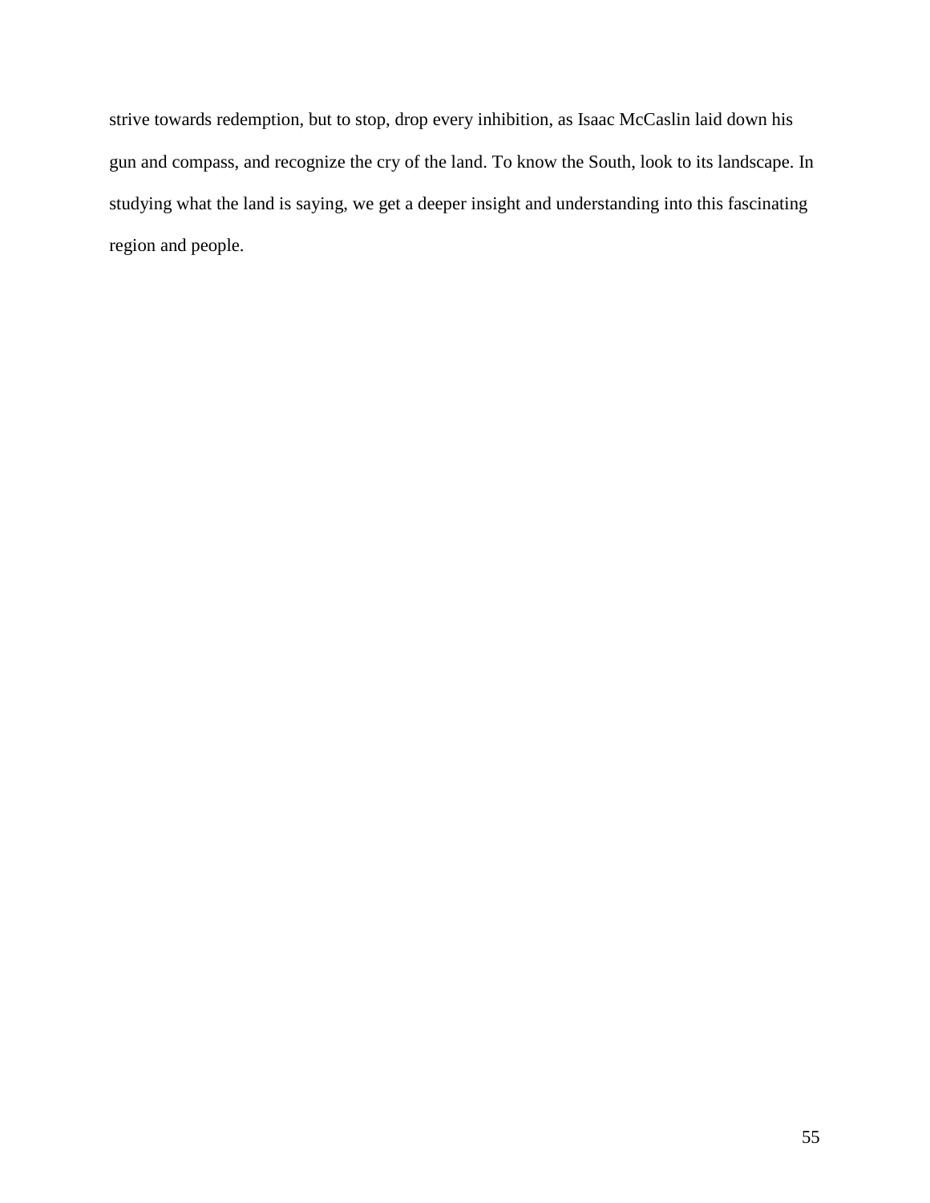strive towards redemption, but to stop, drop every inhibition, as Isaac McCaslin laid down his gun and compass, and recognize the cry of the land. To know the South, look to its landscape. In studying what the land is saying, we get a deeper insight and understanding into this fascinating region and people.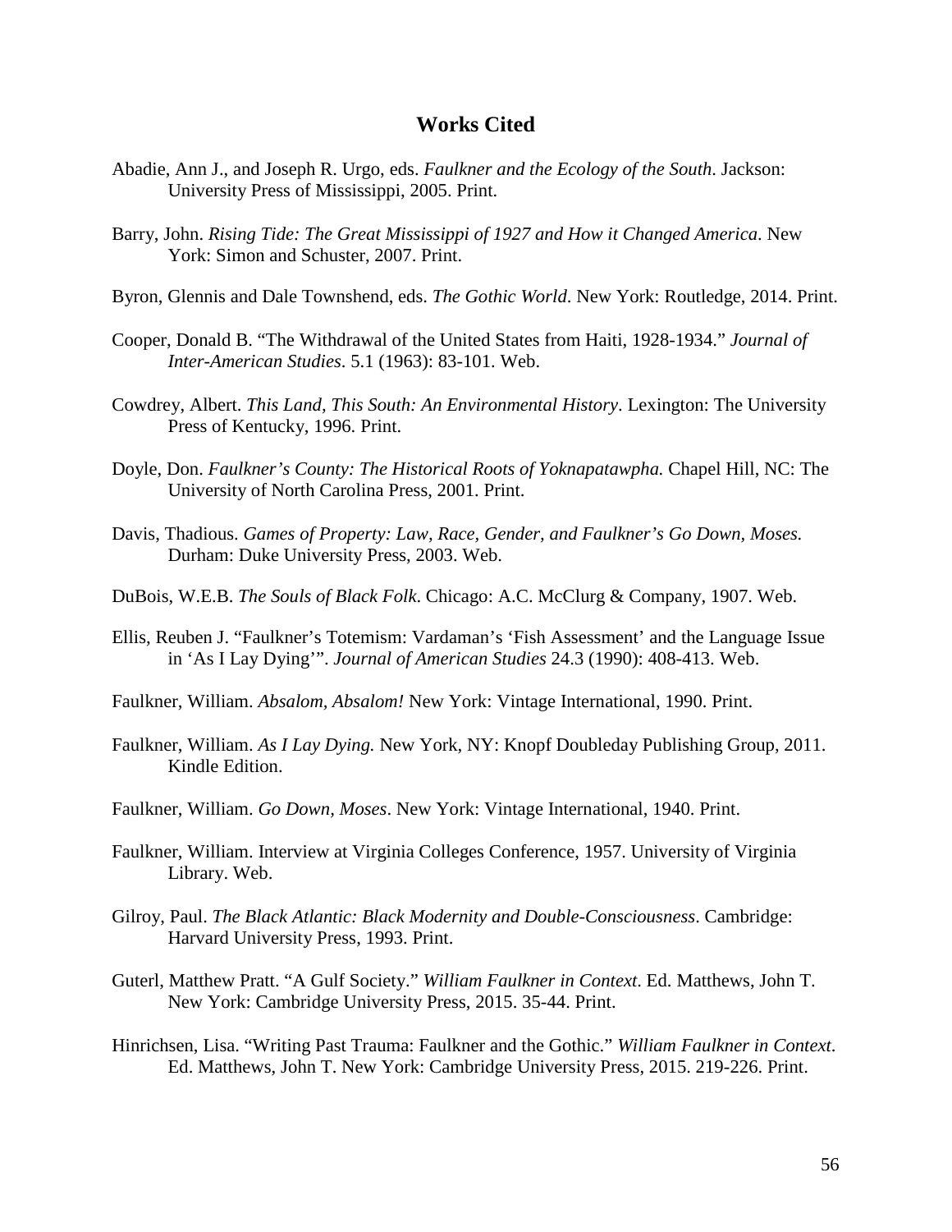## Works Cited

Abadie, Ann J., and Joseph R. Urgo, eds. *Faulkner and the Ecology of the South*. Jackson: University Press of Mississippi, 2005. Print.

Barry, John. *Rising Tide: The Great Mississippi of 1927 and How it Changed America*. New York: Simon and Schuster, 2007. Print.

Byron, Glennis and Dale Townshend, eds. *The Gothic World*. New York: Routledge, 2014. Print.

Cooper, Donald B. "The Withdrawal of the United States from Haiti, 1928-1934." *Journal of Inter-American Studies*. 5.1 (1963): 83-101. Web.

Cowdrey, Albert. *This Land, This South: An Environmental History*. Lexington: The University Press of Kentucky, 1996. Print.

Doyle, Don. *Faulkner's County: The Historical Roots of Yoknapatawpha.* Chapel Hill, NC: The University of North Carolina Press, 2001. Print.

Davis, Thadious. *Games of Property: Law, Race, Gender, and Faulkner's Go Down, Moses.* Durham: Duke University Press, 2003. Web.

DuBois, W.E.B. *The Souls of Black Folk*. Chicago: A.C. McClurg & Company, 1907. Web.

Ellis, Reuben J. "Faulkner's Totemism: Vardaman's 'Fish Assessment' and the Language Issue in 'As I Lay Dying'". *Journal of American Studies* 24.3 (1990): 408-413. Web.

Faulkner, William. *Absalom, Absalom!* New York: Vintage International, 1990. Print.

Faulkner, William. *As I Lay Dying.* New York, NY: Knopf Doubleday Publishing Group, 2011. Kindle Edition.

Faulkner, William. *Go Down, Moses*. New York: Vintage International, 1940. Print.

Faulkner, William. Interview at Virginia Colleges Conference, 1957. University of Virginia Library. Web.

Gilroy, Paul. *The Black Atlantic: Black Modernity and Double-Consciousness*. Cambridge: Harvard University Press, 1993. Print.

Guterl, Matthew Pratt. "A Gulf Society." *William Faulkner in Context*. Ed. Matthews, John T. New York: Cambridge University Press, 2015. 35-44. Print.

Hinrichsen, Lisa. "Writing Past Trauma: Faulkner and the Gothic." *William Faulkner in Context*. Ed. Matthews, John T. New York: Cambridge University Press, 2015. 219-226. Print.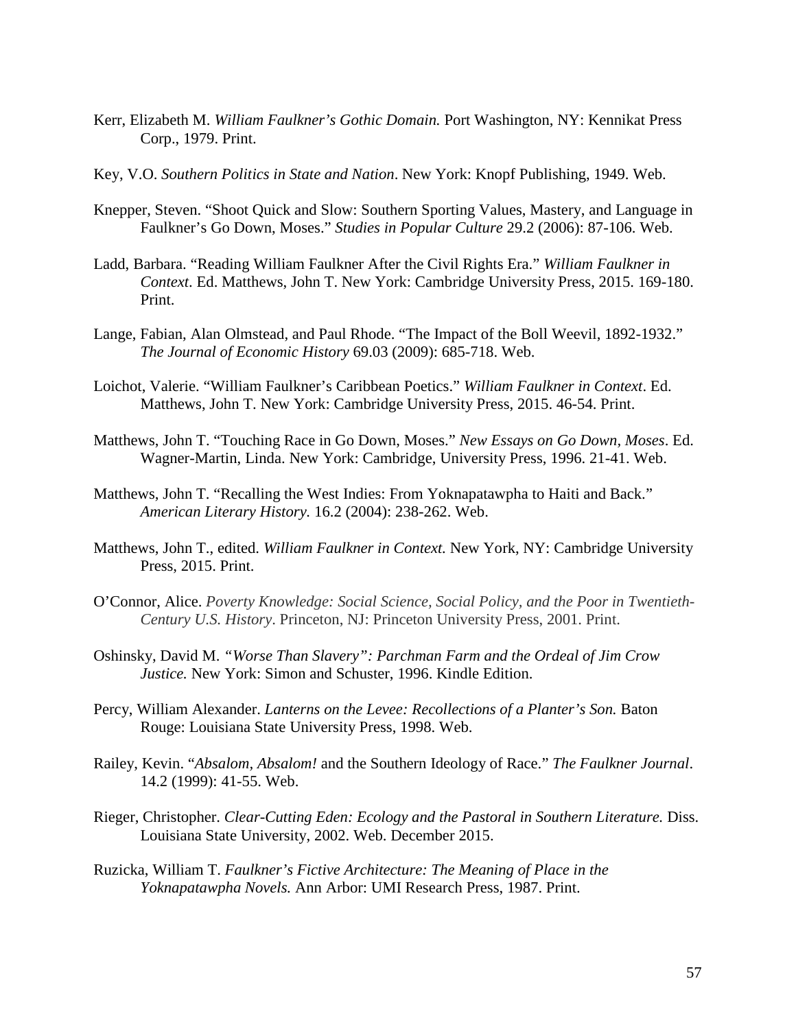Kerr, Elizabeth M. *William Faulkner's Gothic Domain.* Port Washington, NY: Kennikat Press Corp., 1979. Print.

Key, V.O. *Southern Politics in State and Nation*. New York: Knopf Publishing, 1949. Web.

Knepper, Steven. "Shoot Quick and Slow: Southern Sporting Values, Mastery, and Language in Faulkner's Go Down, Moses." *Studies in Popular Culture* 29.2 (2006): 87-106. Web.

Ladd, Barbara. "Reading William Faulkner After the Civil Rights Era." *William Faulkner in Context*. Ed. Matthews, John T. New York: Cambridge University Press, 2015. 169-180. Print.

Lange, Fabian, Alan Olmstead, and Paul Rhode. "The Impact of the Boll Weevil, 1892-1932." *The Journal of Economic History* 69.03 (2009): 685-718. Web.

Loichot, Valerie. "William Faulkner's Caribbean Poetics." *William Faulkner in Context*. Ed. Matthews, John T. New York: Cambridge University Press, 2015. 46-54. Print.

Matthews, John T. "Touching Race in Go Down, Moses." *New Essays on Go Down, Moses*. Ed. Wagner-Martin, Linda. New York: Cambridge, University Press, 1996. 21-41. Web.

Matthews, John T. "Recalling the West Indies: From Yoknapatawpha to Haiti and Back." *American Literary History.* 16.2 (2004): 238-262. Web.

Matthews, John T., edited. *William Faulkner in Context.* New York, NY: Cambridge University Press, 2015. Print.

O'Connor, Alice. *Poverty Knowledge: Social Science, Social Policy, and the Poor in Twentieth-Century U.S. History*. Princeton, NJ: Princeton University Press, 2001. Print.

Oshinsky, David M. *"Worse Than Slavery": Parchman Farm and the Ordeal of Jim Crow Justice.* New York: Simon and Schuster, 1996. Kindle Edition.

Percy, William Alexander. *Lanterns on the Levee: Recollections of a Planter's Son.* Baton Rouge: Louisiana State University Press, 1998. Web.

Railey, Kevin. "*Absalom, Absalom!* and the Southern Ideology of Race." *The Faulkner Journal*. 14.2 (1999): 41-55. Web.

Rieger, Christopher. *Clear-Cutting Eden: Ecology and the Pastoral in Southern Literature.* Diss. Louisiana State University, 2002. Web. December 2015.

Ruzicka, William T. *Faulkner's Fictive Architecture: The Meaning of Place in the Yoknapatawpha Novels.* Ann Arbor: UMI Research Press, 1987. Print.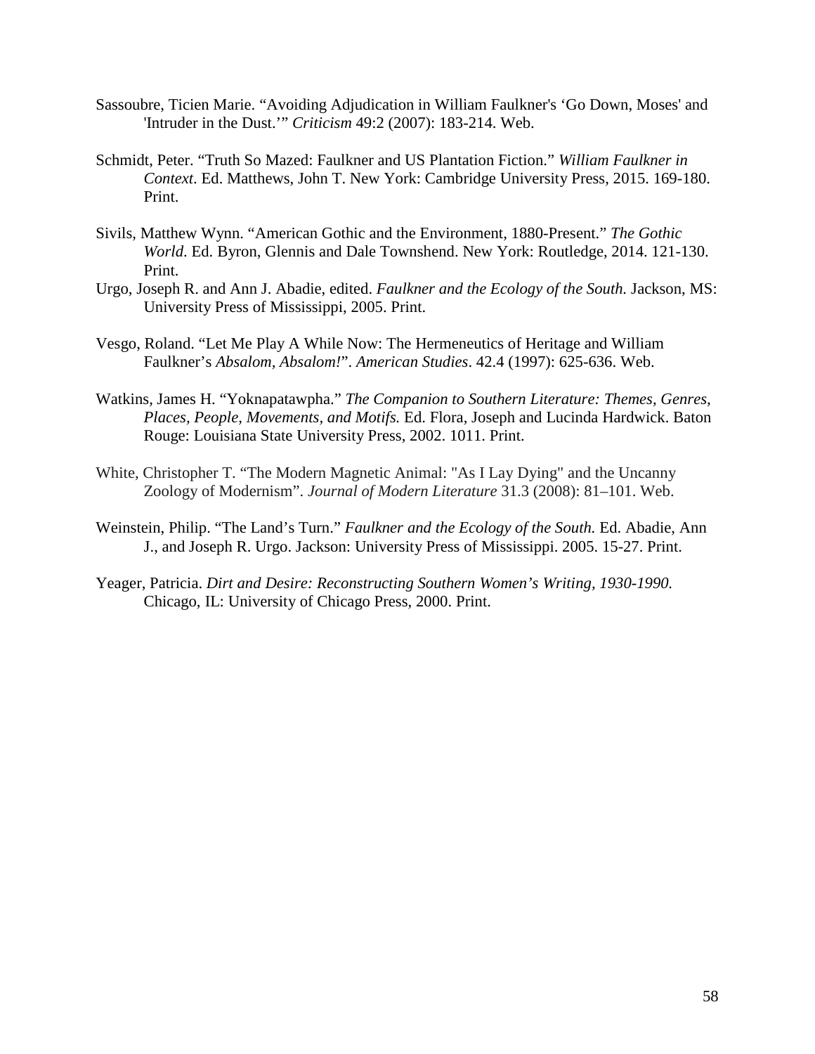Sassoubre, Ticien Marie. "Avoiding Adjudication in William Faulkner's 'Go Down, Moses' and 'Intruder in the Dust.'" *Criticism* 49:2 (2007): 183-214. Web.

Schmidt, Peter. "Truth So Mazed: Faulkner and US Plantation Fiction." *William Faulkner in Context*. Ed. Matthews, John T. New York: Cambridge University Press, 2015. 169-180. Print.

Sivils, Matthew Wynn. "American Gothic and the Environment, 1880-Present." *The Gothic World*. Ed. Byron, Glennis and Dale Townshend. New York: Routledge, 2014. 121-130. Print.

Urgo, Joseph R. and Ann J. Abadie, edited. *Faulkner and the Ecology of the South.* Jackson, MS: University Press of Mississippi, 2005. Print.

Vesgo, Roland. "Let Me Play A While Now: The Hermeneutics of Heritage and William Faulkner's *Absalom, Absalom!*". *American Studies*. 42.4 (1997): 625-636. Web.

Watkins, James H. "Yoknapatawpha." *The Companion to Southern Literature: Themes, Genres, Places, People, Movements, and Motifs.* Ed. Flora, Joseph and Lucinda Hardwick. Baton Rouge: Louisiana State University Press, 2002. 1011. Print.

White, Christopher T. "The Modern Magnetic Animal: "As I Lay Dying" and the Uncanny Zoology of Modernism". *Journal of Modern Literature* 31.3 (2008): 81–101. Web.

Weinstein, Philip. "The Land's Turn." *Faulkner and the Ecology of the South.* Ed. Abadie, Ann J., and Joseph R. Urgo. Jackson: University Press of Mississippi. 2005. 15-27. Print.

Yeager, Patricia. *Dirt and Desire: Reconstructing Southern Women's Writing, 1930-1990.* Chicago, IL: University of Chicago Press, 2000. Print.